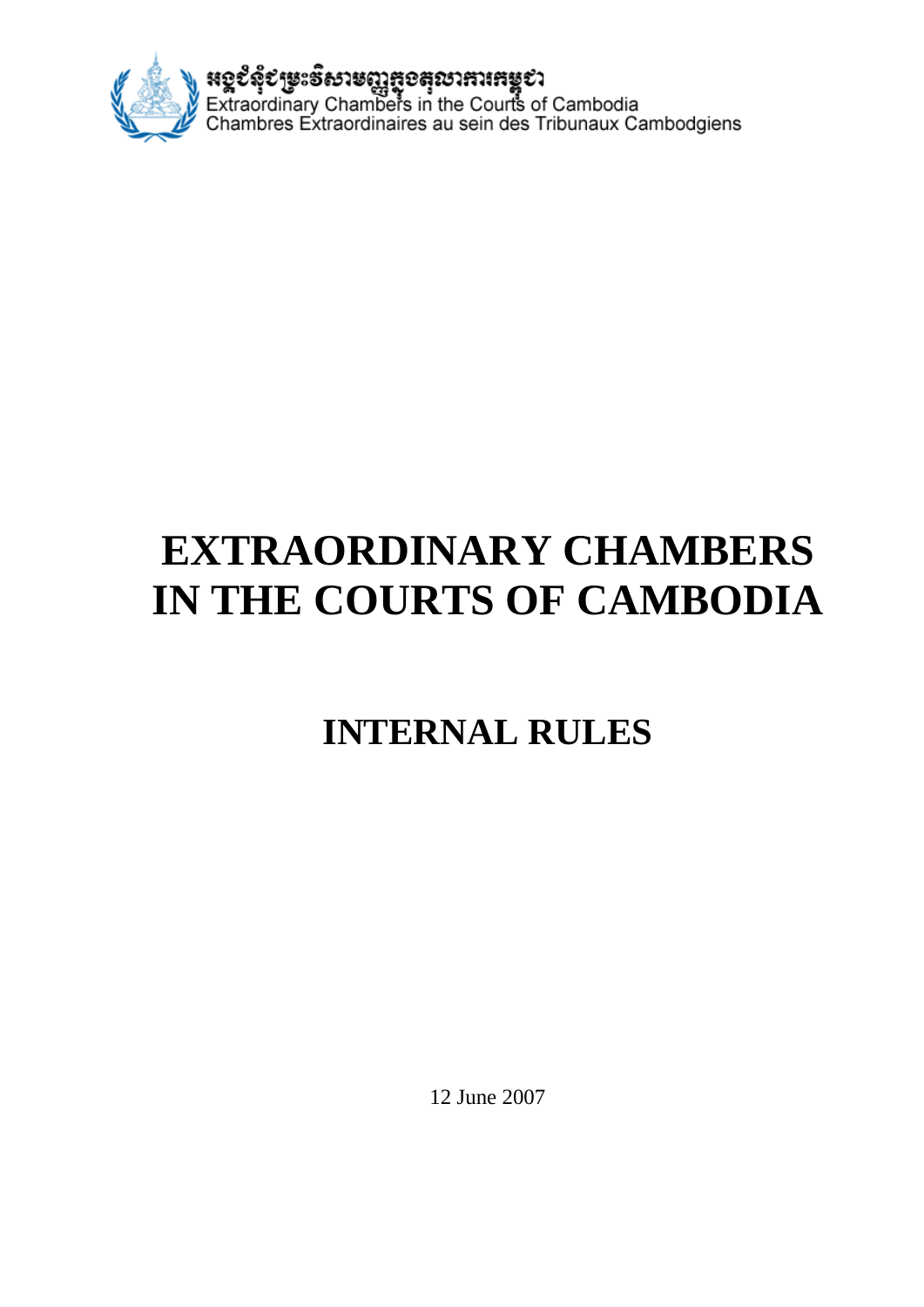អង្គជំនុំជម្រះវិសាមញ្ញក្នុងតុលាការកម្ពុជា
Extraordinary Chambers in the Courts of Cambodia
Chambres Extraordinaires au sein des Tribunaux Cambodgiens

# EXTRAORDINARY CHAMBERS IN THE COURTS OF CAMBODIA

## INTERNAL RULES

12 June 2007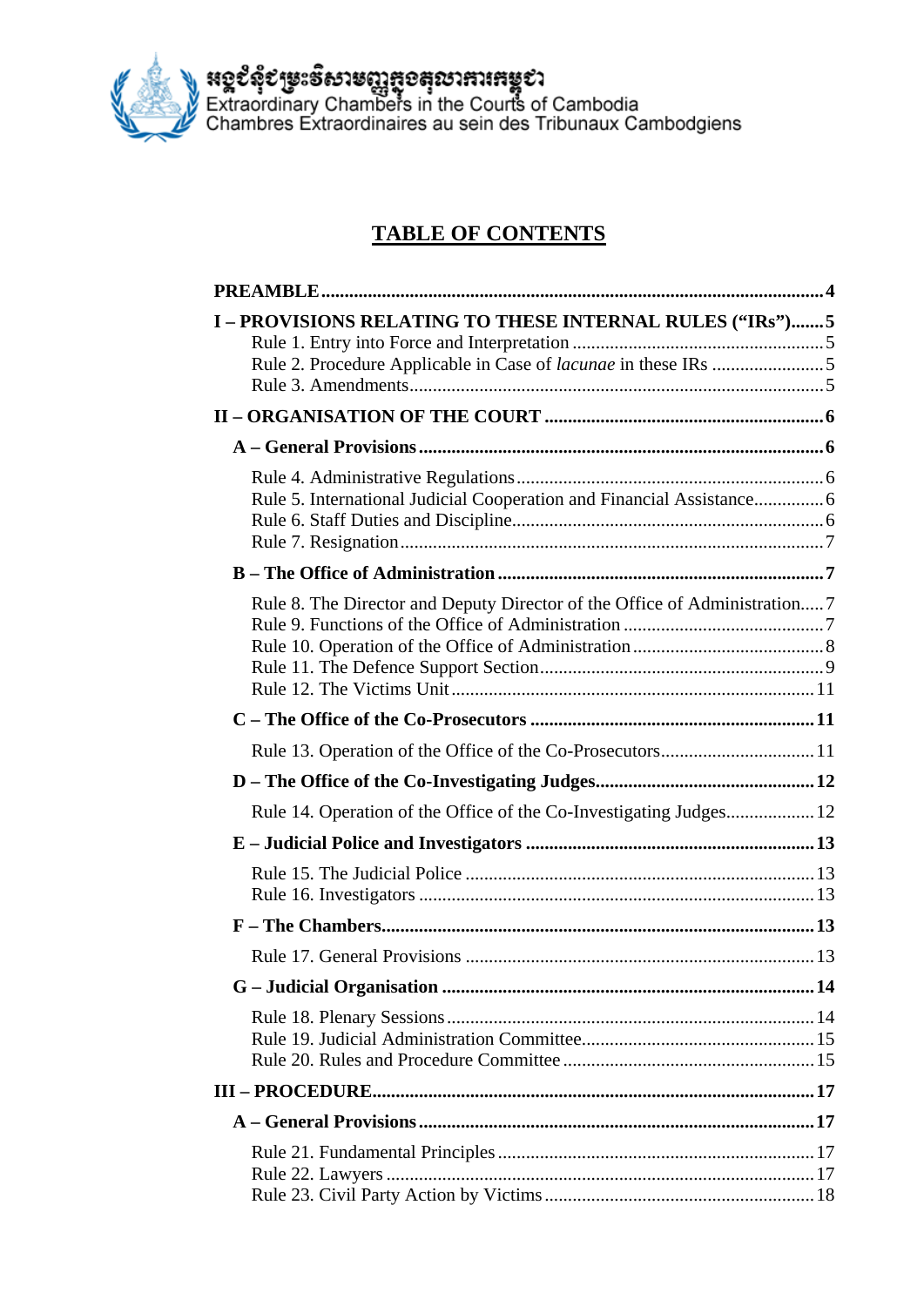# TABLE OF CONTENTS

**PREAMBLE** .......... **4**

**I – PROVISIONS RELATING TO THESE INTERNAL RULES ("IRs")** .......... **5**

Rule 1. Entry into Force and Interpretation .......... 5
Rule 2. Procedure Applicable in Case of *lacunae* in these IRs .......... 5
Rule 3. Amendments .......... 5

**II – ORGANISATION OF THE COURT** .......... **6**

**A – General Provisions** .......... **6**

Rule 4. Administrative Regulations .......... 6
Rule 5. International Judicial Cooperation and Financial Assistance .......... 6
Rule 6. Staff Duties and Discipline .......... 6
Rule 7. Resignation .......... 7

**B – The Office of Administration** .......... **7**

Rule 8. The Director and Deputy Director of the Office of Administration .......... 7
Rule 9. Functions of the Office of Administration .......... 7
Rule 10. Operation of the Office of Administration .......... 8
Rule 11. The Defence Support Section .......... 9
Rule 12. The Victims Unit .......... 11

**C – The Office of the Co-Prosecutors** .......... **11**

Rule 13. Operation of the Office of the Co-Prosecutors .......... 11

**D – The Office of the Co-Investigating Judges** .......... **12**

Rule 14. Operation of the Office of the Co-Investigating Judges .......... 12

**E – Judicial Police and Investigators** .......... **13**

Rule 15. The Judicial Police .......... 13
Rule 16. Investigators .......... 13

**F – The Chambers** .......... **13**

Rule 17. General Provisions .......... 13

**G – Judicial Organisation** .......... **14**

Rule 18. Plenary Sessions .......... 14
Rule 19. Judicial Administration Committee .......... 15
Rule 20. Rules and Procedure Committee .......... 15

**III – PROCEDURE** .......... **17**

**A – General Provisions** .......... **17**

Rule 21. Fundamental Principles .......... 17
Rule 22. Lawyers .......... 17
Rule 23. Civil Party Action by Victims .......... 18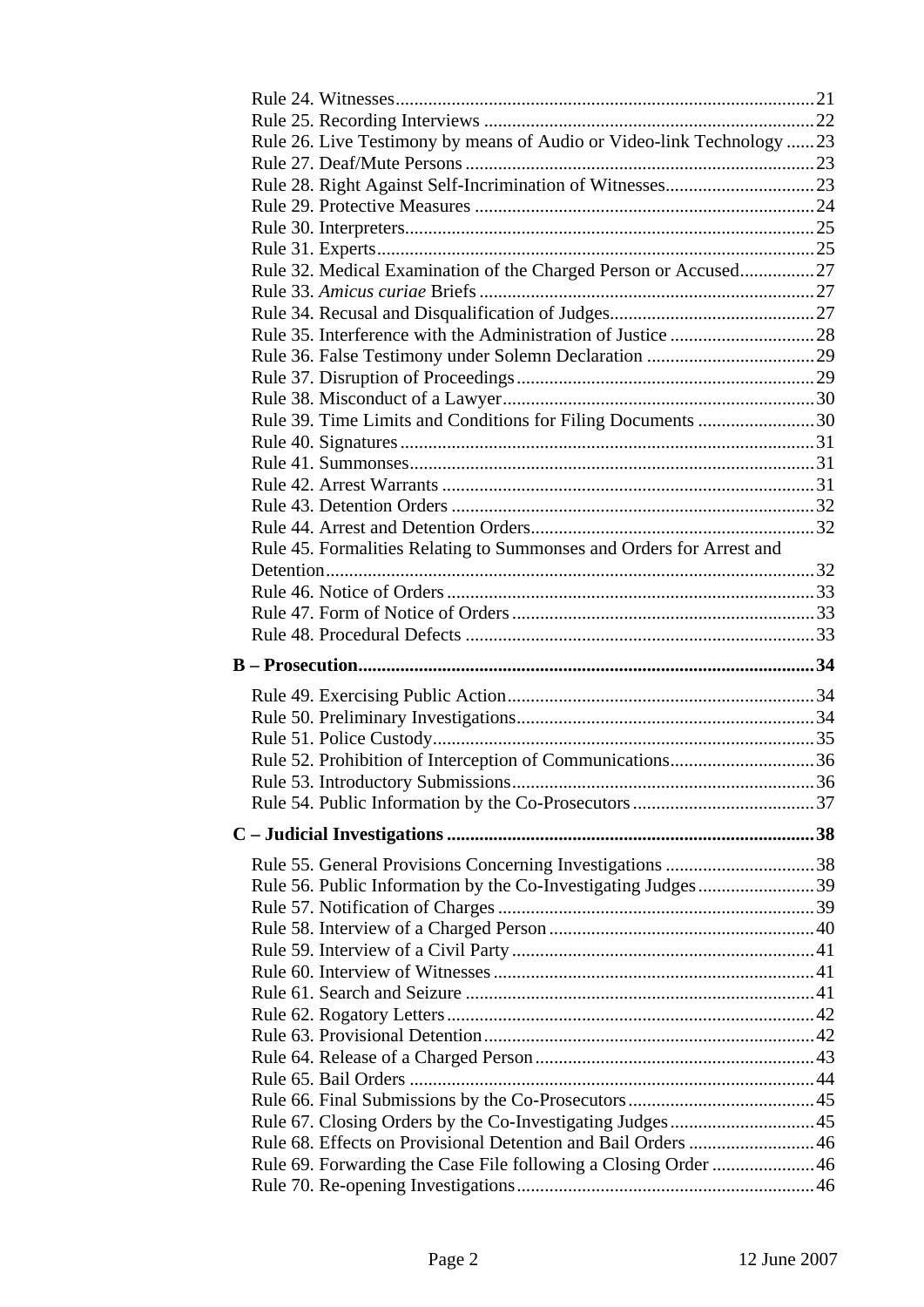Rule 24. Witnesses ..... 21
Rule 25. Recording Interviews ..... 22
Rule 26. Live Testimony by means of Audio or Video-link Technology ..... 23
Rule 27. Deaf/Mute Persons ..... 23
Rule 28. Right Against Self-Incrimination of Witnesses ..... 23
Rule 29. Protective Measures ..... 24
Rule 30. Interpreters ..... 25
Rule 31. Experts ..... 25
Rule 32. Medical Examination of the Charged Person or Accused ..... 27
Rule 33. *Amicus curiae* Briefs ..... 27
Rule 34. Recusal and Disqualification of Judges ..... 27
Rule 35. Interference with the Administration of Justice ..... 28
Rule 36. False Testimony under Solemn Declaration ..... 29
Rule 37. Disruption of Proceedings ..... 29
Rule 38. Misconduct of a Lawyer ..... 30
Rule 39. Time Limits and Conditions for Filing Documents ..... 30
Rule 40. Signatures ..... 31
Rule 41. Summonses ..... 31
Rule 42. Arrest Warrants ..... 31
Rule 43. Detention Orders ..... 32
Rule 44. Arrest and Detention Orders ..... 32
Rule 45. Formalities Relating to Summonses and Orders for Arrest and Detention ..... 32
Rule 46. Notice of Orders ..... 33
Rule 47. Form of Notice of Orders ..... 33
Rule 48. Procedural Defects ..... 33

**B – Prosecution ..... 34**

Rule 49. Exercising Public Action ..... 34
Rule 50. Preliminary Investigations ..... 34
Rule 51. Police Custody ..... 35
Rule 52. Prohibition of Interception of Communications ..... 36
Rule 53. Introductory Submissions ..... 36
Rule 54. Public Information by the Co-Prosecutors ..... 37

**C – Judicial Investigations ..... 38**

Rule 55. General Provisions Concerning Investigations ..... 38
Rule 56. Public Information by the Co-Investigating Judges ..... 39
Rule 57. Notification of Charges ..... 39
Rule 58. Interview of a Charged Person ..... 40
Rule 59. Interview of a Civil Party ..... 41
Rule 60. Interview of Witnesses ..... 41
Rule 61. Search and Seizure ..... 41
Rule 62. Rogatory Letters ..... 42
Rule 63. Provisional Detention ..... 42
Rule 64. Release of a Charged Person ..... 43
Rule 65. Bail Orders ..... 44
Rule 66. Final Submissions by the Co-Prosecutors ..... 45
Rule 67. Closing Orders by the Co-Investigating Judges ..... 45
Rule 68. Effects on Provisional Detention and Bail Orders ..... 46
Rule 69. Forwarding the Case File following a Closing Order ..... 46
Rule 70. Re-opening Investigations ..... 46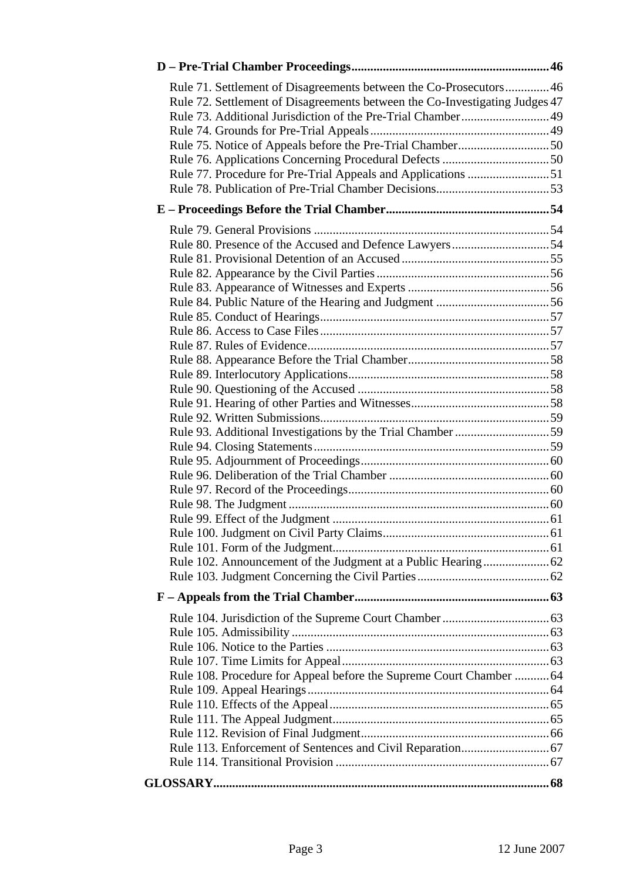**D – Pre-Trial Chamber Proceedings** .......... 46

- Rule 71. Settlement of Disagreements between the Co-Prosecutors .......... 46
- Rule 72. Settlement of Disagreements between the Co-Investigating Judges 47
- Rule 73. Additional Jurisdiction of the Pre-Trial Chamber .......... 49
- Rule 74. Grounds for Pre-Trial Appeals .......... 49
- Rule 75. Notice of Appeals before the Pre-Trial Chamber .......... 50
- Rule 76. Applications Concerning Procedural Defects .......... 50
- Rule 77. Procedure for Pre-Trial Appeals and Applications .......... 51
- Rule 78. Publication of Pre-Trial Chamber Decisions .......... 53

**E – Proceedings Before the Trial Chamber** .......... 54

- Rule 79. General Provisions .......... 54
- Rule 80. Presence of the Accused and Defence Lawyers .......... 54
- Rule 81. Provisional Detention of an Accused .......... 55
- Rule 82. Appearance by the Civil Parties .......... 56
- Rule 83. Appearance of Witnesses and Experts .......... 56
- Rule 84. Public Nature of the Hearing and Judgment .......... 56
- Rule 85. Conduct of Hearings .......... 57
- Rule 86. Access to Case Files .......... 57
- Rule 87. Rules of Evidence .......... 57
- Rule 88. Appearance Before the Trial Chamber .......... 58
- Rule 89. Interlocutory Applications .......... 58
- Rule 90. Questioning of the Accused .......... 58
- Rule 91. Hearing of other Parties and Witnesses .......... 58
- Rule 92. Written Submissions .......... 59
- Rule 93. Additional Investigations by the Trial Chamber .......... 59
- Rule 94. Closing Statements .......... 59
- Rule 95. Adjournment of Proceedings .......... 60
- Rule 96. Deliberation of the Trial Chamber .......... 60
- Rule 97. Record of the Proceedings .......... 60
- Rule 98. The Judgment .......... 60
- Rule 99. Effect of the Judgment .......... 61
- Rule 100. Judgment on Civil Party Claims .......... 61
- Rule 101. Form of the Judgment .......... 61
- Rule 102. Announcement of the Judgment at a Public Hearing .......... 62
- Rule 103. Judgment Concerning the Civil Parties .......... 62

**F – Appeals from the Trial Chamber** .......... 63

- Rule 104. Jurisdiction of the Supreme Court Chamber .......... 63
- Rule 105. Admissibility .......... 63
- Rule 106. Notice to the Parties .......... 63
- Rule 107. Time Limits for Appeal .......... 63
- Rule 108. Procedure for Appeal before the Supreme Court Chamber .......... 64
- Rule 109. Appeal Hearings .......... 64
- Rule 110. Effects of the Appeal .......... 65
- Rule 111. The Appeal Judgment .......... 65
- Rule 112. Revision of Final Judgment .......... 66
- Rule 113. Enforcement of Sentences and Civil Reparation .......... 67
- Rule 114. Transitional Provision .......... 67

**GLOSSARY** .......... 68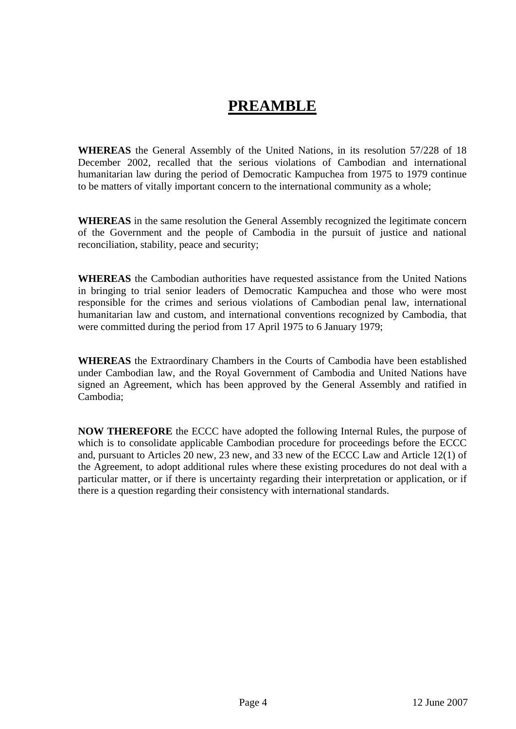# PREAMBLE

**WHEREAS** the General Assembly of the United Nations, in its resolution 57/228 of 18 December 2002, recalled that the serious violations of Cambodian and international humanitarian law during the period of Democratic Kampuchea from 1975 to 1979 continue to be matters of vitally important concern to the international community as a whole;

**WHEREAS** in the same resolution the General Assembly recognized the legitimate concern of the Government and the people of Cambodia in the pursuit of justice and national reconciliation, stability, peace and security;

**WHEREAS** the Cambodian authorities have requested assistance from the United Nations in bringing to trial senior leaders of Democratic Kampuchea and those who were most responsible for the crimes and serious violations of Cambodian penal law, international humanitarian law and custom, and international conventions recognized by Cambodia, that were committed during the period from 17 April 1975 to 6 January 1979;

**WHEREAS** the Extraordinary Chambers in the Courts of Cambodia have been established under Cambodian law, and the Royal Government of Cambodia and United Nations have signed an Agreement, which has been approved by the General Assembly and ratified in Cambodia;

**NOW THEREFORE** the ECCC have adopted the following Internal Rules, the purpose of which is to consolidate applicable Cambodian procedure for proceedings before the ECCC and, pursuant to Articles 20 new, 23 new, and 33 new of the ECCC Law and Article 12(1) of the Agreement, to adopt additional rules where these existing procedures do not deal with a particular matter, or if there is uncertainty regarding their interpretation or application, or if there is a question regarding their consistency with international standards.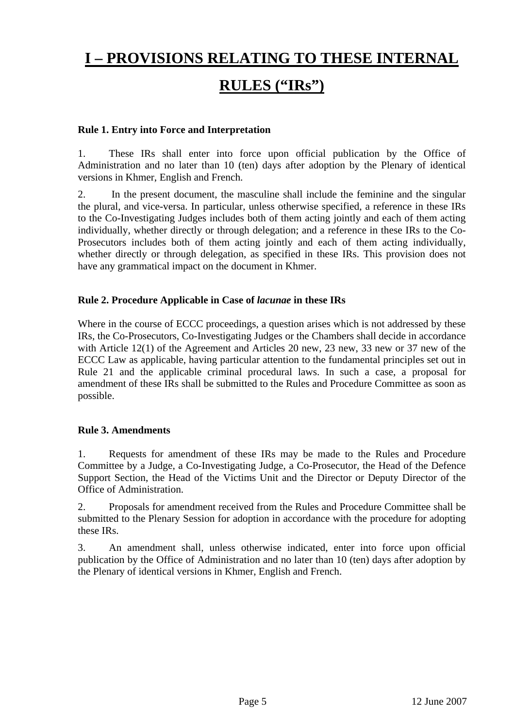# I – PROVISIONS RELATING TO THESE INTERNAL RULES ("IRs")

**Rule 1. Entry into Force and Interpretation**

1. These IRs shall enter into force upon official publication by the Office of Administration and no later than 10 (ten) days after adoption by the Plenary of identical versions in Khmer, English and French.

2. In the present document, the masculine shall include the feminine and the singular the plural, and vice-versa. In particular, unless otherwise specified, a reference in these IRs to the Co-Investigating Judges includes both of them acting jointly and each of them acting individually, whether directly or through delegation; and a reference in these IRs to the Co-Prosecutors includes both of them acting jointly and each of them acting individually, whether directly or through delegation, as specified in these IRs. This provision does not have any grammatical impact on the document in Khmer.

**Rule 2. Procedure Applicable in Case of *lacunae* in these IRs**

Where in the course of ECCC proceedings, a question arises which is not addressed by these IRs, the Co-Prosecutors, Co-Investigating Judges or the Chambers shall decide in accordance with Article 12(1) of the Agreement and Articles 20 new, 23 new, 33 new or 37 new of the ECCC Law as applicable, having particular attention to the fundamental principles set out in Rule 21 and the applicable criminal procedural laws. In such a case, a proposal for amendment of these IRs shall be submitted to the Rules and Procedure Committee as soon as possible.

**Rule 3. Amendments**

1. Requests for amendment of these IRs may be made to the Rules and Procedure Committee by a Judge, a Co-Investigating Judge, a Co-Prosecutor, the Head of the Defence Support Section, the Head of the Victims Unit and the Director or Deputy Director of the Office of Administration.

2. Proposals for amendment received from the Rules and Procedure Committee shall be submitted to the Plenary Session for adoption in accordance with the procedure for adopting these IRs.

3. An amendment shall, unless otherwise indicated, enter into force upon official publication by the Office of Administration and no later than 10 (ten) days after adoption by the Plenary of identical versions in Khmer, English and French.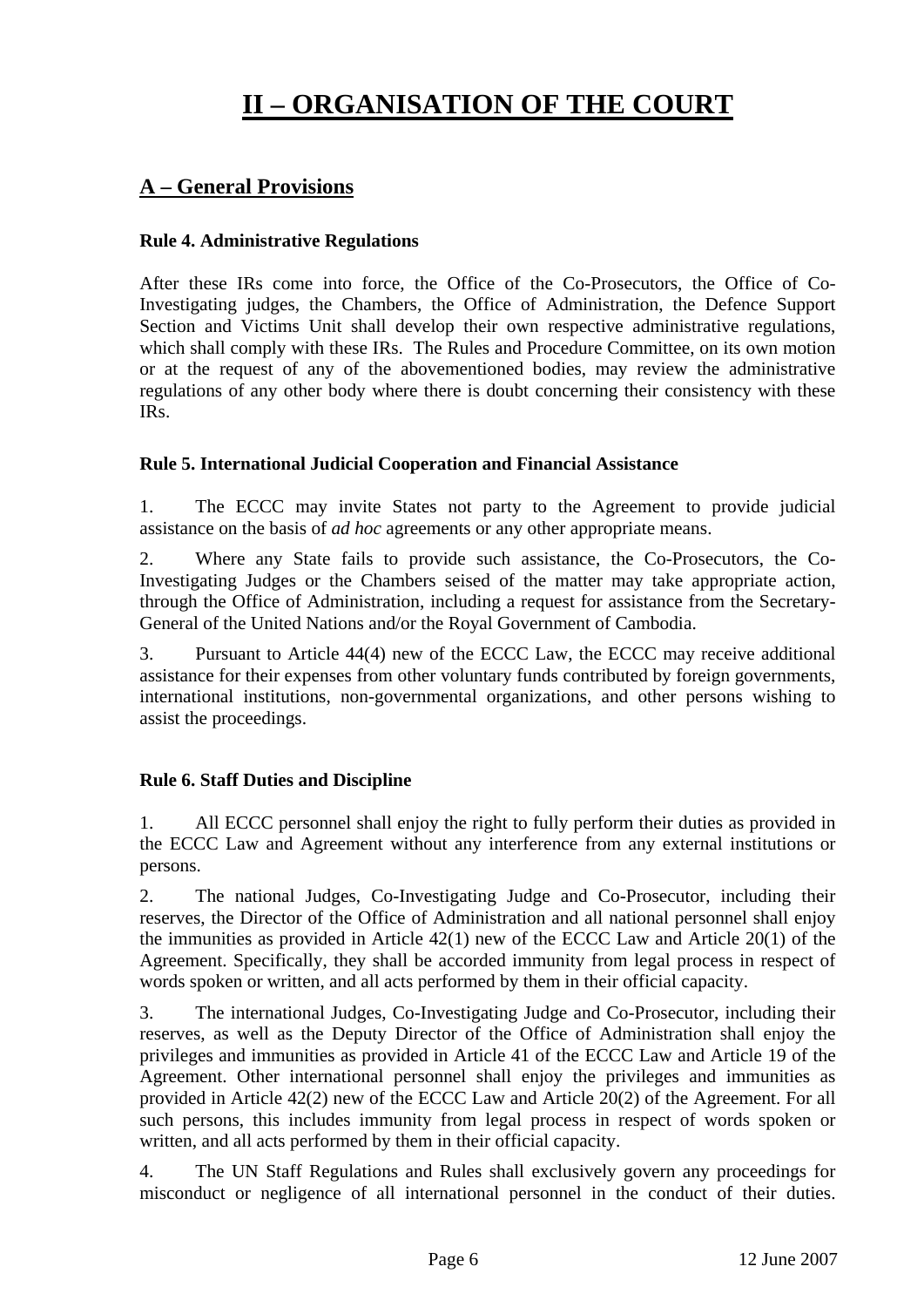# II – ORGANISATION OF THE COURT

## A – General Provisions

### Rule 4. Administrative Regulations

After these IRs come into force, the Office of the Co-Prosecutors, the Office of Co-Investigating judges, the Chambers, the Office of Administration, the Defence Support Section and Victims Unit shall develop their own respective administrative regulations, which shall comply with these IRs. The Rules and Procedure Committee, on its own motion or at the request of any of the abovementioned bodies, may review the administrative regulations of any other body where there is doubt concerning their consistency with these IRs.

### Rule 5. International Judicial Cooperation and Financial Assistance

1. The ECCC may invite States not party to the Agreement to provide judicial assistance on the basis of *ad hoc* agreements or any other appropriate means.

2. Where any State fails to provide such assistance, the Co-Prosecutors, the Co-Investigating Judges or the Chambers seised of the matter may take appropriate action, through the Office of Administration, including a request for assistance from the Secretary-General of the United Nations and/or the Royal Government of Cambodia.

3. Pursuant to Article 44(4) new of the ECCC Law, the ECCC may receive additional assistance for their expenses from other voluntary funds contributed by foreign governments, international institutions, non-governmental organizations, and other persons wishing to assist the proceedings.

### Rule 6. Staff Duties and Discipline

1. All ECCC personnel shall enjoy the right to fully perform their duties as provided in the ECCC Law and Agreement without any interference from any external institutions or persons.

2. The national Judges, Co-Investigating Judge and Co-Prosecutor, including their reserves, the Director of the Office of Administration and all national personnel shall enjoy the immunities as provided in Article 42(1) new of the ECCC Law and Article 20(1) of the Agreement. Specifically, they shall be accorded immunity from legal process in respect of words spoken or written, and all acts performed by them in their official capacity.

3. The international Judges, Co-Investigating Judge and Co-Prosecutor, including their reserves, as well as the Deputy Director of the Office of Administration shall enjoy the privileges and immunities as provided in Article 41 of the ECCC Law and Article 19 of the Agreement. Other international personnel shall enjoy the privileges and immunities as provided in Article 42(2) new of the ECCC Law and Article 20(2) of the Agreement. For all such persons, this includes immunity from legal process in respect of words spoken or written, and all acts performed by them in their official capacity.

4. The UN Staff Regulations and Rules shall exclusively govern any proceedings for misconduct or negligence of all international personnel in the conduct of their duties.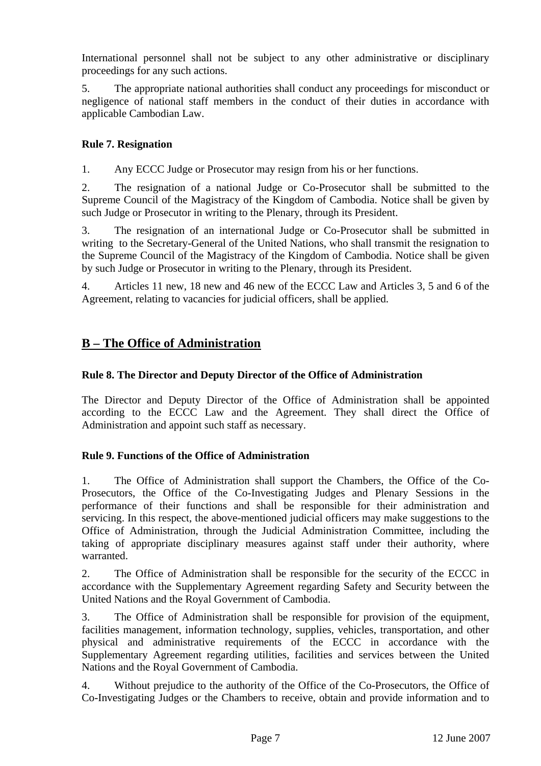International personnel shall not be subject to any other administrative or disciplinary proceedings for any such actions.

5. The appropriate national authorities shall conduct any proceedings for misconduct or negligence of national staff members in the conduct of their duties in accordance with applicable Cambodian Law.

**Rule 7. Resignation**

1. Any ECCC Judge or Prosecutor may resign from his or her functions.

2. The resignation of a national Judge or Co-Prosecutor shall be submitted to the Supreme Council of the Magistracy of the Kingdom of Cambodia. Notice shall be given by such Judge or Prosecutor in writing to the Plenary, through its President.

3. The resignation of an international Judge or Co-Prosecutor shall be submitted in writing to the Secretary-General of the United Nations, who shall transmit the resignation to the Supreme Council of the Magistracy of the Kingdom of Cambodia. Notice shall be given by such Judge or Prosecutor in writing to the Plenary, through its President.

4. Articles 11 new, 18 new and 46 new of the ECCC Law and Articles 3, 5 and 6 of the Agreement, relating to vacancies for judicial officers, shall be applied.

## B – The Office of Administration

**Rule 8. The Director and Deputy Director of the Office of Administration**

The Director and Deputy Director of the Office of Administration shall be appointed according to the ECCC Law and the Agreement. They shall direct the Office of Administration and appoint such staff as necessary.

**Rule 9. Functions of the Office of Administration**

1. The Office of Administration shall support the Chambers, the Office of the Co-Prosecutors, the Office of the Co-Investigating Judges and Plenary Sessions in the performance of their functions and shall be responsible for their administration and servicing. In this respect, the above-mentioned judicial officers may make suggestions to the Office of Administration, through the Judicial Administration Committee, including the taking of appropriate disciplinary measures against staff under their authority, where warranted.

2. The Office of Administration shall be responsible for the security of the ECCC in accordance with the Supplementary Agreement regarding Safety and Security between the United Nations and the Royal Government of Cambodia.

3. The Office of Administration shall be responsible for provision of the equipment, facilities management, information technology, supplies, vehicles, transportation, and other physical and administrative requirements of the ECCC in accordance with the Supplementary Agreement regarding utilities, facilities and services between the United Nations and the Royal Government of Cambodia.

4. Without prejudice to the authority of the Office of the Co-Prosecutors, the Office of Co-Investigating Judges or the Chambers to receive, obtain and provide information and to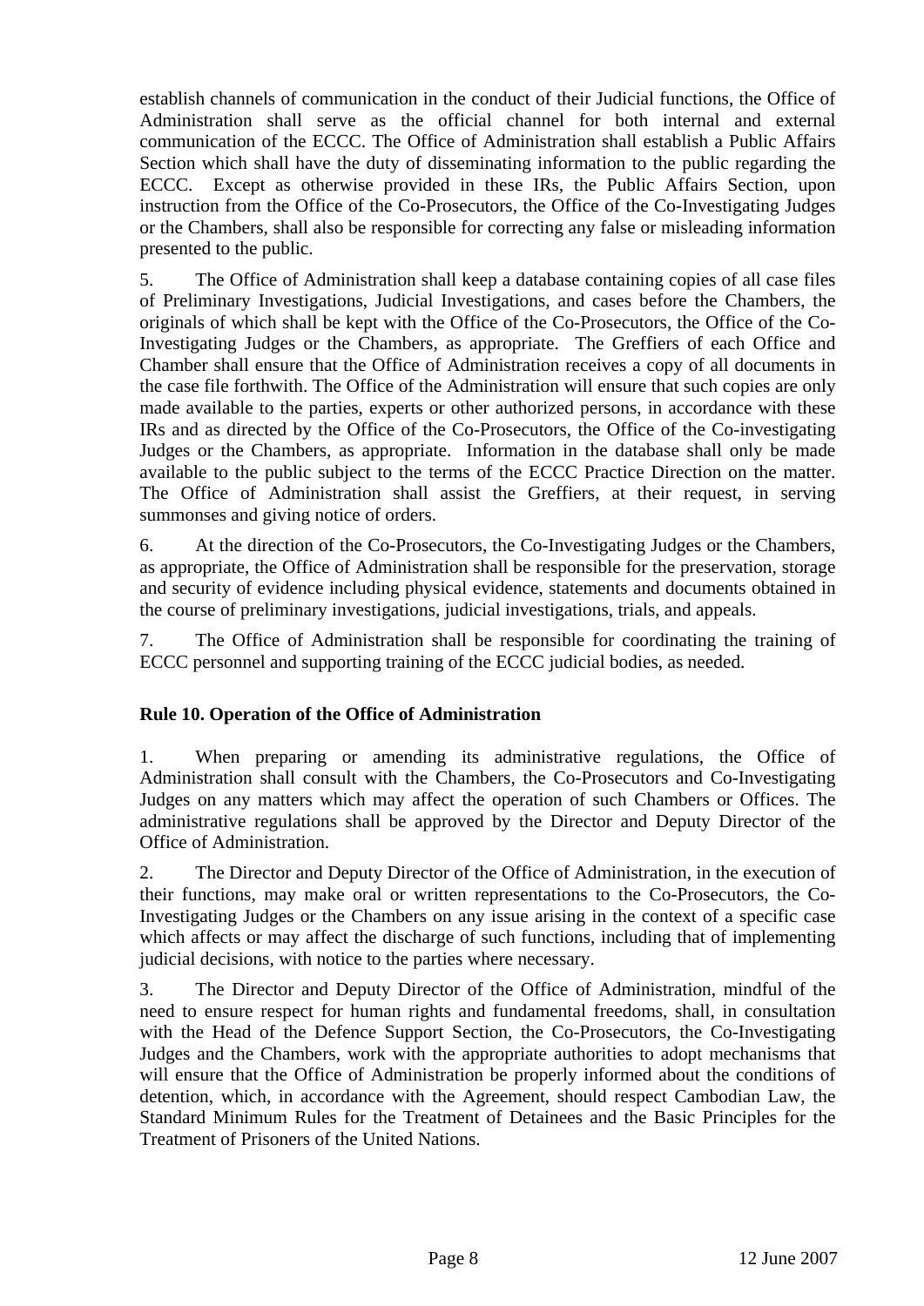establish channels of communication in the conduct of their Judicial functions, the Office of Administration shall serve as the official channel for both internal and external communication of the ECCC. The Office of Administration shall establish a Public Affairs Section which shall have the duty of disseminating information to the public regarding the ECCC. Except as otherwise provided in these IRs, the Public Affairs Section, upon instruction from the Office of the Co-Prosecutors, the Office of the Co-Investigating Judges or the Chambers, shall also be responsible for correcting any false or misleading information presented to the public.

5. The Office of Administration shall keep a database containing copies of all case files of Preliminary Investigations, Judicial Investigations, and cases before the Chambers, the originals of which shall be kept with the Office of the Co-Prosecutors, the Office of the Co-Investigating Judges or the Chambers, as appropriate. The Greffiers of each Office and Chamber shall ensure that the Office of Administration receives a copy of all documents in the case file forthwith. The Office of the Administration will ensure that such copies are only made available to the parties, experts or other authorized persons, in accordance with these IRs and as directed by the Office of the Co-Prosecutors, the Office of the Co-investigating Judges or the Chambers, as appropriate. Information in the database shall only be made available to the public subject to the terms of the ECCC Practice Direction on the matter. The Office of Administration shall assist the Greffiers, at their request, in serving summonses and giving notice of orders.

6. At the direction of the Co-Prosecutors, the Co-Investigating Judges or the Chambers, as appropriate, the Office of Administration shall be responsible for the preservation, storage and security of evidence including physical evidence, statements and documents obtained in the course of preliminary investigations, judicial investigations, trials, and appeals.

7. The Office of Administration shall be responsible for coordinating the training of ECCC personnel and supporting training of the ECCC judicial bodies, as needed.

**Rule 10. Operation of the Office of Administration**

1. When preparing or amending its administrative regulations, the Office of Administration shall consult with the Chambers, the Co-Prosecutors and Co-Investigating Judges on any matters which may affect the operation of such Chambers or Offices. The administrative regulations shall be approved by the Director and Deputy Director of the Office of Administration.

2. The Director and Deputy Director of the Office of Administration, in the execution of their functions, may make oral or written representations to the Co-Prosecutors, the Co-Investigating Judges or the Chambers on any issue arising in the context of a specific case which affects or may affect the discharge of such functions, including that of implementing judicial decisions, with notice to the parties where necessary.

3. The Director and Deputy Director of the Office of Administration, mindful of the need to ensure respect for human rights and fundamental freedoms, shall, in consultation with the Head of the Defence Support Section, the Co-Prosecutors, the Co-Investigating Judges and the Chambers, work with the appropriate authorities to adopt mechanisms that will ensure that the Office of Administration be properly informed about the conditions of detention, which, in accordance with the Agreement, should respect Cambodian Law, the Standard Minimum Rules for the Treatment of Detainees and the Basic Principles for the Treatment of Prisoners of the United Nations.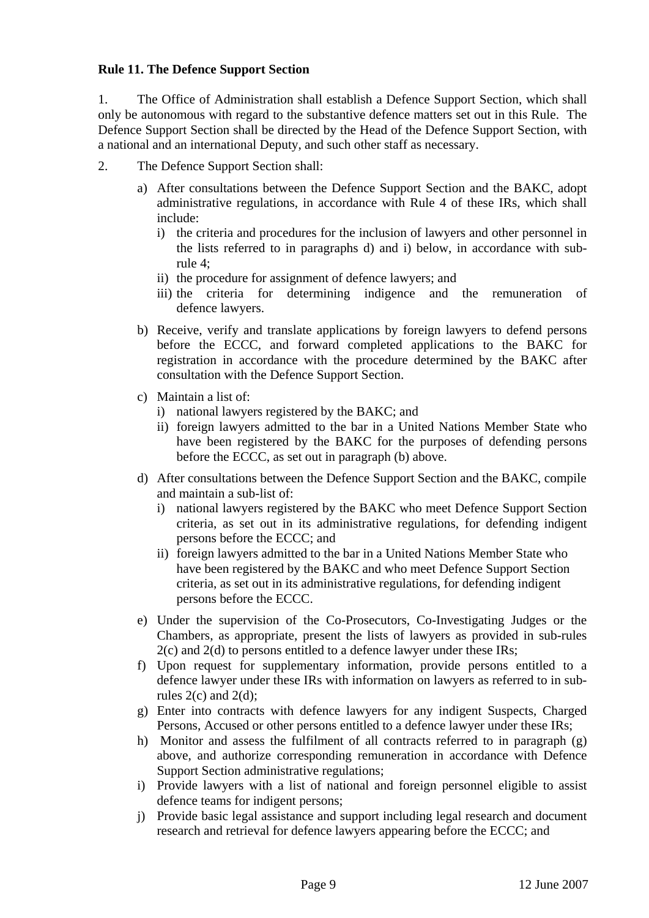**Rule 11. The Defence Support Section**

1. The Office of Administration shall establish a Defence Support Section, which shall only be autonomous with regard to the substantive defence matters set out in this Rule. The Defence Support Section shall be directed by the Head of the Defence Support Section, with a national and an international Deputy, and such other staff as necessary.

2. The Defence Support Section shall:

   a) After consultations between the Defence Support Section and the BAKC, adopt administrative regulations, in accordance with Rule 4 of these IRs, which shall include:
      i) the criteria and procedures for the inclusion of lawyers and other personnel in the lists referred to in paragraphs d) and i) below, in accordance with sub-rule 4;
      ii) the procedure for assignment of defence lawyers; and
      iii) the criteria for determining indigence and the remuneration of defence lawyers.

   b) Receive, verify and translate applications by foreign lawyers to defend persons before the ECCC, and forward completed applications to the BAKC for registration in accordance with the procedure determined by the BAKC after consultation with the Defence Support Section.

   c) Maintain a list of:
      i) national lawyers registered by the BAKC; and
      ii) foreign lawyers admitted to the bar in a United Nations Member State who have been registered by the BAKC for the purposes of defending persons before the ECCC, as set out in paragraph (b) above.

   d) After consultations between the Defence Support Section and the BAKC, compile and maintain a sub-list of:
      i) national lawyers registered by the BAKC who meet Defence Support Section criteria, as set out in its administrative regulations, for defending indigent persons before the ECCC; and
      ii) foreign lawyers admitted to the bar in a United Nations Member State who have been registered by the BAKC and who meet Defence Support Section criteria, as set out in its administrative regulations, for defending indigent persons before the ECCC.

   e) Under the supervision of the Co-Prosecutors, Co-Investigating Judges or the Chambers, as appropriate, present the lists of lawyers as provided in sub-rules 2(c) and 2(d) to persons entitled to a defence lawyer under these IRs;

   f) Upon request for supplementary information, provide persons entitled to a defence lawyer under these IRs with information on lawyers as referred to in sub-rules 2(c) and 2(d);

   g) Enter into contracts with defence lawyers for any indigent Suspects, Charged Persons, Accused or other persons entitled to a defence lawyer under these IRs;

   h) Monitor and assess the fulfilment of all contracts referred to in paragraph (g) above, and authorize corresponding remuneration in accordance with Defence Support Section administrative regulations;

   i) Provide lawyers with a list of national and foreign personnel eligible to assist defence teams for indigent persons;

   j) Provide basic legal assistance and support including legal research and document research and retrieval for defence lawyers appearing before the ECCC; and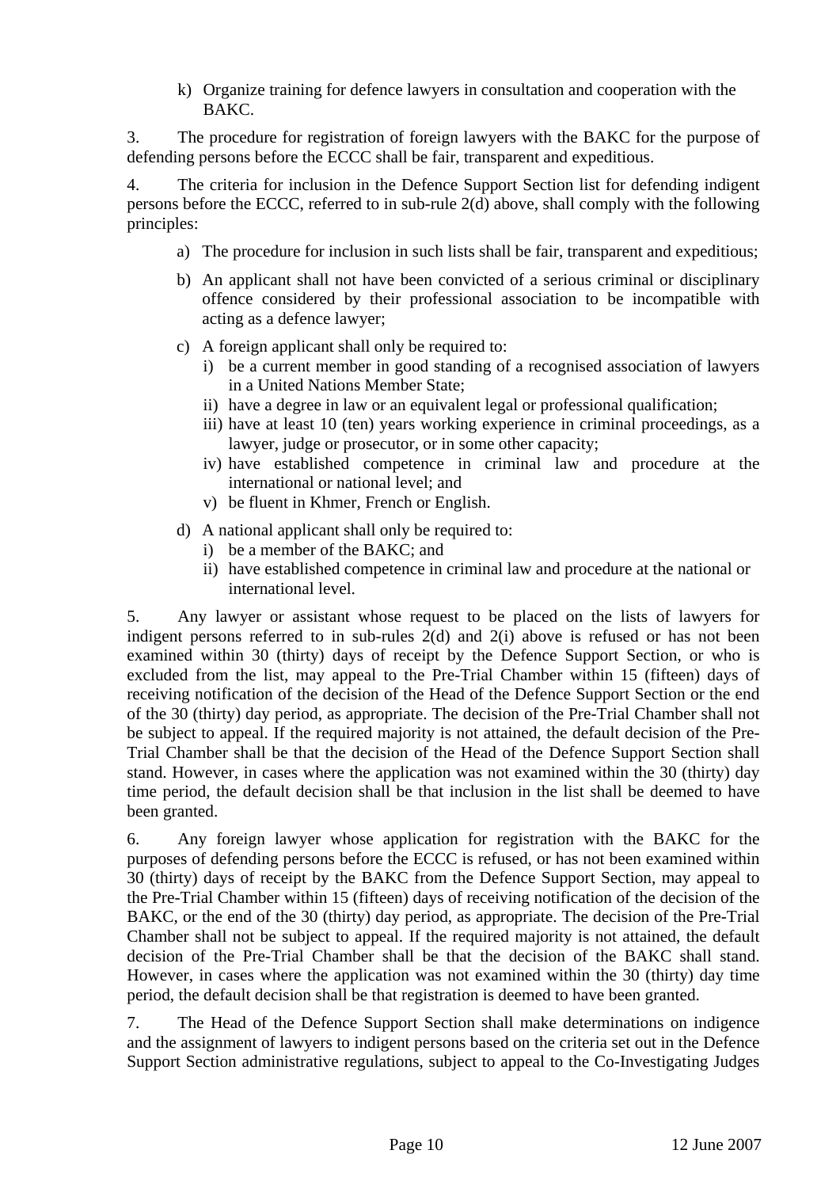k) Organize training for defence lawyers in consultation and cooperation with the BAKC.

3. The procedure for registration of foreign lawyers with the BAKC for the purpose of defending persons before the ECCC shall be fair, transparent and expeditious.

4. The criteria for inclusion in the Defence Support Section list for defending indigent persons before the ECCC, referred to in sub-rule 2(d) above, shall comply with the following principles:

a) The procedure for inclusion in such lists shall be fair, transparent and expeditious;

b) An applicant shall not have been convicted of a serious criminal or disciplinary offence considered by their professional association to be incompatible with acting as a defence lawyer;

c) A foreign applicant shall only be required to:
   i) be a current member in good standing of a recognised association of lawyers in a United Nations Member State;
   ii) have a degree in law or an equivalent legal or professional qualification;
   iii) have at least 10 (ten) years working experience in criminal proceedings, as a lawyer, judge or prosecutor, or in some other capacity;
   iv) have established competence in criminal law and procedure at the international or national level; and
   v) be fluent in Khmer, French or English.

d) A national applicant shall only be required to:
   i) be a member of the BAKC; and
   ii) have established competence in criminal law and procedure at the national or international level.

5. Any lawyer or assistant whose request to be placed on the lists of lawyers for indigent persons referred to in sub-rules 2(d) and 2(i) above is refused or has not been examined within 30 (thirty) days of receipt by the Defence Support Section, or who is excluded from the list, may appeal to the Pre-Trial Chamber within 15 (fifteen) days of receiving notification of the decision of the Head of the Defence Support Section or the end of the 30 (thirty) day period, as appropriate. The decision of the Pre-Trial Chamber shall not be subject to appeal. If the required majority is not attained, the default decision of the Pre-Trial Chamber shall be that the decision of the Head of the Defence Support Section shall stand. However, in cases where the application was not examined within the 30 (thirty) day time period, the default decision shall be that inclusion in the list shall be deemed to have been granted.

6. Any foreign lawyer whose application for registration with the BAKC for the purposes of defending persons before the ECCC is refused, or has not been examined within 30 (thirty) days of receipt by the BAKC from the Defence Support Section, may appeal to the Pre-Trial Chamber within 15 (fifteen) days of receiving notification of the decision of the BAKC, or the end of the 30 (thirty) day period, as appropriate. The decision of the Pre-Trial Chamber shall not be subject to appeal. If the required majority is not attained, the default decision of the Pre-Trial Chamber shall be that the decision of the BAKC shall stand. However, in cases where the application was not examined within the 30 (thirty) day time period, the default decision shall be that registration is deemed to have been granted.

7. The Head of the Defence Support Section shall make determinations on indigence and the assignment of lawyers to indigent persons based on the criteria set out in the Defence Support Section administrative regulations, subject to appeal to the Co-Investigating Judges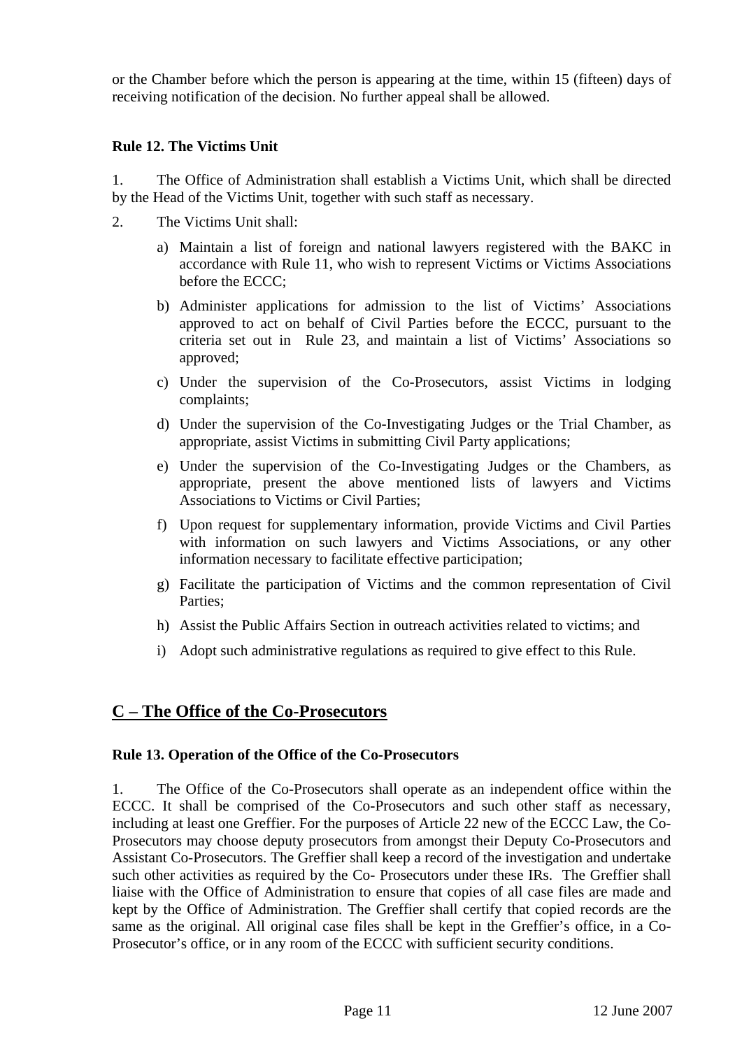or the Chamber before which the person is appearing at the time, within 15 (fifteen) days of receiving notification of the decision. No further appeal shall be allowed.

**Rule 12. The Victims Unit**

1. The Office of Administration shall establish a Victims Unit, which shall be directed by the Head of the Victims Unit, together with such staff as necessary.

2. The Victims Unit shall:

   a) Maintain a list of foreign and national lawyers registered with the BAKC in accordance with Rule 11, who wish to represent Victims or Victims Associations before the ECCC;

   b) Administer applications for admission to the list of Victims' Associations approved to act on behalf of Civil Parties before the ECCC, pursuant to the criteria set out in Rule 23, and maintain a list of Victims' Associations so approved;

   c) Under the supervision of the Co-Prosecutors, assist Victims in lodging complaints;

   d) Under the supervision of the Co-Investigating Judges or the Trial Chamber, as appropriate, assist Victims in submitting Civil Party applications;

   e) Under the supervision of the Co-Investigating Judges or the Chambers, as appropriate, present the above mentioned lists of lawyers and Victims Associations to Victims or Civil Parties;

   f) Upon request for supplementary information, provide Victims and Civil Parties with information on such lawyers and Victims Associations, or any other information necessary to facilitate effective participation;

   g) Facilitate the participation of Victims and the common representation of Civil Parties;

   h) Assist the Public Affairs Section in outreach activities related to victims; and

   i) Adopt such administrative regulations as required to give effect to this Rule.

## C – The Office of the Co-Prosecutors

**Rule 13. Operation of the Office of the Co-Prosecutors**

1. The Office of the Co-Prosecutors shall operate as an independent office within the ECCC. It shall be comprised of the Co-Prosecutors and such other staff as necessary, including at least one Greffier. For the purposes of Article 22 new of the ECCC Law, the Co-Prosecutors may choose deputy prosecutors from amongst their Deputy Co-Prosecutors and Assistant Co-Prosecutors. The Greffier shall keep a record of the investigation and undertake such other activities as required by the Co- Prosecutors under these IRs. The Greffier shall liaise with the Office of Administration to ensure that copies of all case files are made and kept by the Office of Administration. The Greffier shall certify that copied records are the same as the original. All original case files shall be kept in the Greffier's office, in a Co-Prosecutor's office, or in any room of the ECCC with sufficient security conditions.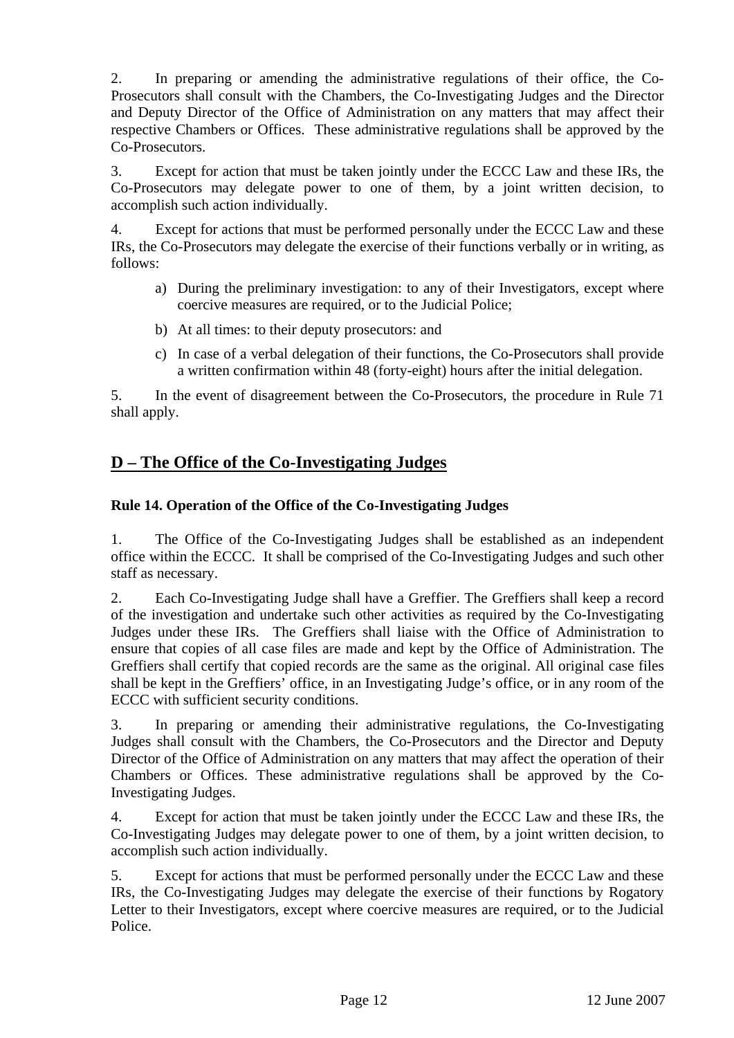2. In preparing or amending the administrative regulations of their office, the Co-Prosecutors shall consult with the Chambers, the Co-Investigating Judges and the Director and Deputy Director of the Office of Administration on any matters that may affect their respective Chambers or Offices. These administrative regulations shall be approved by the Co-Prosecutors.

3. Except for action that must be taken jointly under the ECCC Law and these IRs, the Co-Prosecutors may delegate power to one of them, by a joint written decision, to accomplish such action individually.

4. Except for actions that must be performed personally under the ECCC Law and these IRs, the Co-Prosecutors may delegate the exercise of their functions verbally or in writing, as follows:

a) During the preliminary investigation: to any of their Investigators, except where coercive measures are required, or to the Judicial Police;

b) At all times: to their deputy prosecutors: and

c) In case of a verbal delegation of their functions, the Co-Prosecutors shall provide a written confirmation within 48 (forty-eight) hours after the initial delegation.

5. In the event of disagreement between the Co-Prosecutors, the procedure in Rule 71 shall apply.

## D – The Office of the Co-Investigating Judges

### Rule 14. Operation of the Office of the Co-Investigating Judges

1. The Office of the Co-Investigating Judges shall be established as an independent office within the ECCC. It shall be comprised of the Co-Investigating Judges and such other staff as necessary.

2. Each Co-Investigating Judge shall have a Greffier. The Greffiers shall keep a record of the investigation and undertake such other activities as required by the Co-Investigating Judges under these IRs. The Greffiers shall liaise with the Office of Administration to ensure that copies of all case files are made and kept by the Office of Administration. The Greffiers shall certify that copied records are the same as the original. All original case files shall be kept in the Greffiers' office, in an Investigating Judge's office, or in any room of the ECCC with sufficient security conditions.

3. In preparing or amending their administrative regulations, the Co-Investigating Judges shall consult with the Chambers, the Co-Prosecutors and the Director and Deputy Director of the Office of Administration on any matters that may affect the operation of their Chambers or Offices. These administrative regulations shall be approved by the Co-Investigating Judges.

4. Except for action that must be taken jointly under the ECCC Law and these IRs, the Co-Investigating Judges may delegate power to one of them, by a joint written decision, to accomplish such action individually.

5. Except for actions that must be performed personally under the ECCC Law and these IRs, the Co-Investigating Judges may delegate the exercise of their functions by Rogatory Letter to their Investigators, except where coercive measures are required, or to the Judicial Police.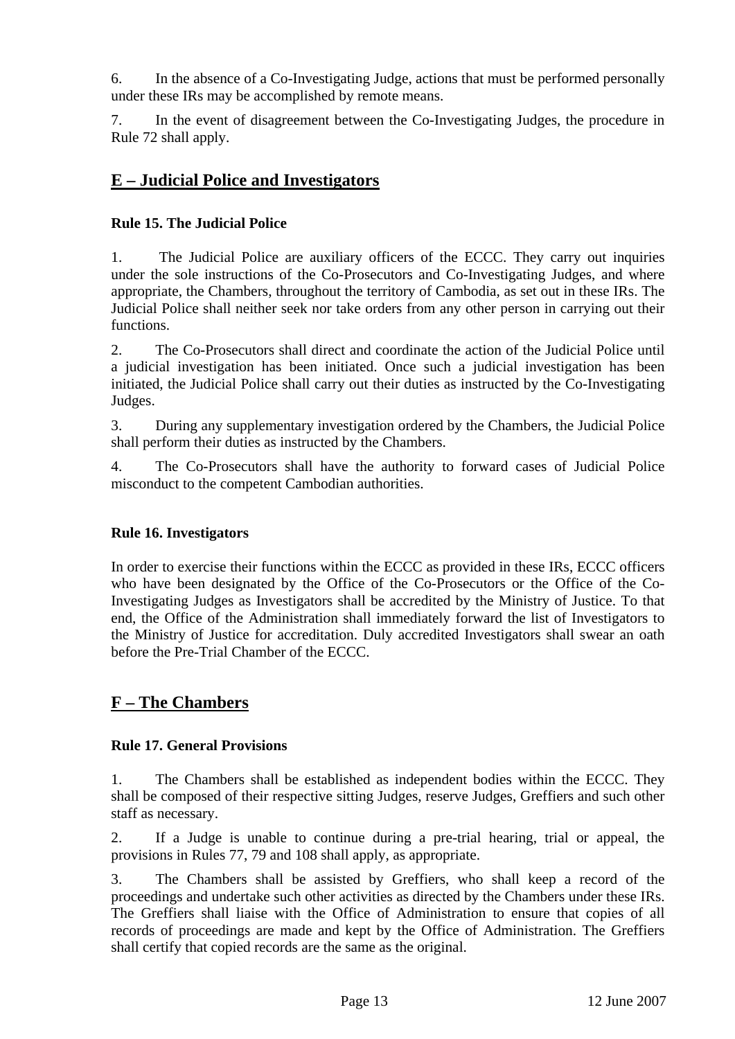6. In the absence of a Co-Investigating Judge, actions that must be performed personally under these IRs may be accomplished by remote means.

7. In the event of disagreement between the Co-Investigating Judges, the procedure in Rule 72 shall apply.

## E – Judicial Police and Investigators

### Rule 15. The Judicial Police

1. The Judicial Police are auxiliary officers of the ECCC. They carry out inquiries under the sole instructions of the Co-Prosecutors and Co-Investigating Judges, and where appropriate, the Chambers, throughout the territory of Cambodia, as set out in these IRs. The Judicial Police shall neither seek nor take orders from any other person in carrying out their functions.

2. The Co-Prosecutors shall direct and coordinate the action of the Judicial Police until a judicial investigation has been initiated. Once such a judicial investigation has been initiated, the Judicial Police shall carry out their duties as instructed by the Co-Investigating Judges.

3. During any supplementary investigation ordered by the Chambers, the Judicial Police shall perform their duties as instructed by the Chambers.

4. The Co-Prosecutors shall have the authority to forward cases of Judicial Police misconduct to the competent Cambodian authorities.

### Rule 16. Investigators

In order to exercise their functions within the ECCC as provided in these IRs, ECCC officers who have been designated by the Office of the Co-Prosecutors or the Office of the Co-Investigating Judges as Investigators shall be accredited by the Ministry of Justice. To that end, the Office of the Administration shall immediately forward the list of Investigators to the Ministry of Justice for accreditation. Duly accredited Investigators shall swear an oath before the Pre-Trial Chamber of the ECCC.

## F – The Chambers

### Rule 17. General Provisions

1. The Chambers shall be established as independent bodies within the ECCC. They shall be composed of their respective sitting Judges, reserve Judges, Greffiers and such other staff as necessary.

2. If a Judge is unable to continue during a pre-trial hearing, trial or appeal, the provisions in Rules 77, 79 and 108 shall apply, as appropriate.

3. The Chambers shall be assisted by Greffiers, who shall keep a record of the proceedings and undertake such other activities as directed by the Chambers under these IRs. The Greffiers shall liaise with the Office of Administration to ensure that copies of all records of proceedings are made and kept by the Office of Administration. The Greffiers shall certify that copied records are the same as the original.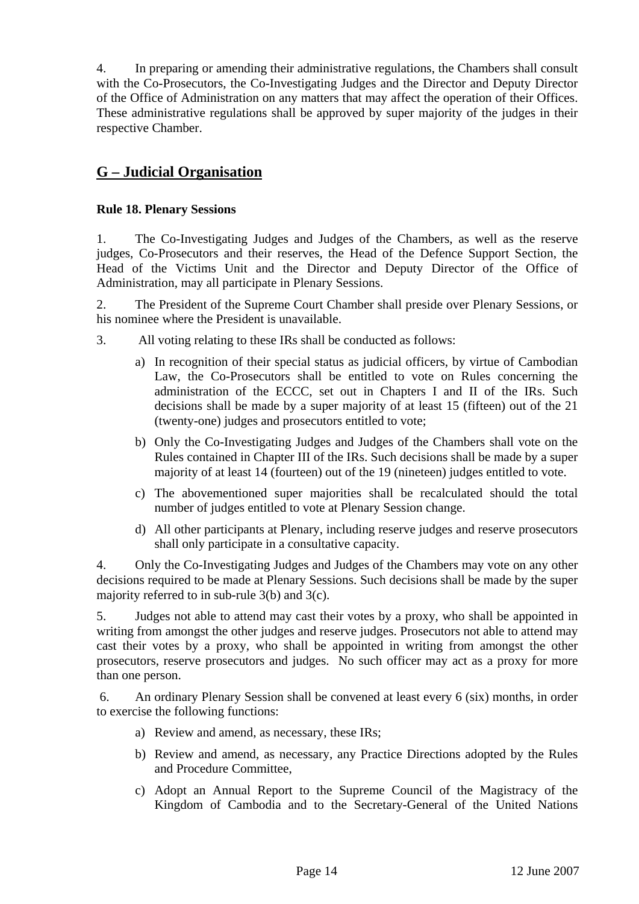4. In preparing or amending their administrative regulations, the Chambers shall consult with the Co-Prosecutors, the Co-Investigating Judges and the Director and Deputy Director of the Office of Administration on any matters that may affect the operation of their Offices. These administrative regulations shall be approved by super majority of the judges in their respective Chamber.

## G – Judicial Organisation

### Rule 18. Plenary Sessions

1. The Co-Investigating Judges and Judges of the Chambers, as well as the reserve judges, Co-Prosecutors and their reserves, the Head of the Defence Support Section, the Head of the Victims Unit and the Director and Deputy Director of the Office of Administration, may all participate in Plenary Sessions.

2. The President of the Supreme Court Chamber shall preside over Plenary Sessions, or his nominee where the President is unavailable.

3. All voting relating to these IRs shall be conducted as follows:

   a) In recognition of their special status as judicial officers, by virtue of Cambodian Law, the Co-Prosecutors shall be entitled to vote on Rules concerning the administration of the ECCC, set out in Chapters I and II of the IRs. Such decisions shall be made by a super majority of at least 15 (fifteen) out of the 21 (twenty-one) judges and prosecutors entitled to vote;

   b) Only the Co-Investigating Judges and Judges of the Chambers shall vote on the Rules contained in Chapter III of the IRs. Such decisions shall be made by a super majority of at least 14 (fourteen) out of the 19 (nineteen) judges entitled to vote.

   c) The abovementioned super majorities shall be recalculated should the total number of judges entitled to vote at Plenary Session change.

   d) All other participants at Plenary, including reserve judges and reserve prosecutors shall only participate in a consultative capacity.

4. Only the Co-Investigating Judges and Judges of the Chambers may vote on any other decisions required to be made at Plenary Sessions. Such decisions shall be made by the super majority referred to in sub-rule 3(b) and 3(c).

5. Judges not able to attend may cast their votes by a proxy, who shall be appointed in writing from amongst the other judges and reserve judges. Prosecutors not able to attend may cast their votes by a proxy, who shall be appointed in writing from amongst the other prosecutors, reserve prosecutors and judges. No such officer may act as a proxy for more than one person.

6. An ordinary Plenary Session shall be convened at least every 6 (six) months, in order to exercise the following functions:

   a) Review and amend, as necessary, these IRs;

   b) Review and amend, as necessary, any Practice Directions adopted by the Rules and Procedure Committee,

   c) Adopt an Annual Report to the Supreme Council of the Magistracy of the Kingdom of Cambodia and to the Secretary-General of the United Nations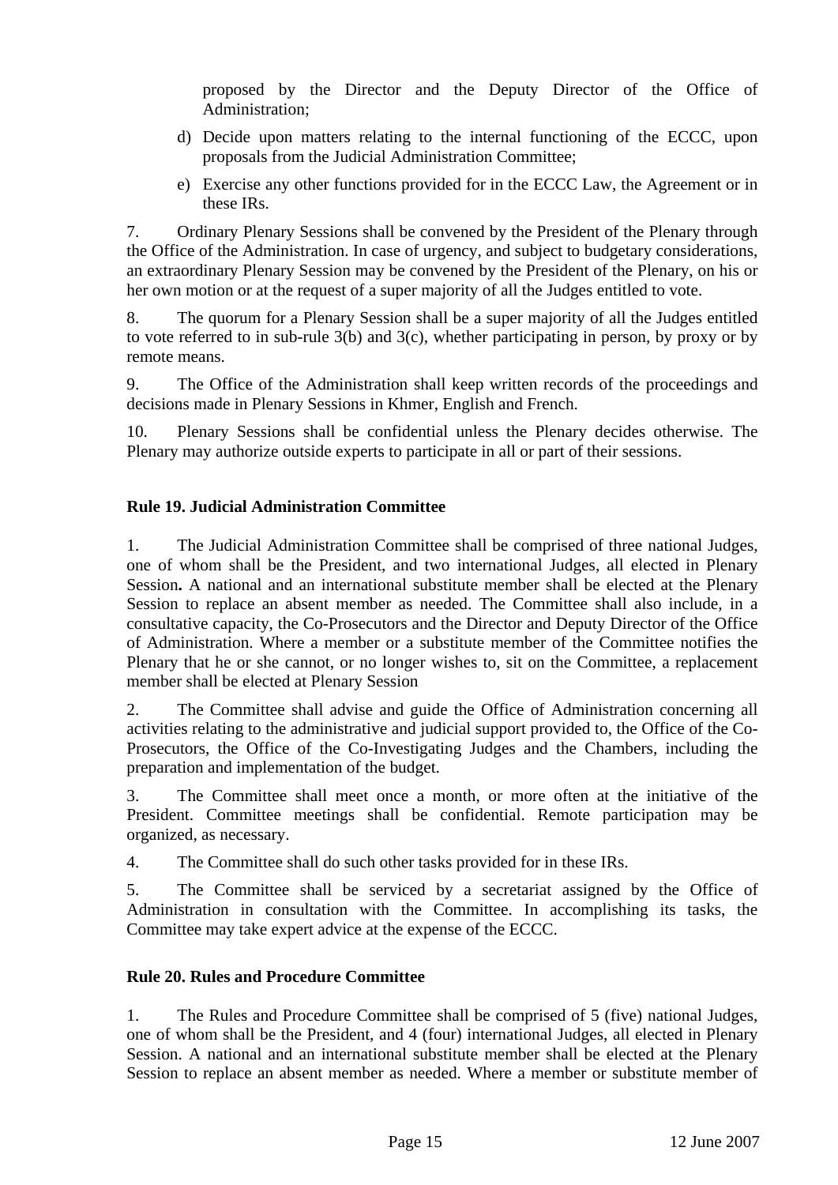proposed by the Director and the Deputy Director of the Office of Administration;

d) Decide upon matters relating to the internal functioning of the ECCC, upon proposals from the Judicial Administration Committee;

e) Exercise any other functions provided for in the ECCC Law, the Agreement or in these IRs.

7. Ordinary Plenary Sessions shall be convened by the President of the Plenary through the Office of the Administration. In case of urgency, and subject to budgetary considerations, an extraordinary Plenary Session may be convened by the President of the Plenary, on his or her own motion or at the request of a super majority of all the Judges entitled to vote.

8. The quorum for a Plenary Session shall be a super majority of all the Judges entitled to vote referred to in sub-rule 3(b) and 3(c), whether participating in person, by proxy or by remote means.

9. The Office of the Administration shall keep written records of the proceedings and decisions made in Plenary Sessions in Khmer, English and French.

10. Plenary Sessions shall be confidential unless the Plenary decides otherwise. The Plenary may authorize outside experts to participate in all or part of their sessions.

**Rule 19. Judicial Administration Committee**

1. The Judicial Administration Committee shall be comprised of three national Judges, one of whom shall be the President, and two international Judges, all elected in Plenary Session**.** A national and an international substitute member shall be elected at the Plenary Session to replace an absent member as needed. The Committee shall also include, in a consultative capacity, the Co-Prosecutors and the Director and Deputy Director of the Office of Administration. Where a member or a substitute member of the Committee notifies the Plenary that he or she cannot, or no longer wishes to, sit on the Committee, a replacement member shall be elected at Plenary Session

2. The Committee shall advise and guide the Office of Administration concerning all activities relating to the administrative and judicial support provided to, the Office of the Co-Prosecutors, the Office of the Co-Investigating Judges and the Chambers, including the preparation and implementation of the budget.

3. The Committee shall meet once a month, or more often at the initiative of the President. Committee meetings shall be confidential. Remote participation may be organized, as necessary.

4. The Committee shall do such other tasks provided for in these IRs.

5. The Committee shall be serviced by a secretariat assigned by the Office of Administration in consultation with the Committee. In accomplishing its tasks, the Committee may take expert advice at the expense of the ECCC.

**Rule 20. Rules and Procedure Committee**

1. The Rules and Procedure Committee shall be comprised of 5 (five) national Judges, one of whom shall be the President, and 4 (four) international Judges, all elected in Plenary Session. A national and an international substitute member shall be elected at the Plenary Session to replace an absent member as needed. Where a member or substitute member of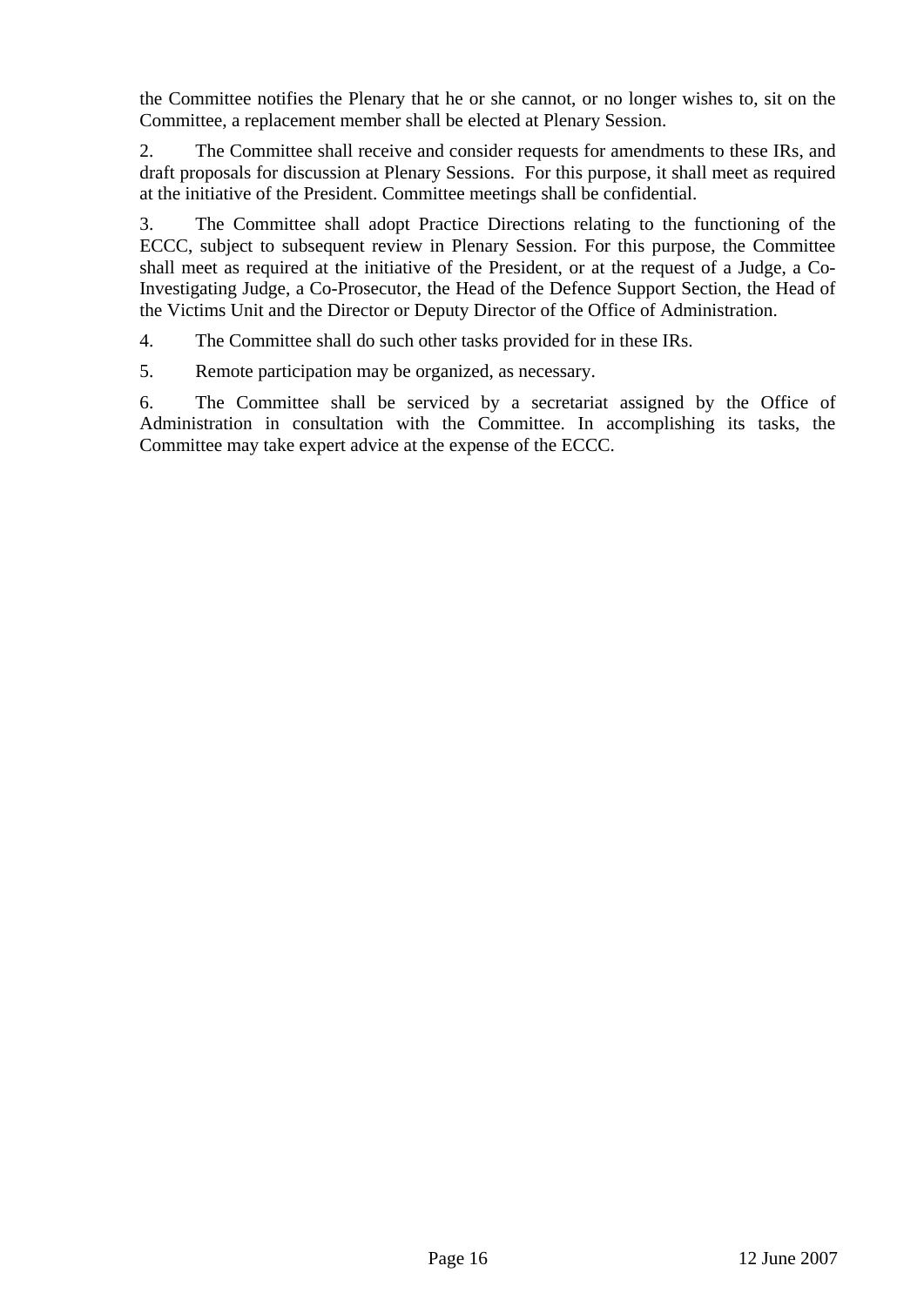the Committee notifies the Plenary that he or she cannot, or no longer wishes to, sit on the Committee, a replacement member shall be elected at Plenary Session.

2. The Committee shall receive and consider requests for amendments to these IRs, and draft proposals for discussion at Plenary Sessions. For this purpose, it shall meet as required at the initiative of the President. Committee meetings shall be confidential.

3. The Committee shall adopt Practice Directions relating to the functioning of the ECCC, subject to subsequent review in Plenary Session. For this purpose, the Committee shall meet as required at the initiative of the President, or at the request of a Judge, a Co-Investigating Judge, a Co-Prosecutor, the Head of the Defence Support Section, the Head of the Victims Unit and the Director or Deputy Director of the Office of Administration.

4. The Committee shall do such other tasks provided for in these IRs.

5. Remote participation may be organized, as necessary.

6. The Committee shall be serviced by a secretariat assigned by the Office of Administration in consultation with the Committee. In accomplishing its tasks, the Committee may take expert advice at the expense of the ECCC.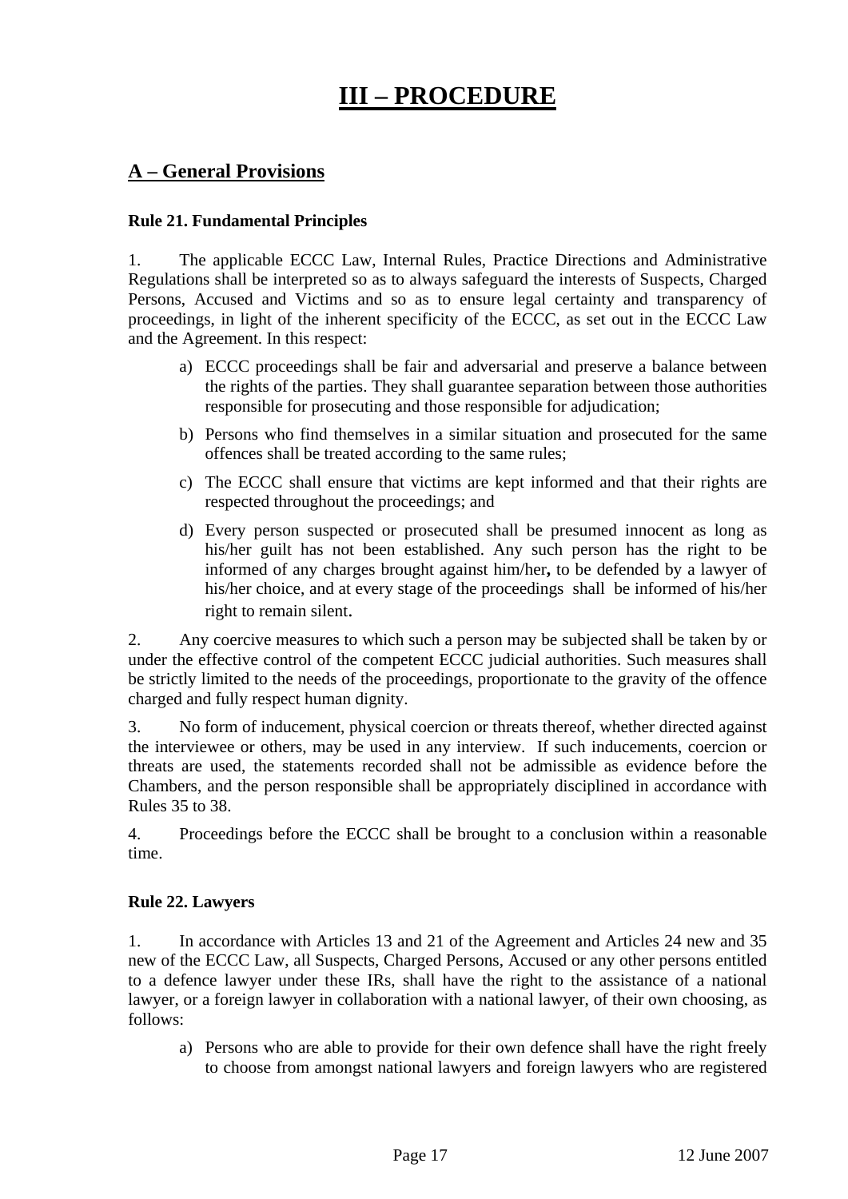# III – PROCEDURE

## A – General Provisions

### Rule 21. Fundamental Principles

1. The applicable ECCC Law, Internal Rules, Practice Directions and Administrative Regulations shall be interpreted so as to always safeguard the interests of Suspects, Charged Persons, Accused and Victims and so as to ensure legal certainty and transparency of proceedings, in light of the inherent specificity of the ECCC, as set out in the ECCC Law and the Agreement. In this respect:

   a) ECCC proceedings shall be fair and adversarial and preserve a balance between the rights of the parties. They shall guarantee separation between those authorities responsible for prosecuting and those responsible for adjudication;

   b) Persons who find themselves in a similar situation and prosecuted for the same offences shall be treated according to the same rules;

   c) The ECCC shall ensure that victims are kept informed and that their rights are respected throughout the proceedings; and

   d) Every person suspected or prosecuted shall be presumed innocent as long as his/her guilt has not been established. Any such person has the right to be informed of any charges brought against him/her**,** to be defended by a lawyer of his/her choice, and at every stage of the proceedings shall be informed of his/her right to remain silent.

2. Any coercive measures to which such a person may be subjected shall be taken by or under the effective control of the competent ECCC judicial authorities. Such measures shall be strictly limited to the needs of the proceedings, proportionate to the gravity of the offence charged and fully respect human dignity.

3. No form of inducement, physical coercion or threats thereof, whether directed against the interviewee or others, may be used in any interview. If such inducements, coercion or threats are used, the statements recorded shall not be admissible as evidence before the Chambers, and the person responsible shall be appropriately disciplined in accordance with Rules 35 to 38.

4. Proceedings before the ECCC shall be brought to a conclusion within a reasonable time.

### Rule 22. Lawyers

1. In accordance with Articles 13 and 21 of the Agreement and Articles 24 new and 35 new of the ECCC Law, all Suspects, Charged Persons, Accused or any other persons entitled to a defence lawyer under these IRs, shall have the right to the assistance of a national lawyer, or a foreign lawyer in collaboration with a national lawyer, of their own choosing, as follows:

   a) Persons who are able to provide for their own defence shall have the right freely to choose from amongst national lawyers and foreign lawyers who are registered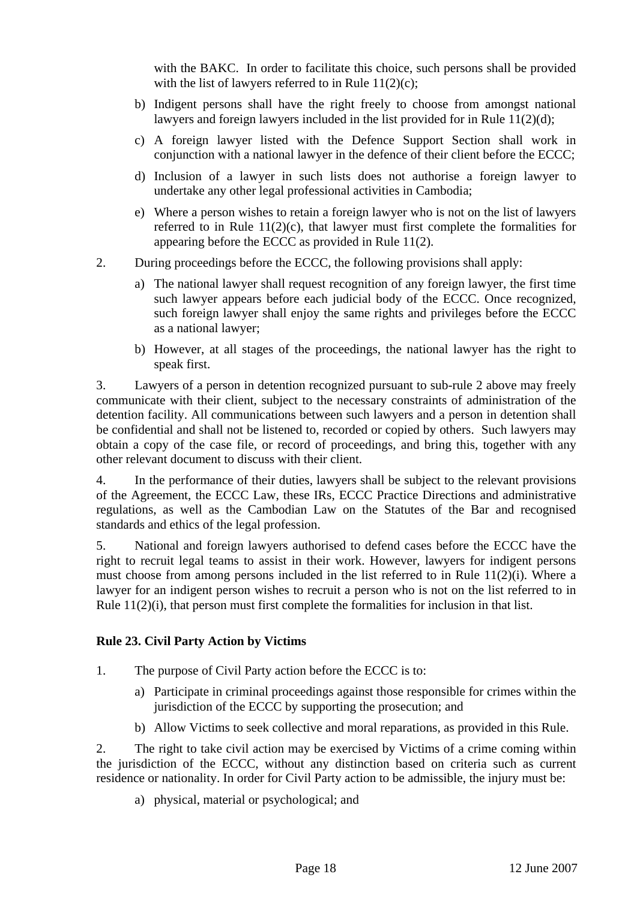with the BAKC. In order to facilitate this choice, such persons shall be provided with the list of lawyers referred to in Rule 11(2)(c);

b) Indigent persons shall have the right freely to choose from amongst national lawyers and foreign lawyers included in the list provided for in Rule 11(2)(d);

c) A foreign lawyer listed with the Defence Support Section shall work in conjunction with a national lawyer in the defence of their client before the ECCC;

d) Inclusion of a lawyer in such lists does not authorise a foreign lawyer to undertake any other legal professional activities in Cambodia;

e) Where a person wishes to retain a foreign lawyer who is not on the list of lawyers referred to in Rule 11(2)(c), that lawyer must first complete the formalities for appearing before the ECCC as provided in Rule 11(2).

2. During proceedings before the ECCC, the following provisions shall apply:

a) The national lawyer shall request recognition of any foreign lawyer, the first time such lawyer appears before each judicial body of the ECCC. Once recognized, such foreign lawyer shall enjoy the same rights and privileges before the ECCC as a national lawyer;

b) However, at all stages of the proceedings, the national lawyer has the right to speak first.

3. Lawyers of a person in detention recognized pursuant to sub-rule 2 above may freely communicate with their client, subject to the necessary constraints of administration of the detention facility. All communications between such lawyers and a person in detention shall be confidential and shall not be listened to, recorded or copied by others. Such lawyers may obtain a copy of the case file, or record of proceedings, and bring this, together with any other relevant document to discuss with their client.

4. In the performance of their duties, lawyers shall be subject to the relevant provisions of the Agreement, the ECCC Law, these IRs, ECCC Practice Directions and administrative regulations, as well as the Cambodian Law on the Statutes of the Bar and recognised standards and ethics of the legal profession.

5. National and foreign lawyers authorised to defend cases before the ECCC have the right to recruit legal teams to assist in their work. However, lawyers for indigent persons must choose from among persons included in the list referred to in Rule 11(2)(i). Where a lawyer for an indigent person wishes to recruit a person who is not on the list referred to in Rule 11(2)(i), that person must first complete the formalities for inclusion in that list.

**Rule 23. Civil Party Action by Victims**

1. The purpose of Civil Party action before the ECCC is to:

a) Participate in criminal proceedings against those responsible for crimes within the jurisdiction of the ECCC by supporting the prosecution; and

b) Allow Victims to seek collective and moral reparations, as provided in this Rule.

2. The right to take civil action may be exercised by Victims of a crime coming within the jurisdiction of the ECCC, without any distinction based on criteria such as current residence or nationality. In order for Civil Party action to be admissible, the injury must be:

a) physical, material or psychological; and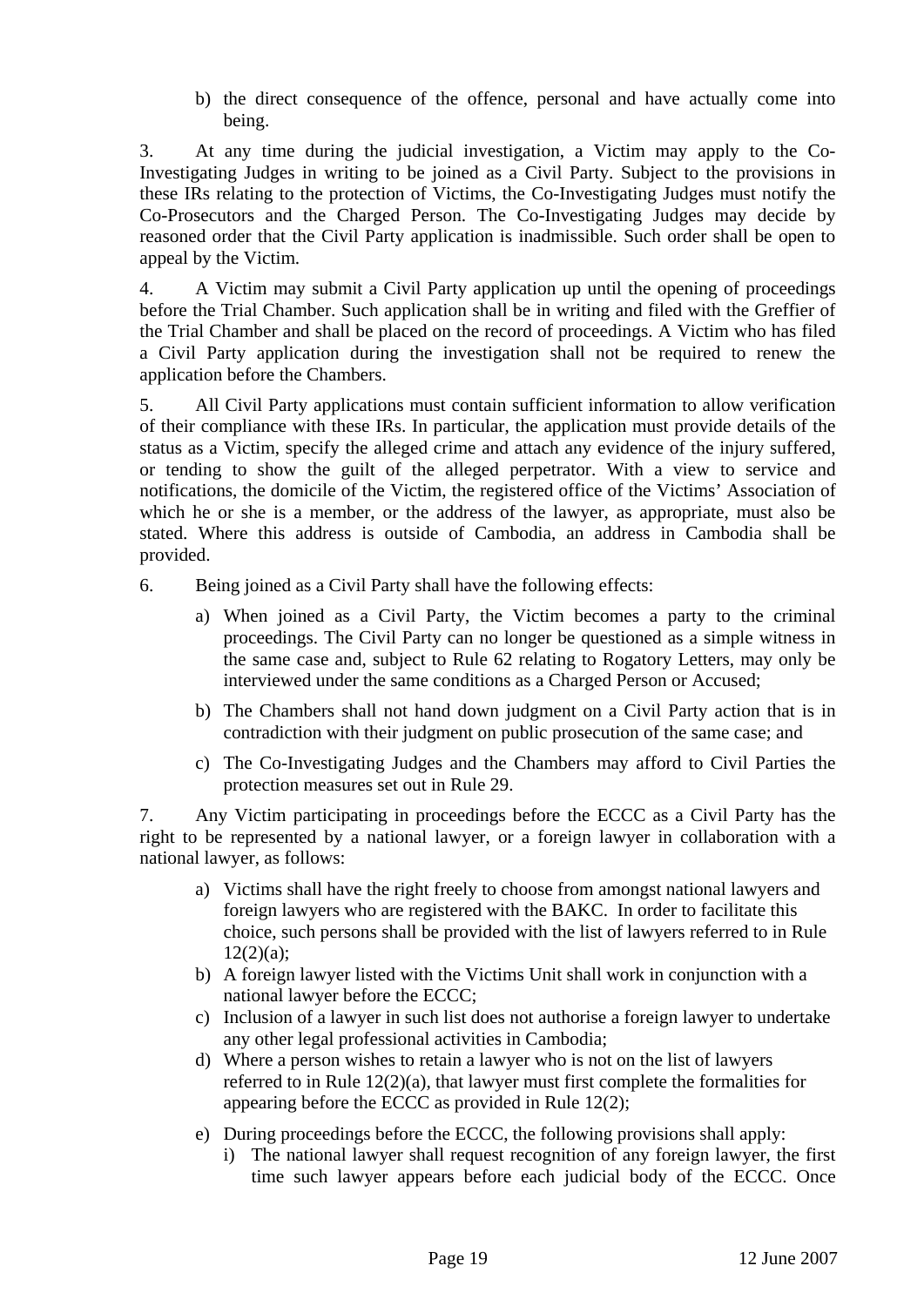b) the direct consequence of the offence, personal and have actually come into being.

3. At any time during the judicial investigation, a Victim may apply to the Co-Investigating Judges in writing to be joined as a Civil Party. Subject to the provisions in these IRs relating to the protection of Victims, the Co-Investigating Judges must notify the Co-Prosecutors and the Charged Person. The Co-Investigating Judges may decide by reasoned order that the Civil Party application is inadmissible. Such order shall be open to appeal by the Victim.

4. A Victim may submit a Civil Party application up until the opening of proceedings before the Trial Chamber. Such application shall be in writing and filed with the Greffier of the Trial Chamber and shall be placed on the record of proceedings. A Victim who has filed a Civil Party application during the investigation shall not be required to renew the application before the Chambers.

5. All Civil Party applications must contain sufficient information to allow verification of their compliance with these IRs. In particular, the application must provide details of the status as a Victim, specify the alleged crime and attach any evidence of the injury suffered, or tending to show the guilt of the alleged perpetrator. With a view to service and notifications, the domicile of the Victim, the registered office of the Victims' Association of which he or she is a member, or the address of the lawyer, as appropriate, must also be stated. Where this address is outside of Cambodia, an address in Cambodia shall be provided.

6. Being joined as a Civil Party shall have the following effects:

a) When joined as a Civil Party, the Victim becomes a party to the criminal proceedings. The Civil Party can no longer be questioned as a simple witness in the same case and, subject to Rule 62 relating to Rogatory Letters, may only be interviewed under the same conditions as a Charged Person or Accused;

b) The Chambers shall not hand down judgment on a Civil Party action that is in contradiction with their judgment on public prosecution of the same case; and

c) The Co-Investigating Judges and the Chambers may afford to Civil Parties the protection measures set out in Rule 29.

7. Any Victim participating in proceedings before the ECCC as a Civil Party has the right to be represented by a national lawyer, or a foreign lawyer in collaboration with a national lawyer, as follows:

a) Victims shall have the right freely to choose from amongst national lawyers and foreign lawyers who are registered with the BAKC. In order to facilitate this choice, such persons shall be provided with the list of lawyers referred to in Rule 12(2)(a);
b) A foreign lawyer listed with the Victims Unit shall work in conjunction with a national lawyer before the ECCC;
c) Inclusion of a lawyer in such list does not authorise a foreign lawyer to undertake any other legal professional activities in Cambodia;
d) Where a person wishes to retain a lawyer who is not on the list of lawyers referred to in Rule 12(2)(a), that lawyer must first complete the formalities for appearing before the ECCC as provided in Rule 12(2);
e) During proceedings before the ECCC, the following provisions shall apply:
   i) The national lawyer shall request recognition of any foreign lawyer, the first time such lawyer appears before each judicial body of the ECCC. Once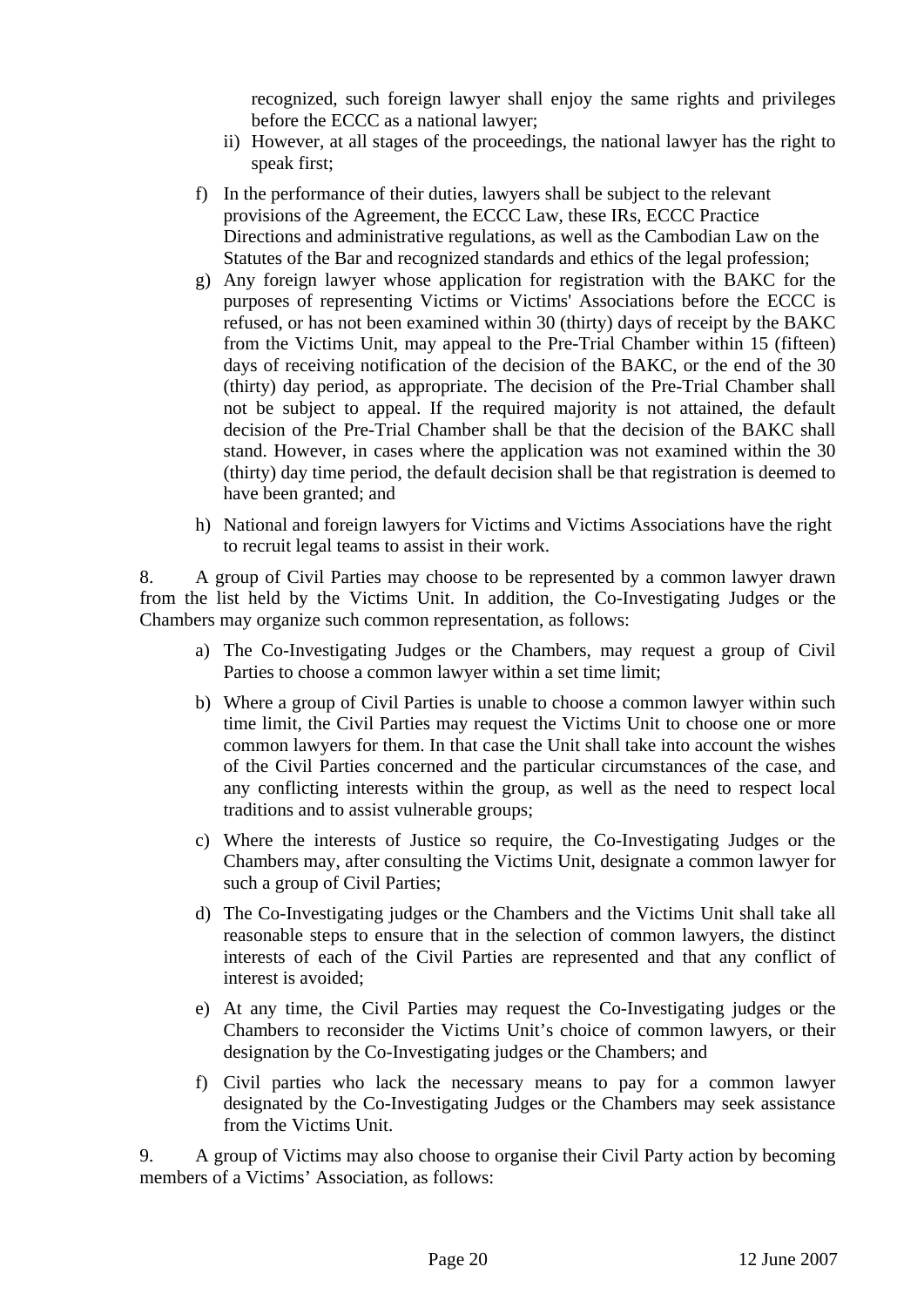recognized, such foreign lawyer shall enjoy the same rights and privileges before the ECCC as a national lawyer;

ii) However, at all stages of the proceedings, the national lawyer has the right to speak first;

f) In the performance of their duties, lawyers shall be subject to the relevant provisions of the Agreement, the ECCC Law, these IRs, ECCC Practice Directions and administrative regulations, as well as the Cambodian Law on the Statutes of the Bar and recognized standards and ethics of the legal profession;

g) Any foreign lawyer whose application for registration with the BAKC for the purposes of representing Victims or Victims' Associations before the ECCC is refused, or has not been examined within 30 (thirty) days of receipt by the BAKC from the Victims Unit, may appeal to the Pre-Trial Chamber within 15 (fifteen) days of receiving notification of the decision of the BAKC, or the end of the 30 (thirty) day period, as appropriate. The decision of the Pre-Trial Chamber shall not be subject to appeal. If the required majority is not attained, the default decision of the Pre-Trial Chamber shall be that the decision of the BAKC shall stand. However, in cases where the application was not examined within the 30 (thirty) day time period, the default decision shall be that registration is deemed to have been granted; and

h) National and foreign lawyers for Victims and Victims Associations have the right to recruit legal teams to assist in their work.

8. A group of Civil Parties may choose to be represented by a common lawyer drawn from the list held by the Victims Unit. In addition, the Co-Investigating Judges or the Chambers may organize such common representation, as follows:

a) The Co-Investigating Judges or the Chambers, may request a group of Civil Parties to choose a common lawyer within a set time limit;

b) Where a group of Civil Parties is unable to choose a common lawyer within such time limit, the Civil Parties may request the Victims Unit to choose one or more common lawyers for them. In that case the Unit shall take into account the wishes of the Civil Parties concerned and the particular circumstances of the case, and any conflicting interests within the group, as well as the need to respect local traditions and to assist vulnerable groups;

c) Where the interests of Justice so require, the Co-Investigating Judges or the Chambers may, after consulting the Victims Unit, designate a common lawyer for such a group of Civil Parties;

d) The Co-Investigating judges or the Chambers and the Victims Unit shall take all reasonable steps to ensure that in the selection of common lawyers, the distinct interests of each of the Civil Parties are represented and that any conflict of interest is avoided;

e) At any time, the Civil Parties may request the Co-Investigating judges or the Chambers to reconsider the Victims Unit's choice of common lawyers, or their designation by the Co-Investigating judges or the Chambers; and

f) Civil parties who lack the necessary means to pay for a common lawyer designated by the Co-Investigating Judges or the Chambers may seek assistance from the Victims Unit.

9. A group of Victims may also choose to organise their Civil Party action by becoming members of a Victims' Association, as follows: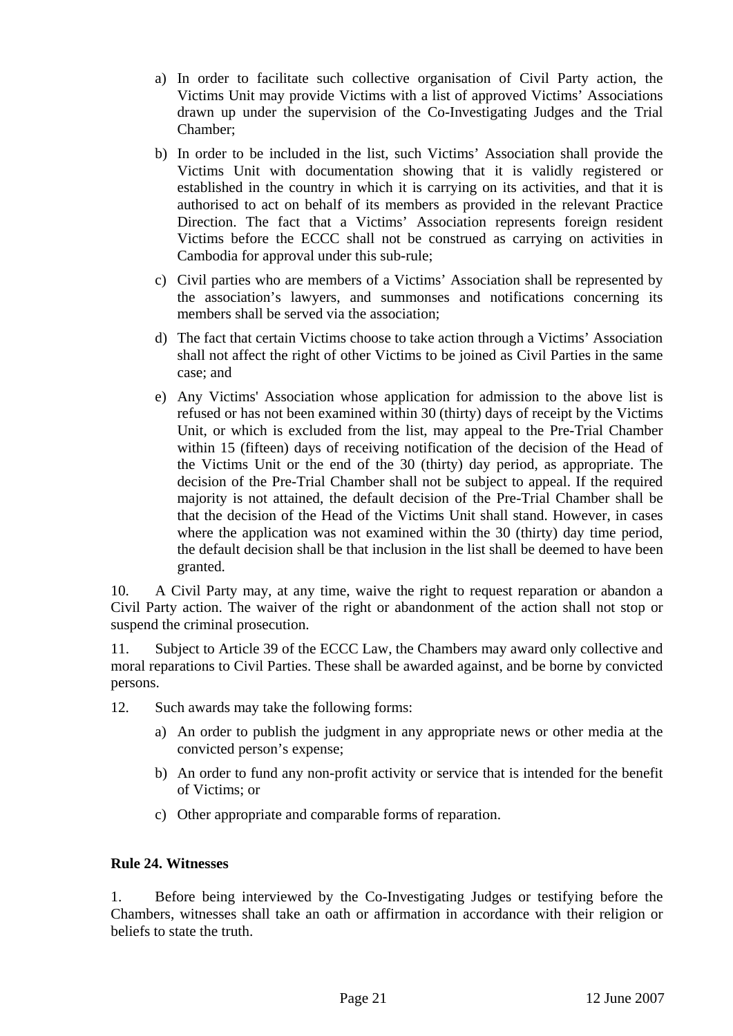a) In order to facilitate such collective organisation of Civil Party action, the Victims Unit may provide Victims with a list of approved Victims' Associations drawn up under the supervision of the Co-Investigating Judges and the Trial Chamber;

b) In order to be included in the list, such Victims' Association shall provide the Victims Unit with documentation showing that it is validly registered or established in the country in which it is carrying on its activities, and that it is authorised to act on behalf of its members as provided in the relevant Practice Direction. The fact that a Victims' Association represents foreign resident Victims before the ECCC shall not be construed as carrying on activities in Cambodia for approval under this sub-rule;

c) Civil parties who are members of a Victims' Association shall be represented by the association's lawyers, and summonses and notifications concerning its members shall be served via the association;

d) The fact that certain Victims choose to take action through a Victims' Association shall not affect the right of other Victims to be joined as Civil Parties in the same case; and

e) Any Victims' Association whose application for admission to the above list is refused or has not been examined within 30 (thirty) days of receipt by the Victims Unit, or which is excluded from the list, may appeal to the Pre-Trial Chamber within 15 (fifteen) days of receiving notification of the decision of the Head of the Victims Unit or the end of the 30 (thirty) day period, as appropriate. The decision of the Pre-Trial Chamber shall not be subject to appeal. If the required majority is not attained, the default decision of the Pre-Trial Chamber shall be that the decision of the Head of the Victims Unit shall stand. However, in cases where the application was not examined within the 30 (thirty) day time period, the default decision shall be that inclusion in the list shall be deemed to have been granted.

10. A Civil Party may, at any time, waive the right to request reparation or abandon a Civil Party action. The waiver of the right or abandonment of the action shall not stop or suspend the criminal prosecution.

11. Subject to Article 39 of the ECCC Law, the Chambers may award only collective and moral reparations to Civil Parties. These shall be awarded against, and be borne by convicted persons.

12. Such awards may take the following forms:

a) An order to publish the judgment in any appropriate news or other media at the convicted person's expense;

b) An order to fund any non-profit activity or service that is intended for the benefit of Victims; or

c) Other appropriate and comparable forms of reparation.

**Rule 24. Witnesses**

1. Before being interviewed by the Co-Investigating Judges or testifying before the Chambers, witnesses shall take an oath or affirmation in accordance with their religion or beliefs to state the truth.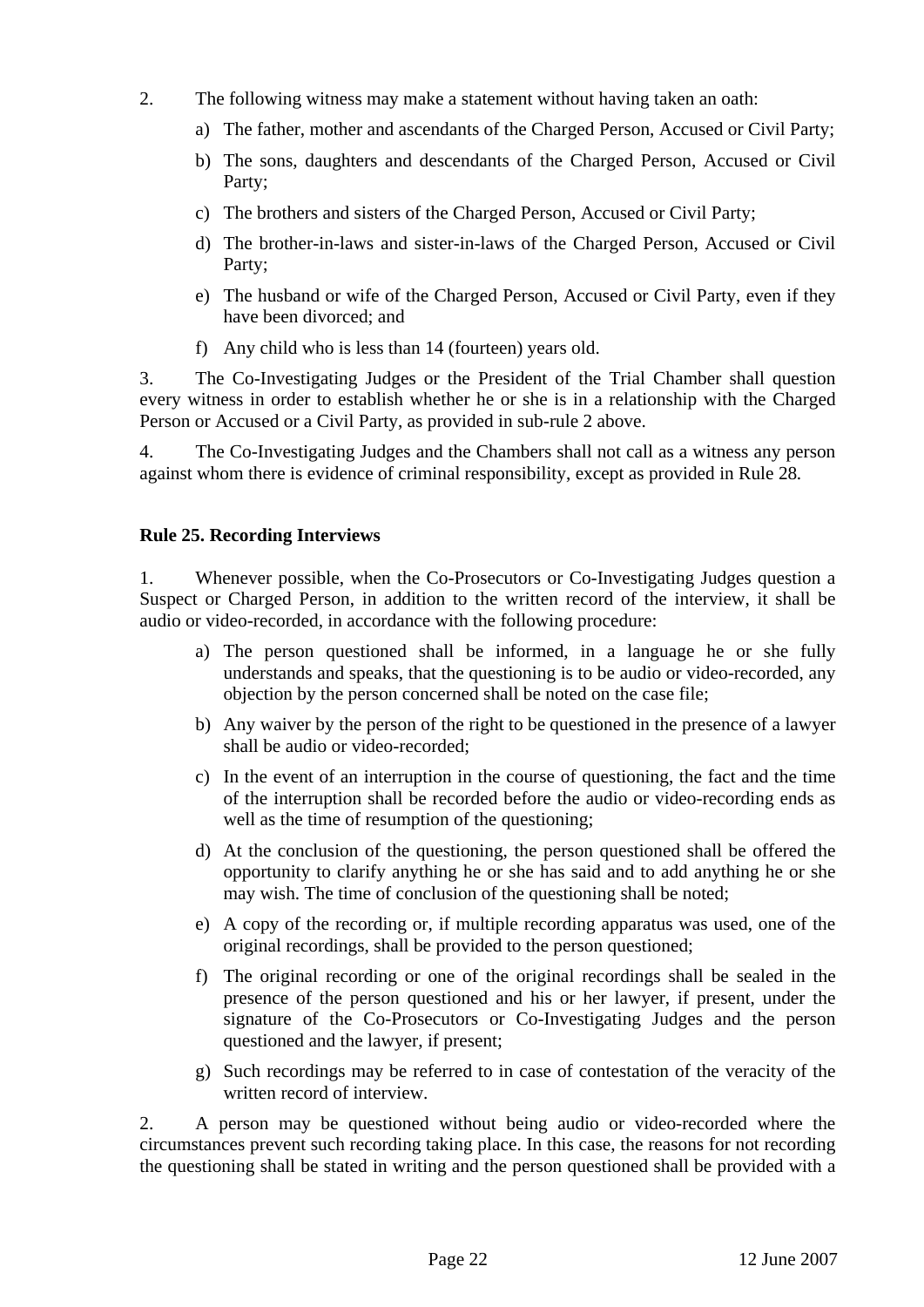2. The following witness may make a statement without having taken an oath:

a) The father, mother and ascendants of the Charged Person, Accused or Civil Party;

b) The sons, daughters and descendants of the Charged Person, Accused or Civil Party;

c) The brothers and sisters of the Charged Person, Accused or Civil Party;

d) The brother-in-laws and sister-in-laws of the Charged Person, Accused or Civil Party;

e) The husband or wife of the Charged Person, Accused or Civil Party, even if they have been divorced; and

f) Any child who is less than 14 (fourteen) years old.

3. The Co-Investigating Judges or the President of the Trial Chamber shall question every witness in order to establish whether he or she is in a relationship with the Charged Person or Accused or a Civil Party, as provided in sub-rule 2 above.

4. The Co-Investigating Judges and the Chambers shall not call as a witness any person against whom there is evidence of criminal responsibility, except as provided in Rule 28.

**Rule 25. Recording Interviews**

1. Whenever possible, when the Co-Prosecutors or Co-Investigating Judges question a Suspect or Charged Person, in addition to the written record of the interview, it shall be audio or video-recorded, in accordance with the following procedure:

a) The person questioned shall be informed, in a language he or she fully understands and speaks, that the questioning is to be audio or video-recorded, any objection by the person concerned shall be noted on the case file;

b) Any waiver by the person of the right to be questioned in the presence of a lawyer shall be audio or video-recorded;

c) In the event of an interruption in the course of questioning, the fact and the time of the interruption shall be recorded before the audio or video-recording ends as well as the time of resumption of the questioning;

d) At the conclusion of the questioning, the person questioned shall be offered the opportunity to clarify anything he or she has said and to add anything he or she may wish. The time of conclusion of the questioning shall be noted;

e) A copy of the recording or, if multiple recording apparatus was used, one of the original recordings, shall be provided to the person questioned;

f) The original recording or one of the original recordings shall be sealed in the presence of the person questioned and his or her lawyer, if present, under the signature of the Co-Prosecutors or Co-Investigating Judges and the person questioned and the lawyer, if present;

g) Such recordings may be referred to in case of contestation of the veracity of the written record of interview.

2. A person may be questioned without being audio or video-recorded where the circumstances prevent such recording taking place. In this case, the reasons for not recording the questioning shall be stated in writing and the person questioned shall be provided with a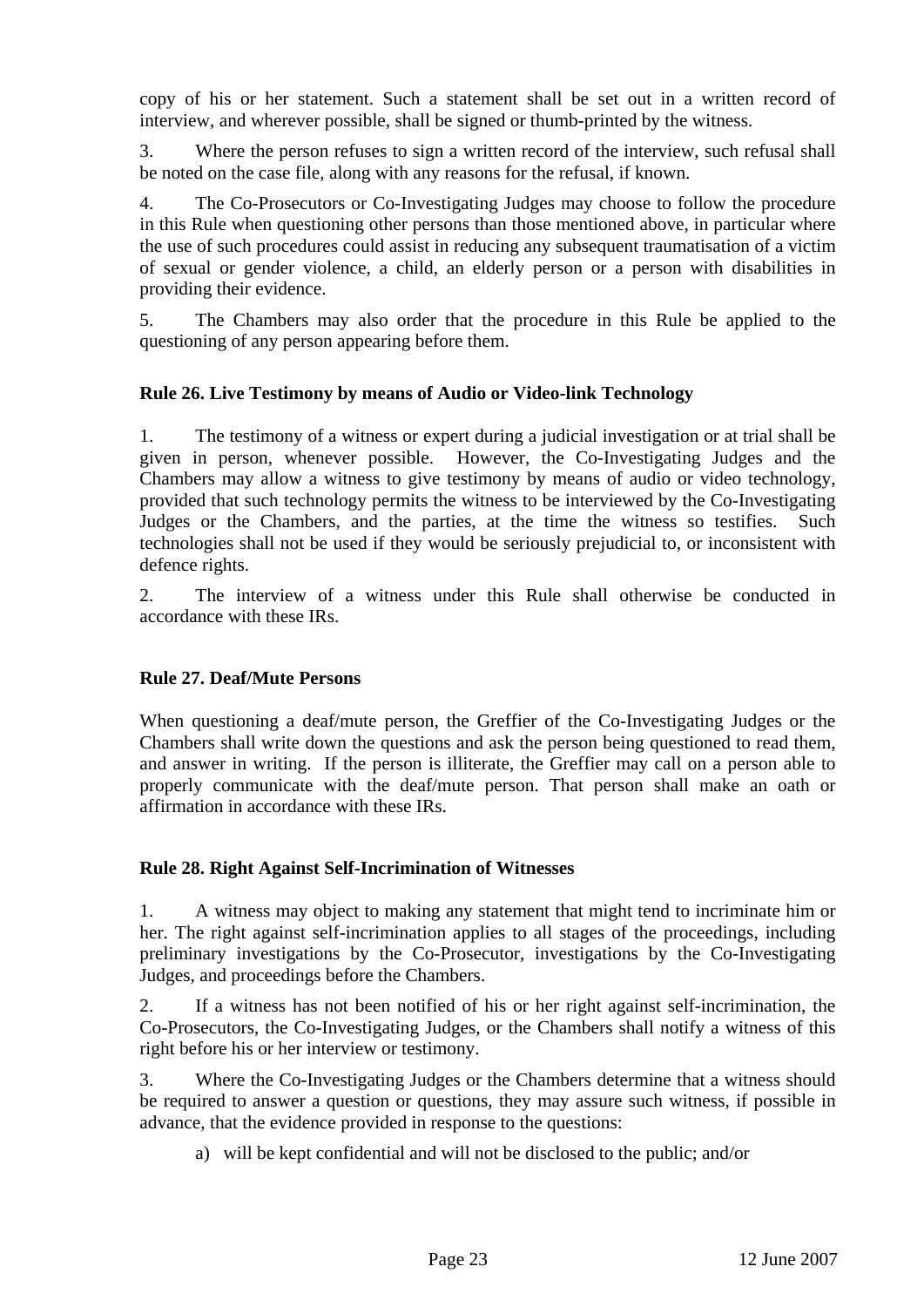copy of his or her statement. Such a statement shall be set out in a written record of interview, and wherever possible, shall be signed or thumb-printed by the witness.

3. Where the person refuses to sign a written record of the interview, such refusal shall be noted on the case file, along with any reasons for the refusal, if known.

4. The Co-Prosecutors or Co-Investigating Judges may choose to follow the procedure in this Rule when questioning other persons than those mentioned above, in particular where the use of such procedures could assist in reducing any subsequent traumatisation of a victim of sexual or gender violence, a child, an elderly person or a person with disabilities in providing their evidence.

5. The Chambers may also order that the procedure in this Rule be applied to the questioning of any person appearing before them.

### Rule 26. Live Testimony by means of Audio or Video-link Technology

1. The testimony of a witness or expert during a judicial investigation or at trial shall be given in person, whenever possible. However, the Co-Investigating Judges and the Chambers may allow a witness to give testimony by means of audio or video technology, provided that such technology permits the witness to be interviewed by the Co-Investigating Judges or the Chambers, and the parties, at the time the witness so testifies. Such technologies shall not be used if they would be seriously prejudicial to, or inconsistent with defence rights.

2. The interview of a witness under this Rule shall otherwise be conducted in accordance with these IRs.

### Rule 27. Deaf/Mute Persons

When questioning a deaf/mute person, the Greffier of the Co-Investigating Judges or the Chambers shall write down the questions and ask the person being questioned to read them, and answer in writing. If the person is illiterate, the Greffier may call on a person able to properly communicate with the deaf/mute person. That person shall make an oath or affirmation in accordance with these IRs.

### Rule 28. Right Against Self-Incrimination of Witnesses

1. A witness may object to making any statement that might tend to incriminate him or her. The right against self-incrimination applies to all stages of the proceedings, including preliminary investigations by the Co-Prosecutor, investigations by the Co-Investigating Judges, and proceedings before the Chambers.

2. If a witness has not been notified of his or her right against self-incrimination, the Co-Prosecutors, the Co-Investigating Judges, or the Chambers shall notify a witness of this right before his or her interview or testimony.

3. Where the Co-Investigating Judges or the Chambers determine that a witness should be required to answer a question or questions, they may assure such witness, if possible in advance, that the evidence provided in response to the questions:

a) will be kept confidential and will not be disclosed to the public; and/or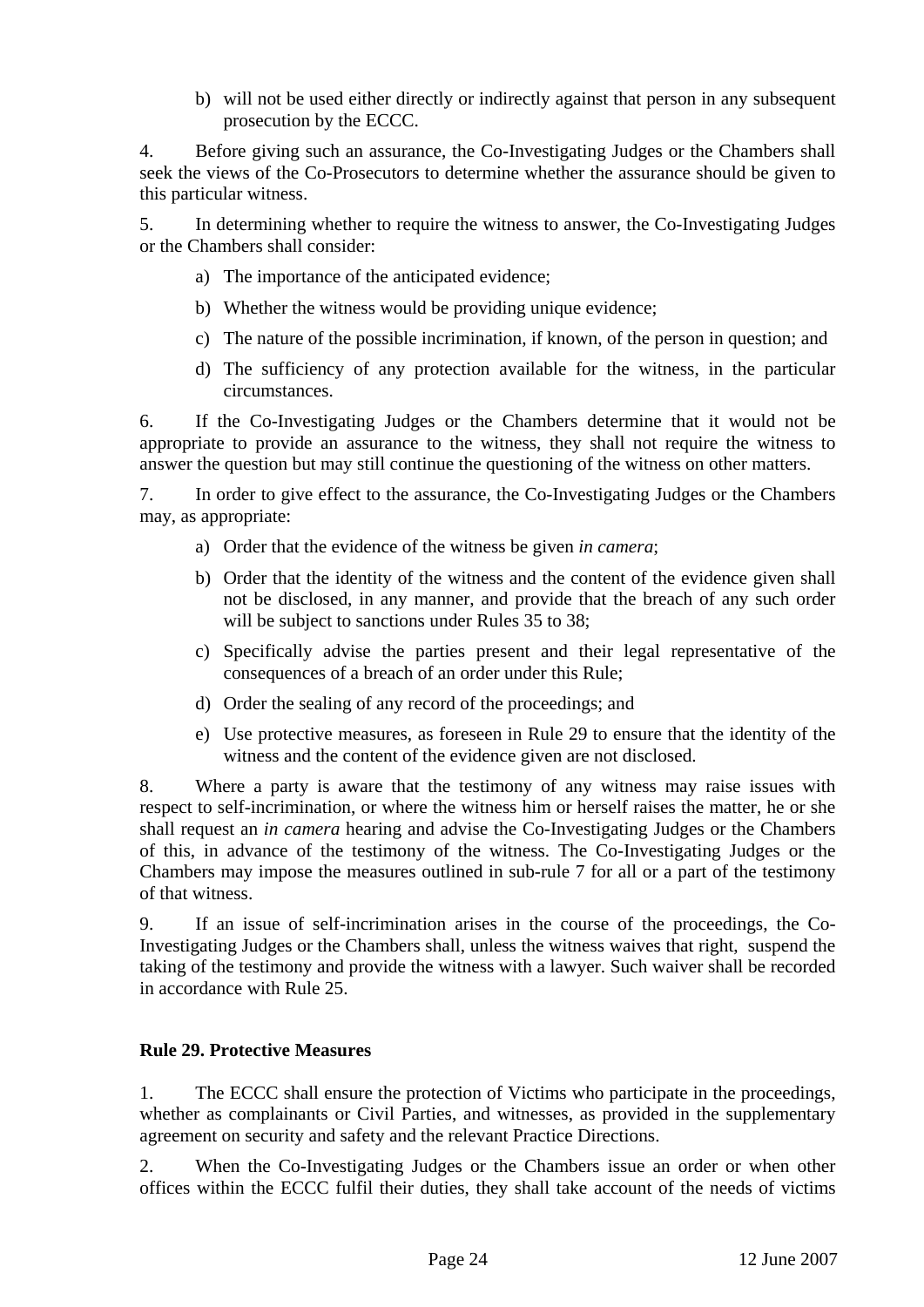b) will not be used either directly or indirectly against that person in any subsequent prosecution by the ECCC.

4. Before giving such an assurance, the Co-Investigating Judges or the Chambers shall seek the views of the Co-Prosecutors to determine whether the assurance should be given to this particular witness.

5. In determining whether to require the witness to answer, the Co-Investigating Judges or the Chambers shall consider:

a) The importance of the anticipated evidence;

b) Whether the witness would be providing unique evidence;

c) The nature of the possible incrimination, if known, of the person in question; and

d) The sufficiency of any protection available for the witness, in the particular circumstances.

6. If the Co-Investigating Judges or the Chambers determine that it would not be appropriate to provide an assurance to the witness, they shall not require the witness to answer the question but may still continue the questioning of the witness on other matters.

7. In order to give effect to the assurance, the Co-Investigating Judges or the Chambers may, as appropriate:

a) Order that the evidence of the witness be given *in camera*;

b) Order that the identity of the witness and the content of the evidence given shall not be disclosed, in any manner, and provide that the breach of any such order will be subject to sanctions under Rules 35 to 38;

c) Specifically advise the parties present and their legal representative of the consequences of a breach of an order under this Rule;

d) Order the sealing of any record of the proceedings; and

e) Use protective measures, as foreseen in Rule 29 to ensure that the identity of the witness and the content of the evidence given are not disclosed.

8. Where a party is aware that the testimony of any witness may raise issues with respect to self-incrimination, or where the witness him or herself raises the matter, he or she shall request an *in camera* hearing and advise the Co-Investigating Judges or the Chambers of this, in advance of the testimony of the witness. The Co-Investigating Judges or the Chambers may impose the measures outlined in sub-rule 7 for all or a part of the testimony of that witness.

9. If an issue of self-incrimination arises in the course of the proceedings, the Co-Investigating Judges or the Chambers shall, unless the witness waives that right, suspend the taking of the testimony and provide the witness with a lawyer. Such waiver shall be recorded in accordance with Rule 25.

**Rule 29. Protective Measures**

1. The ECCC shall ensure the protection of Victims who participate in the proceedings, whether as complainants or Civil Parties, and witnesses, as provided in the supplementary agreement on security and safety and the relevant Practice Directions.

2. When the Co-Investigating Judges or the Chambers issue an order or when other offices within the ECCC fulfil their duties, they shall take account of the needs of victims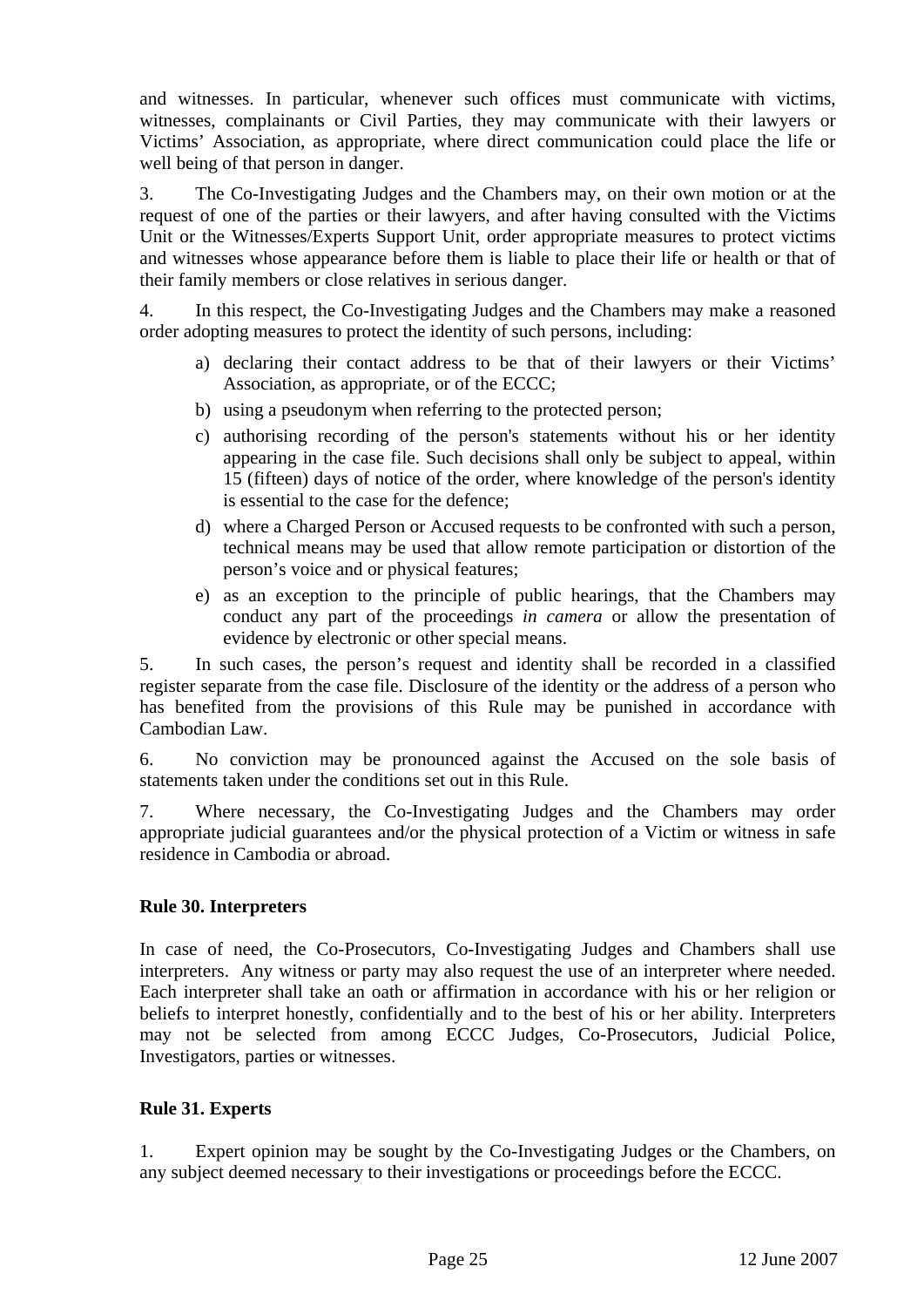and witnesses. In particular, whenever such offices must communicate with victims, witnesses, complainants or Civil Parties, they may communicate with their lawyers or Victims' Association, as appropriate, where direct communication could place the life or well being of that person in danger.

3. The Co-Investigating Judges and the Chambers may, on their own motion or at the request of one of the parties or their lawyers, and after having consulted with the Victims Unit or the Witnesses/Experts Support Unit, order appropriate measures to protect victims and witnesses whose appearance before them is liable to place their life or health or that of their family members or close relatives in serious danger.

4. In this respect, the Co-Investigating Judges and the Chambers may make a reasoned order adopting measures to protect the identity of such persons, including:

a) declaring their contact address to be that of their lawyers or their Victims' Association, as appropriate, or of the ECCC;
b) using a pseudonym when referring to the protected person;
c) authorising recording of the person's statements without his or her identity appearing in the case file. Such decisions shall only be subject to appeal, within 15 (fifteen) days of notice of the order, where knowledge of the person's identity is essential to the case for the defence;
d) where a Charged Person or Accused requests to be confronted with such a person, technical means may be used that allow remote participation or distortion of the person's voice and or physical features;
e) as an exception to the principle of public hearings, that the Chambers may conduct any part of the proceedings *in camera* or allow the presentation of evidence by electronic or other special means.

5. In such cases, the person's request and identity shall be recorded in a classified register separate from the case file. Disclosure of the identity or the address of a person who has benefited from the provisions of this Rule may be punished in accordance with Cambodian Law.

6. No conviction may be pronounced against the Accused on the sole basis of statements taken under the conditions set out in this Rule.

7. Where necessary, the Co-Investigating Judges and the Chambers may order appropriate judicial guarantees and/or the physical protection of a Victim or witness in safe residence in Cambodia or abroad.

### Rule 30. Interpreters

In case of need, the Co-Prosecutors, Co-Investigating Judges and Chambers shall use interpreters. Any witness or party may also request the use of an interpreter where needed. Each interpreter shall take an oath or affirmation in accordance with his or her religion or beliefs to interpret honestly, confidentially and to the best of his or her ability. Interpreters may not be selected from among ECCC Judges, Co-Prosecutors, Judicial Police, Investigators, parties or witnesses.

### Rule 31. Experts

1. Expert opinion may be sought by the Co-Investigating Judges or the Chambers, on any subject deemed necessary to their investigations or proceedings before the ECCC.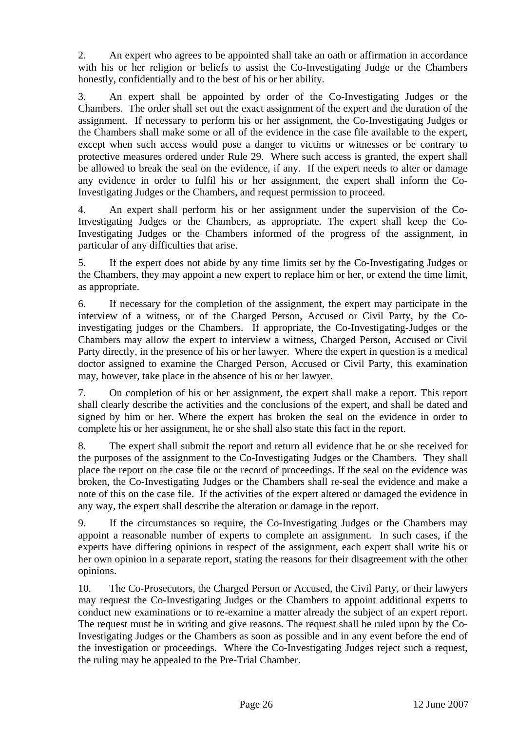2. An expert who agrees to be appointed shall take an oath or affirmation in accordance with his or her religion or beliefs to assist the Co-Investigating Judge or the Chambers honestly, confidentially and to the best of his or her ability.

3. An expert shall be appointed by order of the Co-Investigating Judges or the Chambers. The order shall set out the exact assignment of the expert and the duration of the assignment. If necessary to perform his or her assignment, the Co-Investigating Judges or the Chambers shall make some or all of the evidence in the case file available to the expert, except when such access would pose a danger to victims or witnesses or be contrary to protective measures ordered under Rule 29. Where such access is granted, the expert shall be allowed to break the seal on the evidence, if any. If the expert needs to alter or damage any evidence in order to fulfil his or her assignment, the expert shall inform the Co-Investigating Judges or the Chambers, and request permission to proceed.

4. An expert shall perform his or her assignment under the supervision of the Co-Investigating Judges or the Chambers, as appropriate. The expert shall keep the Co-Investigating Judges or the Chambers informed of the progress of the assignment, in particular of any difficulties that arise.

5. If the expert does not abide by any time limits set by the Co-Investigating Judges or the Chambers, they may appoint a new expert to replace him or her, or extend the time limit, as appropriate.

6. If necessary for the completion of the assignment, the expert may participate in the interview of a witness, or of the Charged Person, Accused or Civil Party, by the Co-investigating judges or the Chambers. If appropriate, the Co-Investigating-Judges or the Chambers may allow the expert to interview a witness, Charged Person, Accused or Civil Party directly, in the presence of his or her lawyer. Where the expert in question is a medical doctor assigned to examine the Charged Person, Accused or Civil Party, this examination may, however, take place in the absence of his or her lawyer.

7. On completion of his or her assignment, the expert shall make a report. This report shall clearly describe the activities and the conclusions of the expert, and shall be dated and signed by him or her. Where the expert has broken the seal on the evidence in order to complete his or her assignment, he or she shall also state this fact in the report.

8. The expert shall submit the report and return all evidence that he or she received for the purposes of the assignment to the Co-Investigating Judges or the Chambers. They shall place the report on the case file or the record of proceedings. If the seal on the evidence was broken, the Co-Investigating Judges or the Chambers shall re-seal the evidence and make a note of this on the case file. If the activities of the expert altered or damaged the evidence in any way, the expert shall describe the alteration or damage in the report.

9. If the circumstances so require, the Co-Investigating Judges or the Chambers may appoint a reasonable number of experts to complete an assignment. In such cases, if the experts have differing opinions in respect of the assignment, each expert shall write his or her own opinion in a separate report, stating the reasons for their disagreement with the other opinions.

10. The Co-Prosecutors, the Charged Person or Accused, the Civil Party, or their lawyers may request the Co-Investigating Judges or the Chambers to appoint additional experts to conduct new examinations or to re-examine a matter already the subject of an expert report. The request must be in writing and give reasons. The request shall be ruled upon by the Co-Investigating Judges or the Chambers as soon as possible and in any event before the end of the investigation or proceedings. Where the Co-Investigating Judges reject such a request, the ruling may be appealed to the Pre-Trial Chamber.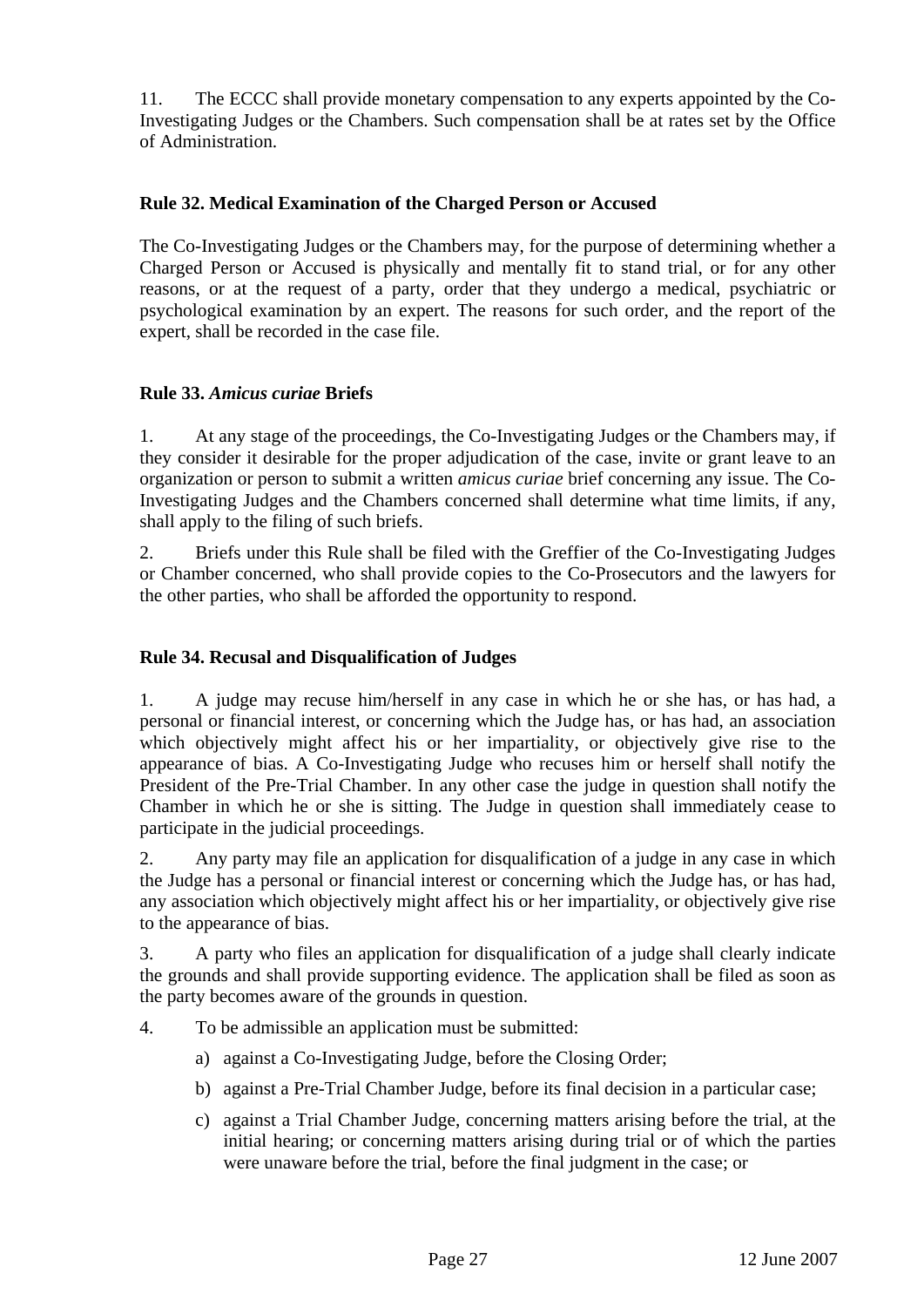11. The ECCC shall provide monetary compensation to any experts appointed by the Co-Investigating Judges or the Chambers. Such compensation shall be at rates set by the Office of Administration.

### Rule 32. Medical Examination of the Charged Person or Accused

The Co-Investigating Judges or the Chambers may, for the purpose of determining whether a Charged Person or Accused is physically and mentally fit to stand trial, or for any other reasons, or at the request of a party, order that they undergo a medical, psychiatric or psychological examination by an expert. The reasons for such order, and the report of the expert, shall be recorded in the case file.

### Rule 33. *Amicus curiae* Briefs

1. At any stage of the proceedings, the Co-Investigating Judges or the Chambers may, if they consider it desirable for the proper adjudication of the case, invite or grant leave to an organization or person to submit a written *amicus curiae* brief concerning any issue. The Co-Investigating Judges and the Chambers concerned shall determine what time limits, if any, shall apply to the filing of such briefs.

2. Briefs under this Rule shall be filed with the Greffier of the Co-Investigating Judges or Chamber concerned, who shall provide copies to the Co-Prosecutors and the lawyers for the other parties, who shall be afforded the opportunity to respond.

### Rule 34. Recusal and Disqualification of Judges

1. A judge may recuse him/herself in any case in which he or she has, or has had, a personal or financial interest, or concerning which the Judge has, or has had, an association which objectively might affect his or her impartiality, or objectively give rise to the appearance of bias. A Co-Investigating Judge who recuses him or herself shall notify the President of the Pre-Trial Chamber. In any other case the judge in question shall notify the Chamber in which he or she is sitting. The Judge in question shall immediately cease to participate in the judicial proceedings.

2. Any party may file an application for disqualification of a judge in any case in which the Judge has a personal or financial interest or concerning which the Judge has, or has had, any association which objectively might affect his or her impartiality, or objectively give rise to the appearance of bias.

3. A party who files an application for disqualification of a judge shall clearly indicate the grounds and shall provide supporting evidence. The application shall be filed as soon as the party becomes aware of the grounds in question.

4. To be admissible an application must be submitted:

   a) against a Co-Investigating Judge, before the Closing Order;

   b) against a Pre-Trial Chamber Judge, before its final decision in a particular case;

   c) against a Trial Chamber Judge, concerning matters arising before the trial, at the initial hearing; or concerning matters arising during trial or of which the parties were unaware before the trial, before the final judgment in the case; or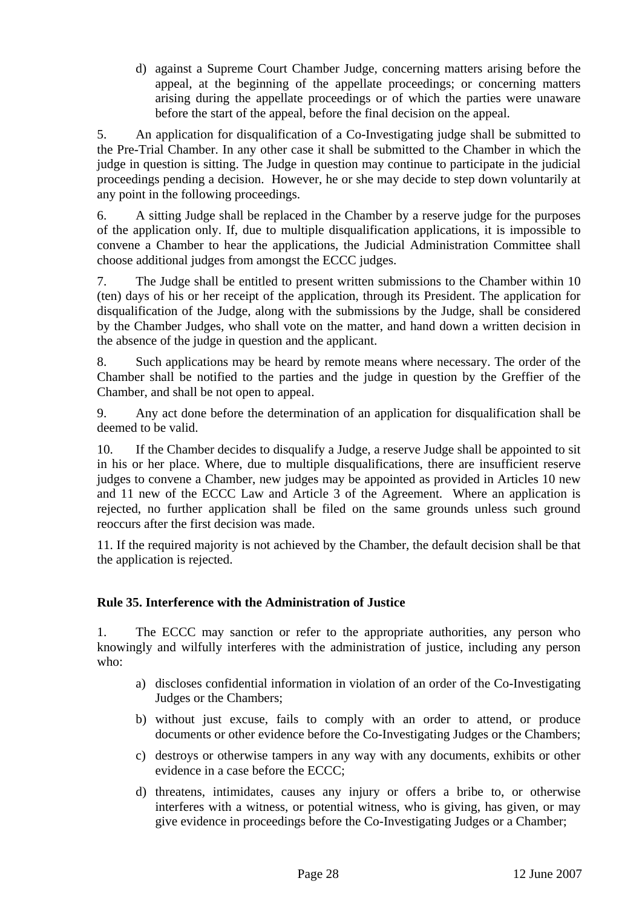d) against a Supreme Court Chamber Judge, concerning matters arising before the appeal, at the beginning of the appellate proceedings; or concerning matters arising during the appellate proceedings or of which the parties were unaware before the start of the appeal, before the final decision on the appeal.

5. An application for disqualification of a Co-Investigating judge shall be submitted to the Pre-Trial Chamber. In any other case it shall be submitted to the Chamber in which the judge in question is sitting. The Judge in question may continue to participate in the judicial proceedings pending a decision. However, he or she may decide to step down voluntarily at any point in the following proceedings.

6. A sitting Judge shall be replaced in the Chamber by a reserve judge for the purposes of the application only. If, due to multiple disqualification applications, it is impossible to convene a Chamber to hear the applications, the Judicial Administration Committee shall choose additional judges from amongst the ECCC judges.

7. The Judge shall be entitled to present written submissions to the Chamber within 10 (ten) days of his or her receipt of the application, through its President. The application for disqualification of the Judge, along with the submissions by the Judge, shall be considered by the Chamber Judges, who shall vote on the matter, and hand down a written decision in the absence of the judge in question and the applicant.

8. Such applications may be heard by remote means where necessary. The order of the Chamber shall be notified to the parties and the judge in question by the Greffier of the Chamber, and shall be not open to appeal.

9. Any act done before the determination of an application for disqualification shall be deemed to be valid.

10. If the Chamber decides to disqualify a Judge, a reserve Judge shall be appointed to sit in his or her place. Where, due to multiple disqualifications, there are insufficient reserve judges to convene a Chamber, new judges may be appointed as provided in Articles 10 new and 11 new of the ECCC Law and Article 3 of the Agreement. Where an application is rejected, no further application shall be filed on the same grounds unless such ground reoccurs after the first decision was made.

11. If the required majority is not achieved by the Chamber, the default decision shall be that the application is rejected.

### Rule 35. Interference with the Administration of Justice

1. The ECCC may sanction or refer to the appropriate authorities, any person who knowingly and wilfully interferes with the administration of justice, including any person who:

a) discloses confidential information in violation of an order of the Co-Investigating Judges or the Chambers;

b) without just excuse, fails to comply with an order to attend, or produce documents or other evidence before the Co-Investigating Judges or the Chambers;

c) destroys or otherwise tampers in any way with any documents, exhibits or other evidence in a case before the ECCC;

d) threatens, intimidates, causes any injury or offers a bribe to, or otherwise interferes with a witness, or potential witness, who is giving, has given, or may give evidence in proceedings before the Co-Investigating Judges or a Chamber;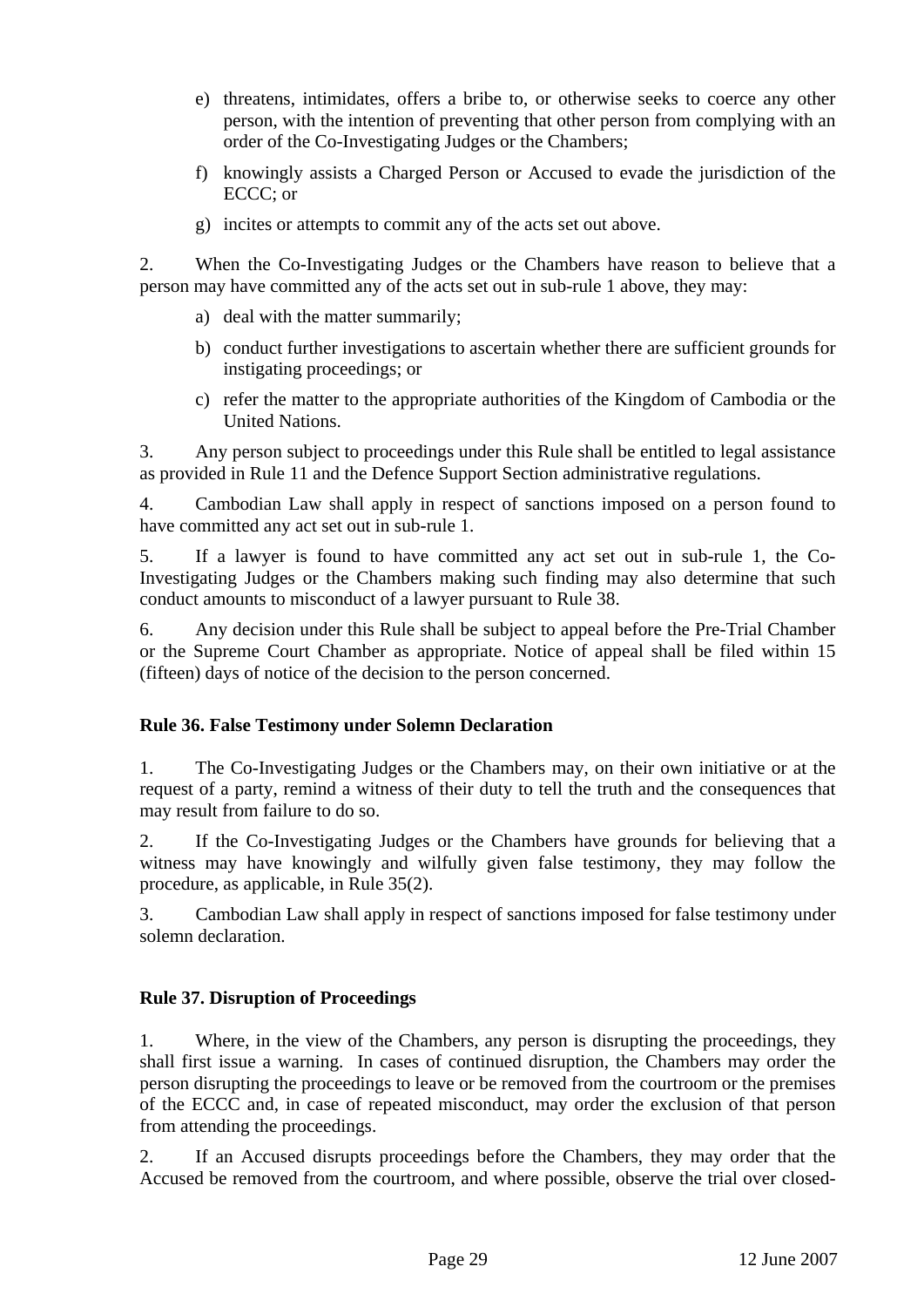e) threatens, intimidates, offers a bribe to, or otherwise seeks to coerce any other person, with the intention of preventing that other person from complying with an order of the Co-Investigating Judges or the Chambers;

f) knowingly assists a Charged Person or Accused to evade the jurisdiction of the ECCC; or

g) incites or attempts to commit any of the acts set out above.

2. When the Co-Investigating Judges or the Chambers have reason to believe that a person may have committed any of the acts set out in sub-rule 1 above, they may:

a) deal with the matter summarily;

b) conduct further investigations to ascertain whether there are sufficient grounds for instigating proceedings; or

c) refer the matter to the appropriate authorities of the Kingdom of Cambodia or the United Nations.

3. Any person subject to proceedings under this Rule shall be entitled to legal assistance as provided in Rule 11 and the Defence Support Section administrative regulations.

4. Cambodian Law shall apply in respect of sanctions imposed on a person found to have committed any act set out in sub-rule 1.

5. If a lawyer is found to have committed any act set out in sub-rule 1, the Co-Investigating Judges or the Chambers making such finding may also determine that such conduct amounts to misconduct of a lawyer pursuant to Rule 38.

6. Any decision under this Rule shall be subject to appeal before the Pre-Trial Chamber or the Supreme Court Chamber as appropriate. Notice of appeal shall be filed within 15 (fifteen) days of notice of the decision to the person concerned.

### Rule 36. False Testimony under Solemn Declaration

1. The Co-Investigating Judges or the Chambers may, on their own initiative or at the request of a party, remind a witness of their duty to tell the truth and the consequences that may result from failure to do so.

2. If the Co-Investigating Judges or the Chambers have grounds for believing that a witness may have knowingly and wilfully given false testimony, they may follow the procedure, as applicable, in Rule 35(2).

3. Cambodian Law shall apply in respect of sanctions imposed for false testimony under solemn declaration.

### Rule 37. Disruption of Proceedings

1. Where, in the view of the Chambers, any person is disrupting the proceedings, they shall first issue a warning. In cases of continued disruption, the Chambers may order the person disrupting the proceedings to leave or be removed from the courtroom or the premises of the ECCC and, in case of repeated misconduct, may order the exclusion of that person from attending the proceedings.

2. If an Accused disrupts proceedings before the Chambers, they may order that the Accused be removed from the courtroom, and where possible, observe the trial over closed-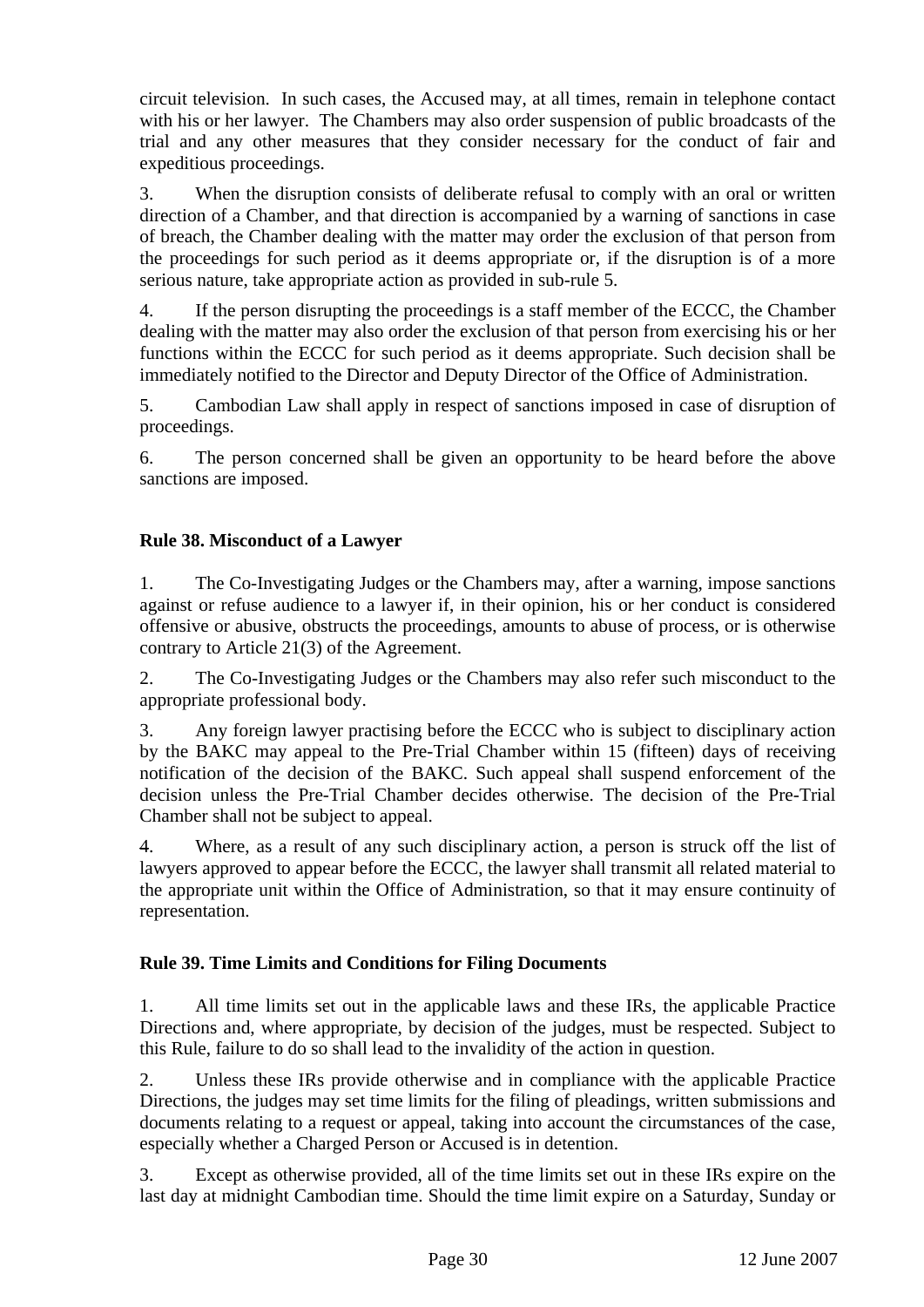circuit television. In such cases, the Accused may, at all times, remain in telephone contact with his or her lawyer. The Chambers may also order suspension of public broadcasts of the trial and any other measures that they consider necessary for the conduct of fair and expeditious proceedings.

3. When the disruption consists of deliberate refusal to comply with an oral or written direction of a Chamber, and that direction is accompanied by a warning of sanctions in case of breach, the Chamber dealing with the matter may order the exclusion of that person from the proceedings for such period as it deems appropriate or, if the disruption is of a more serious nature, take appropriate action as provided in sub-rule 5.

4. If the person disrupting the proceedings is a staff member of the ECCC, the Chamber dealing with the matter may also order the exclusion of that person from exercising his or her functions within the ECCC for such period as it deems appropriate. Such decision shall be immediately notified to the Director and Deputy Director of the Office of Administration.

5. Cambodian Law shall apply in respect of sanctions imposed in case of disruption of proceedings.

6. The person concerned shall be given an opportunity to be heard before the above sanctions are imposed.

### Rule 38. Misconduct of a Lawyer

1. The Co-Investigating Judges or the Chambers may, after a warning, impose sanctions against or refuse audience to a lawyer if, in their opinion, his or her conduct is considered offensive or abusive, obstructs the proceedings, amounts to abuse of process, or is otherwise contrary to Article 21(3) of the Agreement.

2. The Co-Investigating Judges or the Chambers may also refer such misconduct to the appropriate professional body.

3. Any foreign lawyer practising before the ECCC who is subject to disciplinary action by the BAKC may appeal to the Pre-Trial Chamber within 15 (fifteen) days of receiving notification of the decision of the BAKC. Such appeal shall suspend enforcement of the decision unless the Pre-Trial Chamber decides otherwise. The decision of the Pre-Trial Chamber shall not be subject to appeal.

4. Where, as a result of any such disciplinary action, a person is struck off the list of lawyers approved to appear before the ECCC, the lawyer shall transmit all related material to the appropriate unit within the Office of Administration, so that it may ensure continuity of representation.

### Rule 39. Time Limits and Conditions for Filing Documents

1. All time limits set out in the applicable laws and these IRs, the applicable Practice Directions and, where appropriate, by decision of the judges, must be respected. Subject to this Rule, failure to do so shall lead to the invalidity of the action in question.

2. Unless these IRs provide otherwise and in compliance with the applicable Practice Directions, the judges may set time limits for the filing of pleadings, written submissions and documents relating to a request or appeal, taking into account the circumstances of the case, especially whether a Charged Person or Accused is in detention.

3. Except as otherwise provided, all of the time limits set out in these IRs expire on the last day at midnight Cambodian time. Should the time limit expire on a Saturday, Sunday or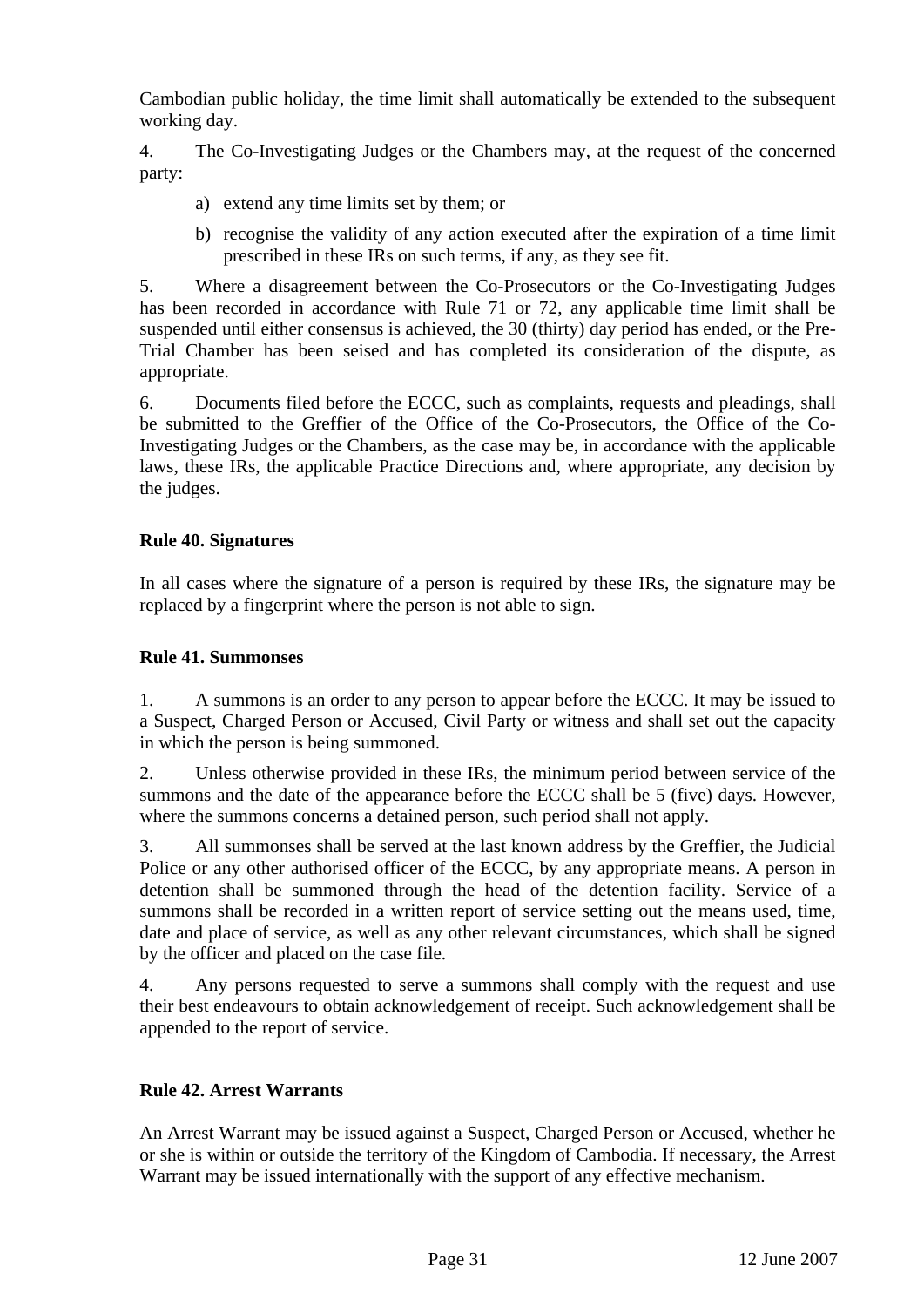Cambodian public holiday, the time limit shall automatically be extended to the subsequent working day.

4. The Co-Investigating Judges or the Chambers may, at the request of the concerned party:

a) extend any time limits set by them; or

b) recognise the validity of any action executed after the expiration of a time limit prescribed in these IRs on such terms, if any, as they see fit.

5. Where a disagreement between the Co-Prosecutors or the Co-Investigating Judges has been recorded in accordance with Rule 71 or 72, any applicable time limit shall be suspended until either consensus is achieved, the 30 (thirty) day period has ended, or the Pre-Trial Chamber has been seised and has completed its consideration of the dispute, as appropriate.

6. Documents filed before the ECCC, such as complaints, requests and pleadings, shall be submitted to the Greffier of the Office of the Co-Prosecutors, the Office of the Co-Investigating Judges or the Chambers, as the case may be, in accordance with the applicable laws, these IRs, the applicable Practice Directions and, where appropriate, any decision by the judges.

**Rule 40. Signatures**

In all cases where the signature of a person is required by these IRs, the signature may be replaced by a fingerprint where the person is not able to sign.

**Rule 41. Summonses**

1. A summons is an order to any person to appear before the ECCC. It may be issued to a Suspect, Charged Person or Accused, Civil Party or witness and shall set out the capacity in which the person is being summoned.

2. Unless otherwise provided in these IRs, the minimum period between service of the summons and the date of the appearance before the ECCC shall be 5 (five) days. However, where the summons concerns a detained person, such period shall not apply.

3. All summonses shall be served at the last known address by the Greffier, the Judicial Police or any other authorised officer of the ECCC, by any appropriate means. A person in detention shall be summoned through the head of the detention facility. Service of a summons shall be recorded in a written report of service setting out the means used, time, date and place of service, as well as any other relevant circumstances, which shall be signed by the officer and placed on the case file.

4. Any persons requested to serve a summons shall comply with the request and use their best endeavours to obtain acknowledgement of receipt. Such acknowledgement shall be appended to the report of service.

**Rule 42. Arrest Warrants**

An Arrest Warrant may be issued against a Suspect, Charged Person or Accused, whether he or she is within or outside the territory of the Kingdom of Cambodia. If necessary, the Arrest Warrant may be issued internationally with the support of any effective mechanism.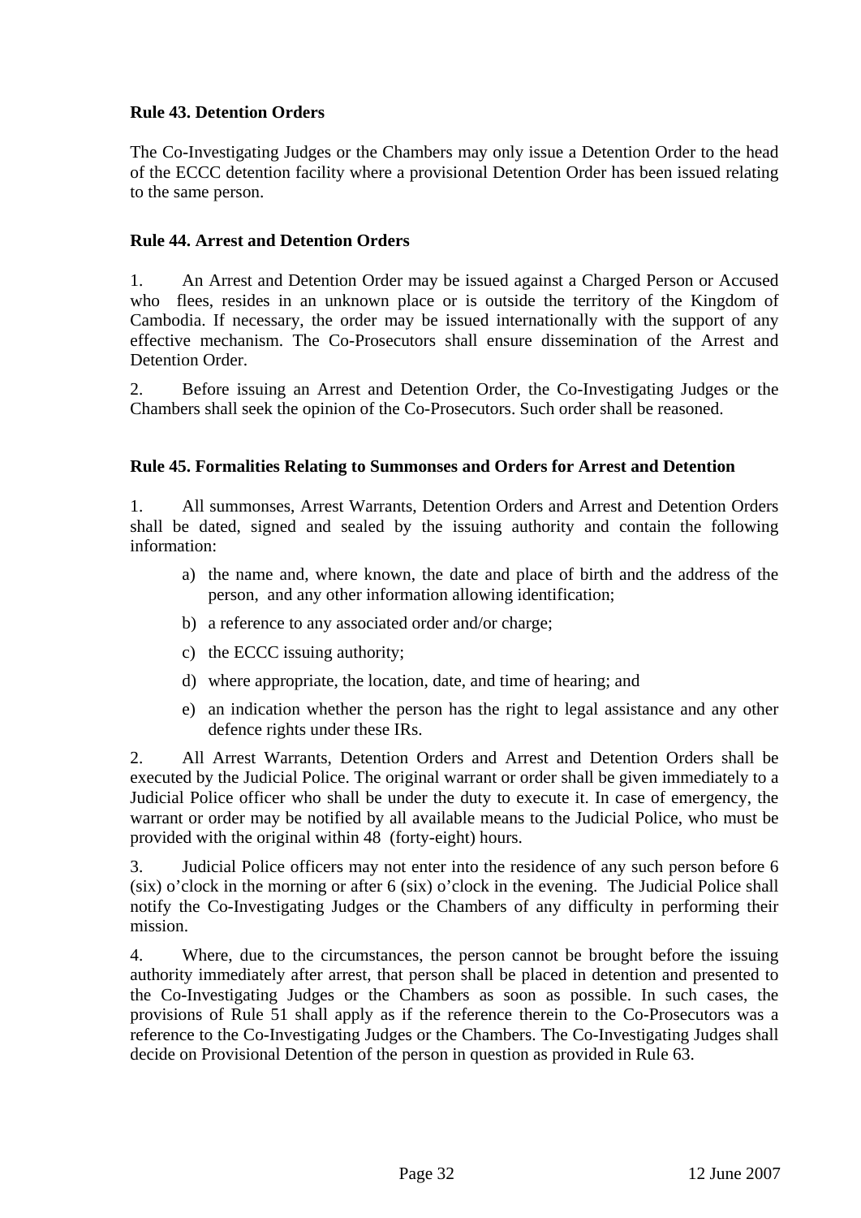**Rule 43. Detention Orders**

The Co-Investigating Judges or the Chambers may only issue a Detention Order to the head of the ECCC detention facility where a provisional Detention Order has been issued relating to the same person.

**Rule 44. Arrest and Detention Orders**

1. An Arrest and Detention Order may be issued against a Charged Person or Accused who flees, resides in an unknown place or is outside the territory of the Kingdom of Cambodia. If necessary, the order may be issued internationally with the support of any effective mechanism. The Co-Prosecutors shall ensure dissemination of the Arrest and Detention Order.

2. Before issuing an Arrest and Detention Order, the Co-Investigating Judges or the Chambers shall seek the opinion of the Co-Prosecutors. Such order shall be reasoned.

**Rule 45. Formalities Relating to Summonses and Orders for Arrest and Detention**

1. All summonses, Arrest Warrants, Detention Orders and Arrest and Detention Orders shall be dated, signed and sealed by the issuing authority and contain the following information:

   a) the name and, where known, the date and place of birth and the address of the person, and any other information allowing identification;

   b) a reference to any associated order and/or charge;

   c) the ECCC issuing authority;

   d) where appropriate, the location, date, and time of hearing; and

   e) an indication whether the person has the right to legal assistance and any other defence rights under these IRs.

2. All Arrest Warrants, Detention Orders and Arrest and Detention Orders shall be executed by the Judicial Police. The original warrant or order shall be given immediately to a Judicial Police officer who shall be under the duty to execute it. In case of emergency, the warrant or order may be notified by all available means to the Judicial Police, who must be provided with the original within 48 (forty-eight) hours.

3. Judicial Police officers may not enter into the residence of any such person before 6 (six) o'clock in the morning or after 6 (six) o'clock in the evening. The Judicial Police shall notify the Co-Investigating Judges or the Chambers of any difficulty in performing their mission.

4. Where, due to the circumstances, the person cannot be brought before the issuing authority immediately after arrest, that person shall be placed in detention and presented to the Co-Investigating Judges or the Chambers as soon as possible. In such cases, the provisions of Rule 51 shall apply as if the reference therein to the Co-Prosecutors was a reference to the Co-Investigating Judges or the Chambers. The Co-Investigating Judges shall decide on Provisional Detention of the person in question as provided in Rule 63.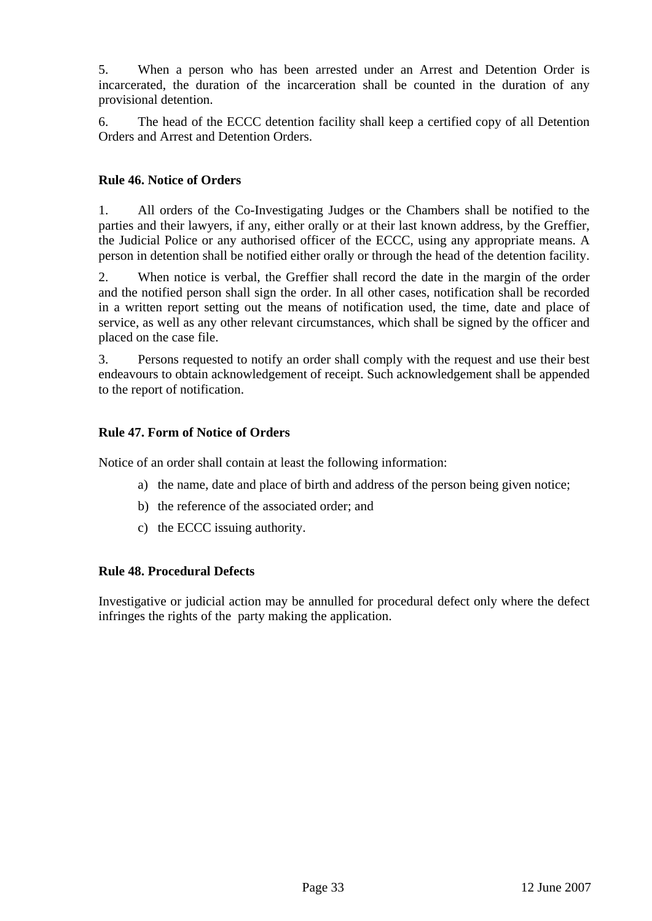5. When a person who has been arrested under an Arrest and Detention Order is incarcerated, the duration of the incarceration shall be counted in the duration of any provisional detention.

6. The head of the ECCC detention facility shall keep a certified copy of all Detention Orders and Arrest and Detention Orders.

### Rule 46. Notice of Orders

1. All orders of the Co-Investigating Judges or the Chambers shall be notified to the parties and their lawyers, if any, either orally or at their last known address, by the Greffier, the Judicial Police or any authorised officer of the ECCC, using any appropriate means. A person in detention shall be notified either orally or through the head of the detention facility.

2. When notice is verbal, the Greffier shall record the date in the margin of the order and the notified person shall sign the order. In all other cases, notification shall be recorded in a written report setting out the means of notification used, the time, date and place of service, as well as any other relevant circumstances, which shall be signed by the officer and placed on the case file.

3. Persons requested to notify an order shall comply with the request and use their best endeavours to obtain acknowledgement of receipt. Such acknowledgement shall be appended to the report of notification.

### Rule 47. Form of Notice of Orders

Notice of an order shall contain at least the following information:

a) the name, date and place of birth and address of the person being given notice;
b) the reference of the associated order; and
c) the ECCC issuing authority.

### Rule 48. Procedural Defects

Investigative or judicial action may be annulled for procedural defect only where the defect infringes the rights of the party making the application.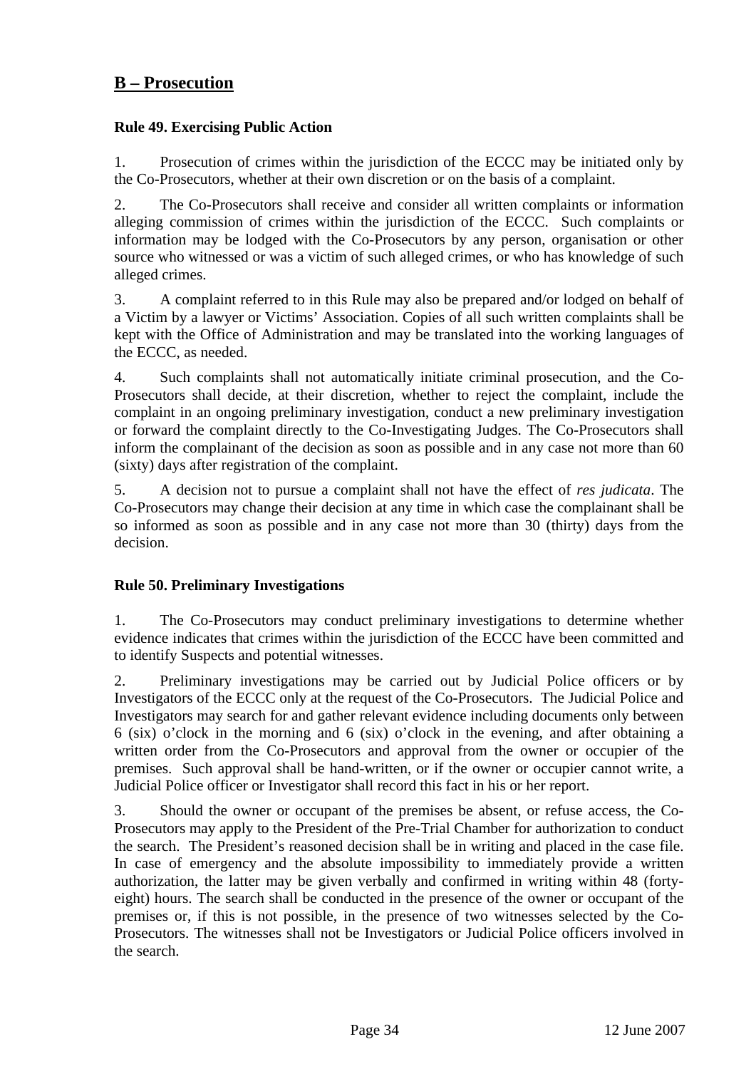## B – Prosecution

### Rule 49. Exercising Public Action

1. Prosecution of crimes within the jurisdiction of the ECCC may be initiated only by the Co-Prosecutors, whether at their own discretion or on the basis of a complaint.

2. The Co-Prosecutors shall receive and consider all written complaints or information alleging commission of crimes within the jurisdiction of the ECCC. Such complaints or information may be lodged with the Co-Prosecutors by any person, organisation or other source who witnessed or was a victim of such alleged crimes, or who has knowledge of such alleged crimes.

3. A complaint referred to in this Rule may also be prepared and/or lodged on behalf of a Victim by a lawyer or Victims' Association. Copies of all such written complaints shall be kept with the Office of Administration and may be translated into the working languages of the ECCC, as needed.

4. Such complaints shall not automatically initiate criminal prosecution, and the Co-Prosecutors shall decide, at their discretion, whether to reject the complaint, include the complaint in an ongoing preliminary investigation, conduct a new preliminary investigation or forward the complaint directly to the Co-Investigating Judges. The Co-Prosecutors shall inform the complainant of the decision as soon as possible and in any case not more than 60 (sixty) days after registration of the complaint.

5. A decision not to pursue a complaint shall not have the effect of *res judicata*. The Co-Prosecutors may change their decision at any time in which case the complainant shall be so informed as soon as possible and in any case not more than 30 (thirty) days from the decision.

### Rule 50. Preliminary Investigations

1. The Co-Prosecutors may conduct preliminary investigations to determine whether evidence indicates that crimes within the jurisdiction of the ECCC have been committed and to identify Suspects and potential witnesses.

2. Preliminary investigations may be carried out by Judicial Police officers or by Investigators of the ECCC only at the request of the Co-Prosecutors. The Judicial Police and Investigators may search for and gather relevant evidence including documents only between 6 (six) o'clock in the morning and 6 (six) o'clock in the evening, and after obtaining a written order from the Co-Prosecutors and approval from the owner or occupier of the premises. Such approval shall be hand-written, or if the owner or occupier cannot write, a Judicial Police officer or Investigator shall record this fact in his or her report.

3. Should the owner or occupant of the premises be absent, or refuse access, the Co-Prosecutors may apply to the President of the Pre-Trial Chamber for authorization to conduct the search. The President's reasoned decision shall be in writing and placed in the case file. In case of emergency and the absolute impossibility to immediately provide a written authorization, the latter may be given verbally and confirmed in writing within 48 (forty-eight) hours. The search shall be conducted in the presence of the owner or occupant of the premises or, if this is not possible, in the presence of two witnesses selected by the Co-Prosecutors. The witnesses shall not be Investigators or Judicial Police officers involved in the search.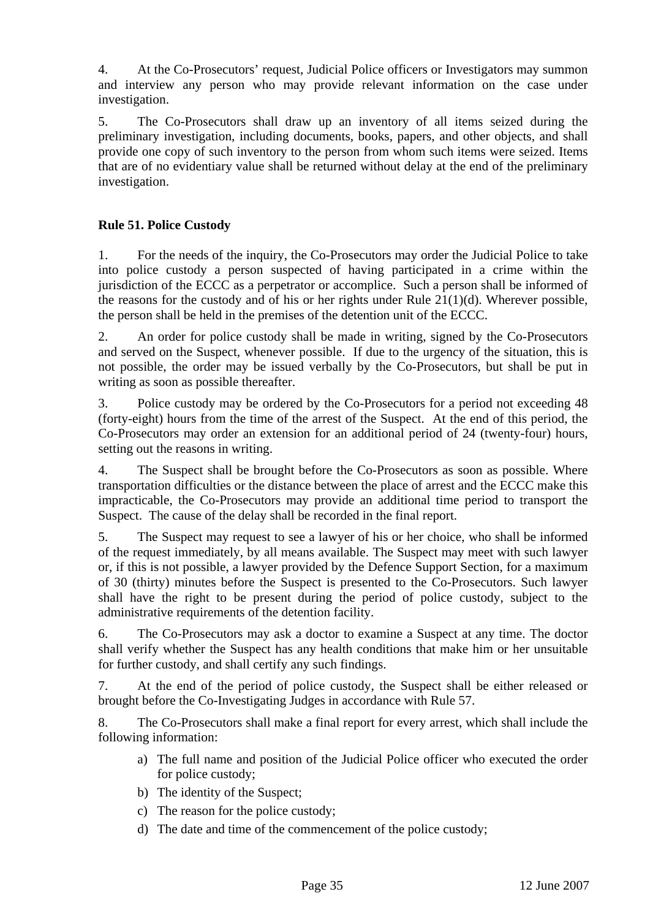4. At the Co-Prosecutors' request, Judicial Police officers or Investigators may summon and interview any person who may provide relevant information on the case under investigation.

5. The Co-Prosecutors shall draw up an inventory of all items seized during the preliminary investigation, including documents, books, papers, and other objects, and shall provide one copy of such inventory to the person from whom such items were seized. Items that are of no evidentiary value shall be returned without delay at the end of the preliminary investigation.

**Rule 51. Police Custody**

1. For the needs of the inquiry, the Co-Prosecutors may order the Judicial Police to take into police custody a person suspected of having participated in a crime within the jurisdiction of the ECCC as a perpetrator or accomplice. Such a person shall be informed of the reasons for the custody and of his or her rights under Rule 21(1)(d). Wherever possible, the person shall be held in the premises of the detention unit of the ECCC.

2. An order for police custody shall be made in writing, signed by the Co-Prosecutors and served on the Suspect, whenever possible. If due to the urgency of the situation, this is not possible, the order may be issued verbally by the Co-Prosecutors, but shall be put in writing as soon as possible thereafter.

3. Police custody may be ordered by the Co-Prosecutors for a period not exceeding 48 (forty-eight) hours from the time of the arrest of the Suspect. At the end of this period, the Co-Prosecutors may order an extension for an additional period of 24 (twenty-four) hours, setting out the reasons in writing.

4. The Suspect shall be brought before the Co-Prosecutors as soon as possible. Where transportation difficulties or the distance between the place of arrest and the ECCC make this impracticable, the Co-Prosecutors may provide an additional time period to transport the Suspect. The cause of the delay shall be recorded in the final report.

5. The Suspect may request to see a lawyer of his or her choice, who shall be informed of the request immediately, by all means available. The Suspect may meet with such lawyer or, if this is not possible, a lawyer provided by the Defence Support Section, for a maximum of 30 (thirty) minutes before the Suspect is presented to the Co-Prosecutors. Such lawyer shall have the right to be present during the period of police custody, subject to the administrative requirements of the detention facility.

6. The Co-Prosecutors may ask a doctor to examine a Suspect at any time. The doctor shall verify whether the Suspect has any health conditions that make him or her unsuitable for further custody, and shall certify any such findings.

7. At the end of the period of police custody, the Suspect shall be either released or brought before the Co-Investigating Judges in accordance with Rule 57.

8. The Co-Prosecutors shall make a final report for every arrest, which shall include the following information:

a) The full name and position of the Judicial Police officer who executed the order for police custody;
b) The identity of the Suspect;
c) The reason for the police custody;
d) The date and time of the commencement of the police custody;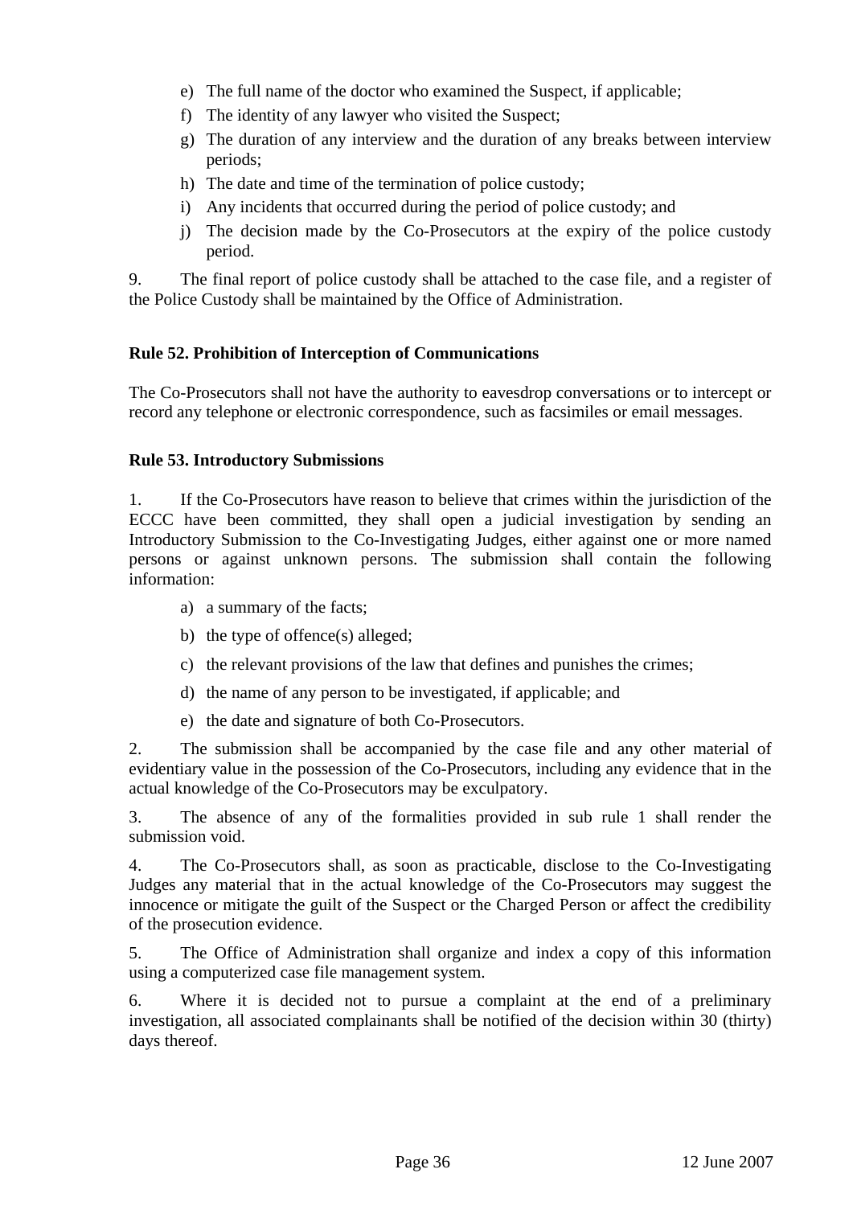e) The full name of the doctor who examined the Suspect, if applicable;

f) The identity of any lawyer who visited the Suspect;

g) The duration of any interview and the duration of any breaks between interview periods;

h) The date and time of the termination of police custody;

i) Any incidents that occurred during the period of police custody; and

j) The decision made by the Co-Prosecutors at the expiry of the police custody period.

9. The final report of police custody shall be attached to the case file, and a register of the Police Custody shall be maintained by the Office of Administration.

**Rule 52. Prohibition of Interception of Communications**

The Co-Prosecutors shall not have the authority to eavesdrop conversations or to intercept or record any telephone or electronic correspondence, such as facsimiles or email messages.

**Rule 53. Introductory Submissions**

1. If the Co-Prosecutors have reason to believe that crimes within the jurisdiction of the ECCC have been committed, they shall open a judicial investigation by sending an Introductory Submission to the Co-Investigating Judges, either against one or more named persons or against unknown persons. The submission shall contain the following information:

a) a summary of the facts;

b) the type of offence(s) alleged;

c) the relevant provisions of the law that defines and punishes the crimes;

d) the name of any person to be investigated, if applicable; and

e) the date and signature of both Co-Prosecutors.

2. The submission shall be accompanied by the case file and any other material of evidentiary value in the possession of the Co-Prosecutors, including any evidence that in the actual knowledge of the Co-Prosecutors may be exculpatory.

3. The absence of any of the formalities provided in sub rule 1 shall render the submission void.

4. The Co-Prosecutors shall, as soon as practicable, disclose to the Co-Investigating Judges any material that in the actual knowledge of the Co-Prosecutors may suggest the innocence or mitigate the guilt of the Suspect or the Charged Person or affect the credibility of the prosecution evidence.

5. The Office of Administration shall organize and index a copy of this information using a computerized case file management system.

6. Where it is decided not to pursue a complaint at the end of a preliminary investigation, all associated complainants shall be notified of the decision within 30 (thirty) days thereof.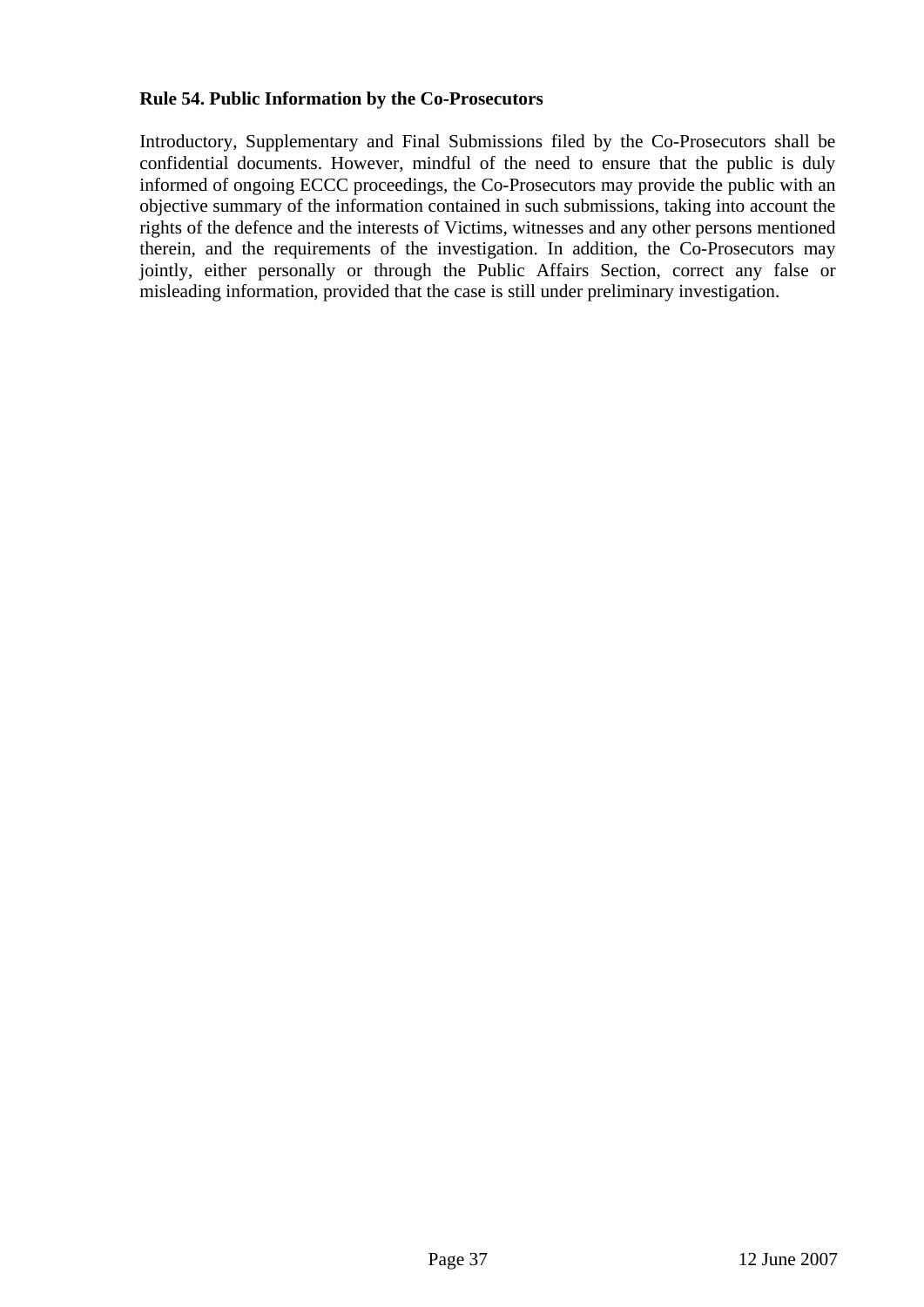**Rule 54. Public Information by the Co-Prosecutors**

Introductory, Supplementary and Final Submissions filed by the Co-Prosecutors shall be confidential documents. However, mindful of the need to ensure that the public is duly informed of ongoing ECCC proceedings, the Co-Prosecutors may provide the public with an objective summary of the information contained in such submissions, taking into account the rights of the defence and the interests of Victims, witnesses and any other persons mentioned therein, and the requirements of the investigation. In addition, the Co-Prosecutors may jointly, either personally or through the Public Affairs Section, correct any false or misleading information, provided that the case is still under preliminary investigation.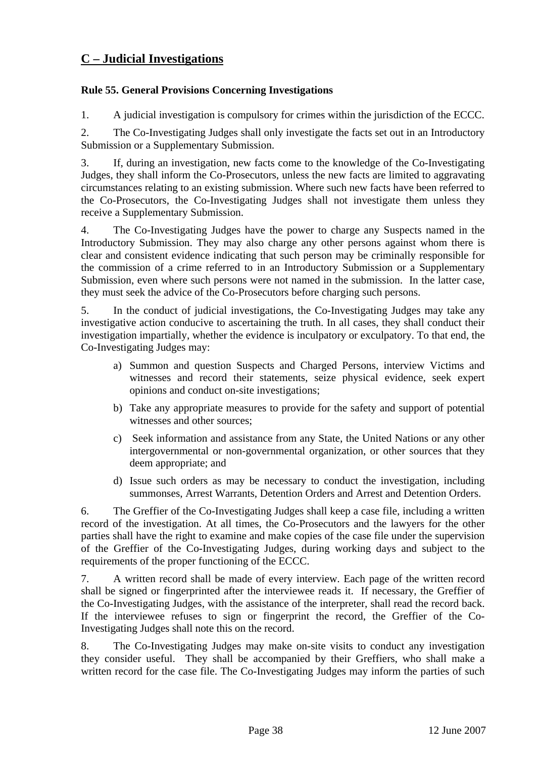## C – Judicial Investigations

### Rule 55. General Provisions Concerning Investigations

1. A judicial investigation is compulsory for crimes within the jurisdiction of the ECCC.

2. The Co-Investigating Judges shall only investigate the facts set out in an Introductory Submission or a Supplementary Submission.

3. If, during an investigation, new facts come to the knowledge of the Co-Investigating Judges, they shall inform the Co-Prosecutors, unless the new facts are limited to aggravating circumstances relating to an existing submission. Where such new facts have been referred to the Co-Prosecutors, the Co-Investigating Judges shall not investigate them unless they receive a Supplementary Submission.

4. The Co-Investigating Judges have the power to charge any Suspects named in the Introductory Submission. They may also charge any other persons against whom there is clear and consistent evidence indicating that such person may be criminally responsible for the commission of a crime referred to in an Introductory Submission or a Supplementary Submission, even where such persons were not named in the submission. In the latter case, they must seek the advice of the Co-Prosecutors before charging such persons.

5. In the conduct of judicial investigations, the Co-Investigating Judges may take any investigative action conducive to ascertaining the truth. In all cases, they shall conduct their investigation impartially, whether the evidence is inculpatory or exculpatory. To that end, the Co-Investigating Judges may:

   a) Summon and question Suspects and Charged Persons, interview Victims and witnesses and record their statements, seize physical evidence, seek expert opinions and conduct on-site investigations;

   b) Take any appropriate measures to provide for the safety and support of potential witnesses and other sources;

   c) Seek information and assistance from any State, the United Nations or any other intergovernmental or non-governmental organization, or other sources that they deem appropriate; and

   d) Issue such orders as may be necessary to conduct the investigation, including summonses, Arrest Warrants, Detention Orders and Arrest and Detention Orders.

6. The Greffier of the Co-Investigating Judges shall keep a case file, including a written record of the investigation. At all times, the Co-Prosecutors and the lawyers for the other parties shall have the right to examine and make copies of the case file under the supervision of the Greffier of the Co-Investigating Judges, during working days and subject to the requirements of the proper functioning of the ECCC.

7. A written record shall be made of every interview. Each page of the written record shall be signed or fingerprinted after the interviewee reads it. If necessary, the Greffier of the Co-Investigating Judges, with the assistance of the interpreter, shall read the record back. If the interviewee refuses to sign or fingerprint the record, the Greffier of the Co-Investigating Judges shall note this on the record.

8. The Co-Investigating Judges may make on-site visits to conduct any investigation they consider useful. They shall be accompanied by their Greffiers, who shall make a written record for the case file. The Co-Investigating Judges may inform the parties of such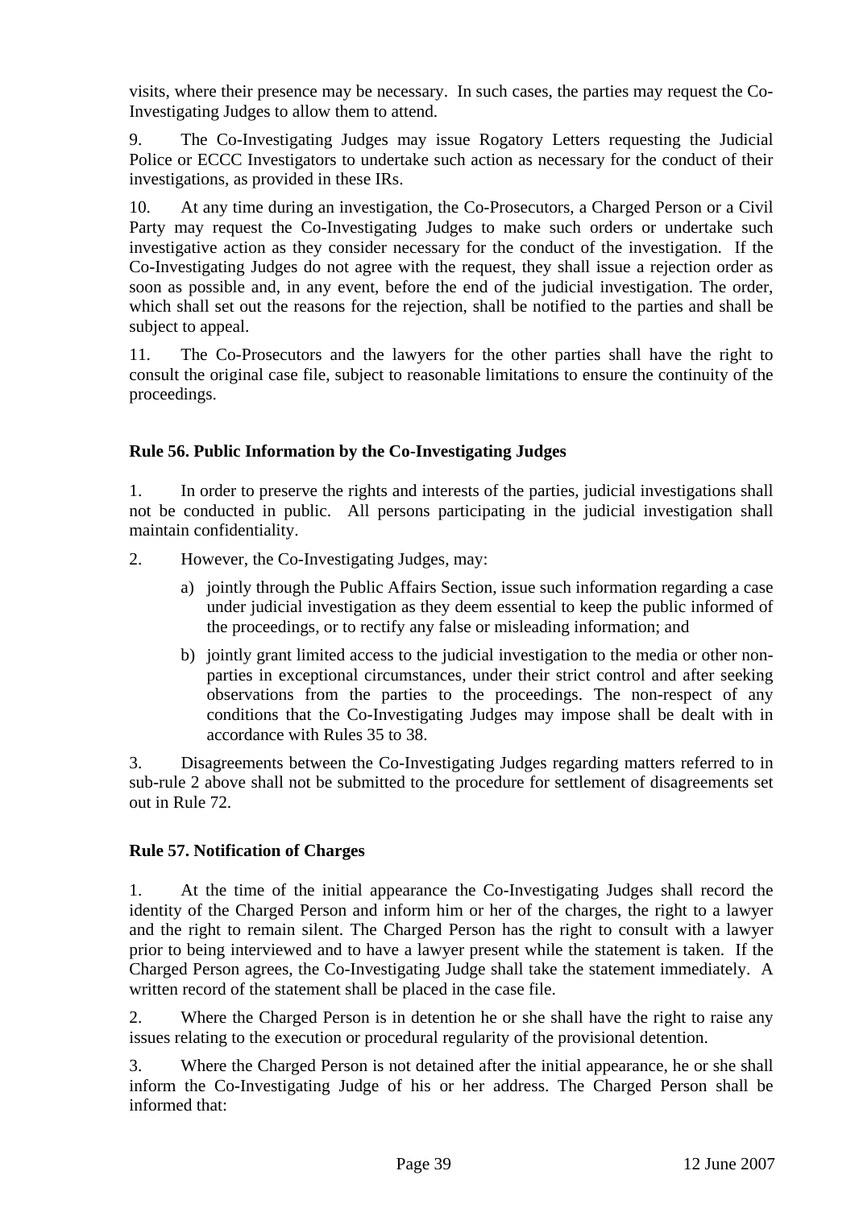visits, where their presence may be necessary. In such cases, the parties may request the Co-Investigating Judges to allow them to attend.

9. The Co-Investigating Judges may issue Rogatory Letters requesting the Judicial Police or ECCC Investigators to undertake such action as necessary for the conduct of their investigations, as provided in these IRs.

10. At any time during an investigation, the Co-Prosecutors, a Charged Person or a Civil Party may request the Co-Investigating Judges to make such orders or undertake such investigative action as they consider necessary for the conduct of the investigation. If the Co-Investigating Judges do not agree with the request, they shall issue a rejection order as soon as possible and, in any event, before the end of the judicial investigation. The order, which shall set out the reasons for the rejection, shall be notified to the parties and shall be subject to appeal.

11. The Co-Prosecutors and the lawyers for the other parties shall have the right to consult the original case file, subject to reasonable limitations to ensure the continuity of the proceedings.

### Rule 56. Public Information by the Co-Investigating Judges

1. In order to preserve the rights and interests of the parties, judicial investigations shall not be conducted in public. All persons participating in the judicial investigation shall maintain confidentiality.

2. However, the Co-Investigating Judges, may:

   a) jointly through the Public Affairs Section, issue such information regarding a case under judicial investigation as they deem essential to keep the public informed of the proceedings, or to rectify any false or misleading information; and

   b) jointly grant limited access to the judicial investigation to the media or other non-parties in exceptional circumstances, under their strict control and after seeking observations from the parties to the proceedings. The non-respect of any conditions that the Co-Investigating Judges may impose shall be dealt with in accordance with Rules 35 to 38.

3. Disagreements between the Co-Investigating Judges regarding matters referred to in sub-rule 2 above shall not be submitted to the procedure for settlement of disagreements set out in Rule 72.

### Rule 57. Notification of Charges

1. At the time of the initial appearance the Co-Investigating Judges shall record the identity of the Charged Person and inform him or her of the charges, the right to a lawyer and the right to remain silent. The Charged Person has the right to consult with a lawyer prior to being interviewed and to have a lawyer present while the statement is taken. If the Charged Person agrees, the Co-Investigating Judge shall take the statement immediately. A written record of the statement shall be placed in the case file.

2. Where the Charged Person is in detention he or she shall have the right to raise any issues relating to the execution or procedural regularity of the provisional detention.

3. Where the Charged Person is not detained after the initial appearance, he or she shall inform the Co-Investigating Judge of his or her address. The Charged Person shall be informed that: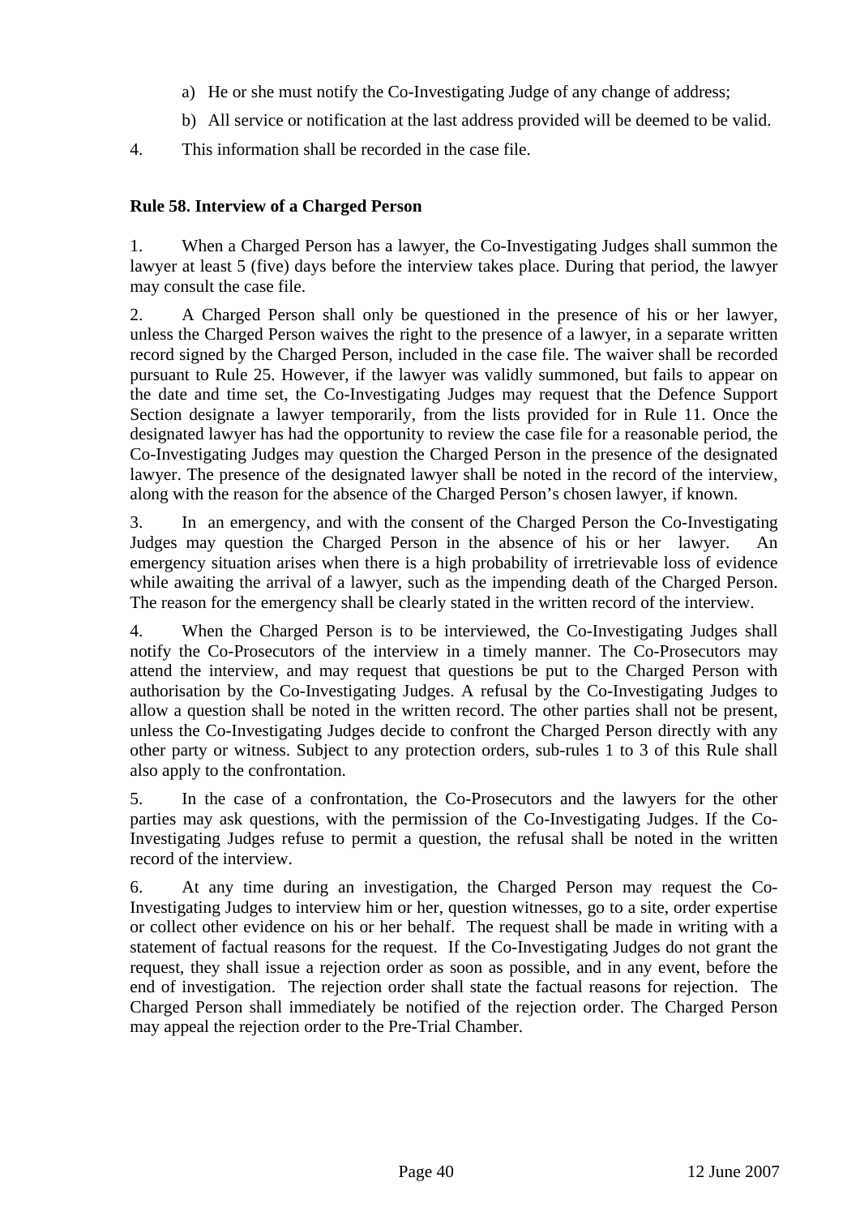a) He or she must notify the Co-Investigating Judge of any change of address;

b) All service or notification at the last address provided will be deemed to be valid.

4. This information shall be recorded in the case file.

**Rule 58. Interview of a Charged Person**

1. When a Charged Person has a lawyer, the Co-Investigating Judges shall summon the lawyer at least 5 (five) days before the interview takes place. During that period, the lawyer may consult the case file.

2. A Charged Person shall only be questioned in the presence of his or her lawyer, unless the Charged Person waives the right to the presence of a lawyer, in a separate written record signed by the Charged Person, included in the case file. The waiver shall be recorded pursuant to Rule 25. However, if the lawyer was validly summoned, but fails to appear on the date and time set, the Co-Investigating Judges may request that the Defence Support Section designate a lawyer temporarily, from the lists provided for in Rule 11. Once the designated lawyer has had the opportunity to review the case file for a reasonable period, the Co-Investigating Judges may question the Charged Person in the presence of the designated lawyer. The presence of the designated lawyer shall be noted in the record of the interview, along with the reason for the absence of the Charged Person's chosen lawyer, if known.

3. In an emergency, and with the consent of the Charged Person the Co-Investigating Judges may question the Charged Person in the absence of his or her lawyer. An emergency situation arises when there is a high probability of irretrievable loss of evidence while awaiting the arrival of a lawyer, such as the impending death of the Charged Person. The reason for the emergency shall be clearly stated in the written record of the interview.

4. When the Charged Person is to be interviewed, the Co-Investigating Judges shall notify the Co-Prosecutors of the interview in a timely manner. The Co-Prosecutors may attend the interview, and may request that questions be put to the Charged Person with authorisation by the Co-Investigating Judges. A refusal by the Co-Investigating Judges to allow a question shall be noted in the written record. The other parties shall not be present, unless the Co-Investigating Judges decide to confront the Charged Person directly with any other party or witness. Subject to any protection orders, sub-rules 1 to 3 of this Rule shall also apply to the confrontation.

5. In the case of a confrontation, the Co-Prosecutors and the lawyers for the other parties may ask questions, with the permission of the Co-Investigating Judges. If the Co-Investigating Judges refuse to permit a question, the refusal shall be noted in the written record of the interview.

6. At any time during an investigation, the Charged Person may request the Co-Investigating Judges to interview him or her, question witnesses, go to a site, order expertise or collect other evidence on his or her behalf. The request shall be made in writing with a statement of factual reasons for the request. If the Co-Investigating Judges do not grant the request, they shall issue a rejection order as soon as possible, and in any event, before the end of investigation. The rejection order shall state the factual reasons for rejection. The Charged Person shall immediately be notified of the rejection order. The Charged Person may appeal the rejection order to the Pre-Trial Chamber.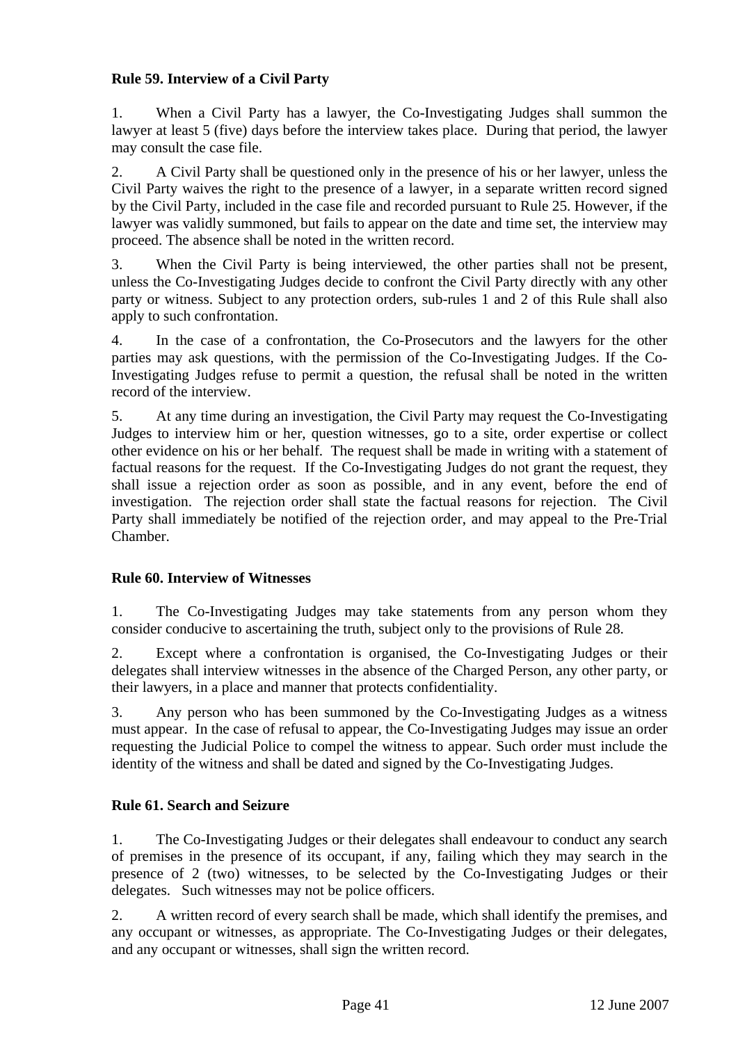**Rule 59. Interview of a Civil Party**

1. When a Civil Party has a lawyer, the Co-Investigating Judges shall summon the lawyer at least 5 (five) days before the interview takes place. During that period, the lawyer may consult the case file.

2. A Civil Party shall be questioned only in the presence of his or her lawyer, unless the Civil Party waives the right to the presence of a lawyer, in a separate written record signed by the Civil Party, included in the case file and recorded pursuant to Rule 25. However, if the lawyer was validly summoned, but fails to appear on the date and time set, the interview may proceed. The absence shall be noted in the written record.

3. When the Civil Party is being interviewed, the other parties shall not be present, unless the Co-Investigating Judges decide to confront the Civil Party directly with any other party or witness. Subject to any protection orders, sub-rules 1 and 2 of this Rule shall also apply to such confrontation.

4. In the case of a confrontation, the Co-Prosecutors and the lawyers for the other parties may ask questions, with the permission of the Co-Investigating Judges. If the Co-Investigating Judges refuse to permit a question, the refusal shall be noted in the written record of the interview.

5. At any time during an investigation, the Civil Party may request the Co-Investigating Judges to interview him or her, question witnesses, go to a site, order expertise or collect other evidence on his or her behalf. The request shall be made in writing with a statement of factual reasons for the request. If the Co-Investigating Judges do not grant the request, they shall issue a rejection order as soon as possible, and in any event, before the end of investigation. The rejection order shall state the factual reasons for rejection. The Civil Party shall immediately be notified of the rejection order, and may appeal to the Pre-Trial Chamber.

**Rule 60. Interview of Witnesses**

1. The Co-Investigating Judges may take statements from any person whom they consider conducive to ascertaining the truth, subject only to the provisions of Rule 28.

2. Except where a confrontation is organised, the Co-Investigating Judges or their delegates shall interview witnesses in the absence of the Charged Person, any other party, or their lawyers, in a place and manner that protects confidentiality.

3. Any person who has been summoned by the Co-Investigating Judges as a witness must appear. In the case of refusal to appear, the Co-Investigating Judges may issue an order requesting the Judicial Police to compel the witness to appear. Such order must include the identity of the witness and shall be dated and signed by the Co-Investigating Judges.

**Rule 61. Search and Seizure**

1. The Co-Investigating Judges or their delegates shall endeavour to conduct any search of premises in the presence of its occupant, if any, failing which they may search in the presence of 2 (two) witnesses, to be selected by the Co-Investigating Judges or their delegates. Such witnesses may not be police officers.

2. A written record of every search shall be made, which shall identify the premises, and any occupant or witnesses, as appropriate. The Co-Investigating Judges or their delegates, and any occupant or witnesses, shall sign the written record.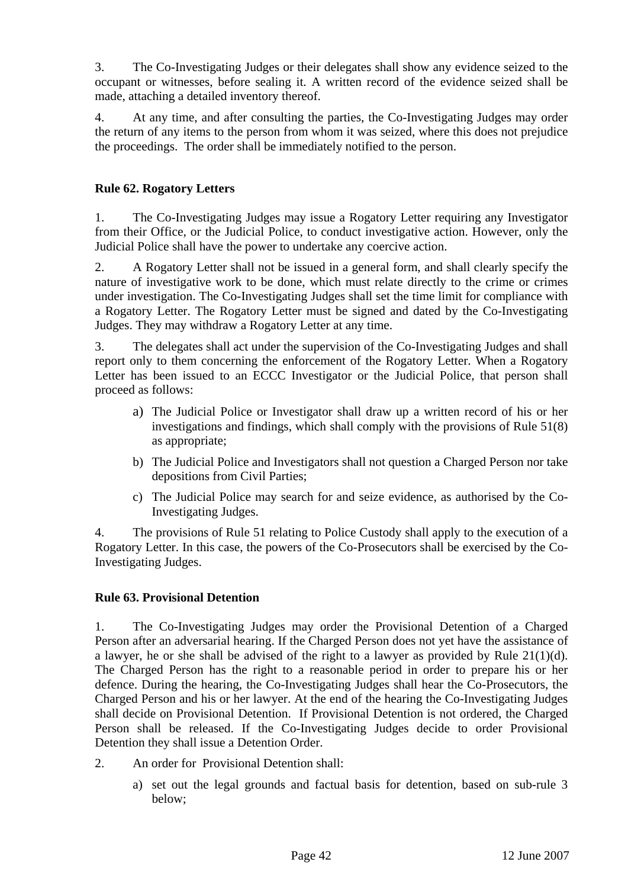3. The Co-Investigating Judges or their delegates shall show any evidence seized to the occupant or witnesses, before sealing it. A written record of the evidence seized shall be made, attaching a detailed inventory thereof.

4. At any time, and after consulting the parties, the Co-Investigating Judges may order the return of any items to the person from whom it was seized, where this does not prejudice the proceedings. The order shall be immediately notified to the person.

### Rule 62. Rogatory Letters

1. The Co-Investigating Judges may issue a Rogatory Letter requiring any Investigator from their Office, or the Judicial Police, to conduct investigative action. However, only the Judicial Police shall have the power to undertake any coercive action.

2. A Rogatory Letter shall not be issued in a general form, and shall clearly specify the nature of investigative work to be done, which must relate directly to the crime or crimes under investigation. The Co-Investigating Judges shall set the time limit for compliance with a Rogatory Letter. The Rogatory Letter must be signed and dated by the Co-Investigating Judges. They may withdraw a Rogatory Letter at any time.

3. The delegates shall act under the supervision of the Co-Investigating Judges and shall report only to them concerning the enforcement of the Rogatory Letter. When a Rogatory Letter has been issued to an ECCC Investigator or the Judicial Police, that person shall proceed as follows:

   a) The Judicial Police or Investigator shall draw up a written record of his or her investigations and findings, which shall comply with the provisions of Rule 51(8) as appropriate;

   b) The Judicial Police and Investigators shall not question a Charged Person nor take depositions from Civil Parties;

   c) The Judicial Police may search for and seize evidence, as authorised by the Co-Investigating Judges.

4. The provisions of Rule 51 relating to Police Custody shall apply to the execution of a Rogatory Letter. In this case, the powers of the Co-Prosecutors shall be exercised by the Co-Investigating Judges.

### Rule 63. Provisional Detention

1. The Co-Investigating Judges may order the Provisional Detention of a Charged Person after an adversarial hearing. If the Charged Person does not yet have the assistance of a lawyer, he or she shall be advised of the right to a lawyer as provided by Rule 21(1)(d). The Charged Person has the right to a reasonable period in order to prepare his or her defence. During the hearing, the Co-Investigating Judges shall hear the Co-Prosecutors, the Charged Person and his or her lawyer. At the end of the hearing the Co-Investigating Judges shall decide on Provisional Detention. If Provisional Detention is not ordered, the Charged Person shall be released. If the Co-Investigating Judges decide to order Provisional Detention they shall issue a Detention Order.

2. An order for Provisional Detention shall:

   a) set out the legal grounds and factual basis for detention, based on sub-rule 3 below;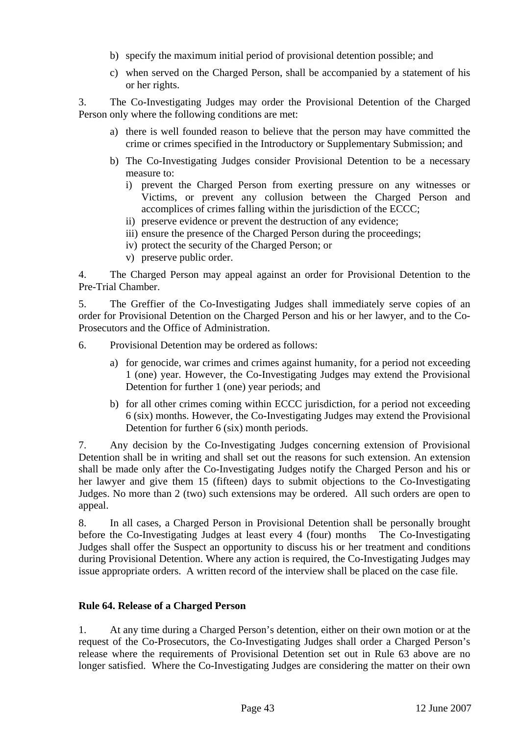b) specify the maximum initial period of provisional detention possible; and

c) when served on the Charged Person, shall be accompanied by a statement of his or her rights.

3. The Co-Investigating Judges may order the Provisional Detention of the Charged Person only where the following conditions are met:

a) there is well founded reason to believe that the person may have committed the crime or crimes specified in the Introductory or Supplementary Submission; and

b) The Co-Investigating Judges consider Provisional Detention to be a necessary measure to:
   i) prevent the Charged Person from exerting pressure on any witnesses or Victims, or prevent any collusion between the Charged Person and accomplices of crimes falling within the jurisdiction of the ECCC;
   ii) preserve evidence or prevent the destruction of any evidence;
   iii) ensure the presence of the Charged Person during the proceedings;
   iv) protect the security of the Charged Person; or
   v) preserve public order.

4. The Charged Person may appeal against an order for Provisional Detention to the Pre-Trial Chamber.

5. The Greffier of the Co-Investigating Judges shall immediately serve copies of an order for Provisional Detention on the Charged Person and his or her lawyer, and to the Co-Prosecutors and the Office of Administration.

6. Provisional Detention may be ordered as follows:

a) for genocide, war crimes and crimes against humanity, for a period not exceeding 1 (one) year. However, the Co-Investigating Judges may extend the Provisional Detention for further 1 (one) year periods; and

b) for all other crimes coming within ECCC jurisdiction, for a period not exceeding 6 (six) months. However, the Co-Investigating Judges may extend the Provisional Detention for further 6 (six) month periods.

7. Any decision by the Co-Investigating Judges concerning extension of Provisional Detention shall be in writing and shall set out the reasons for such extension. An extension shall be made only after the Co-Investigating Judges notify the Charged Person and his or her lawyer and give them 15 (fifteen) days to submit objections to the Co-Investigating Judges. No more than 2 (two) such extensions may be ordered. All such orders are open to appeal.

8. In all cases, a Charged Person in Provisional Detention shall be personally brought before the Co-Investigating Judges at least every 4 (four) months The Co-Investigating Judges shall offer the Suspect an opportunity to discuss his or her treatment and conditions during Provisional Detention. Where any action is required, the Co-Investigating Judges may issue appropriate orders. A written record of the interview shall be placed on the case file.

**Rule 64. Release of a Charged Person**

1. At any time during a Charged Person's detention, either on their own motion or at the request of the Co-Prosecutors, the Co-Investigating Judges shall order a Charged Person's release where the requirements of Provisional Detention set out in Rule 63 above are no longer satisfied. Where the Co-Investigating Judges are considering the matter on their own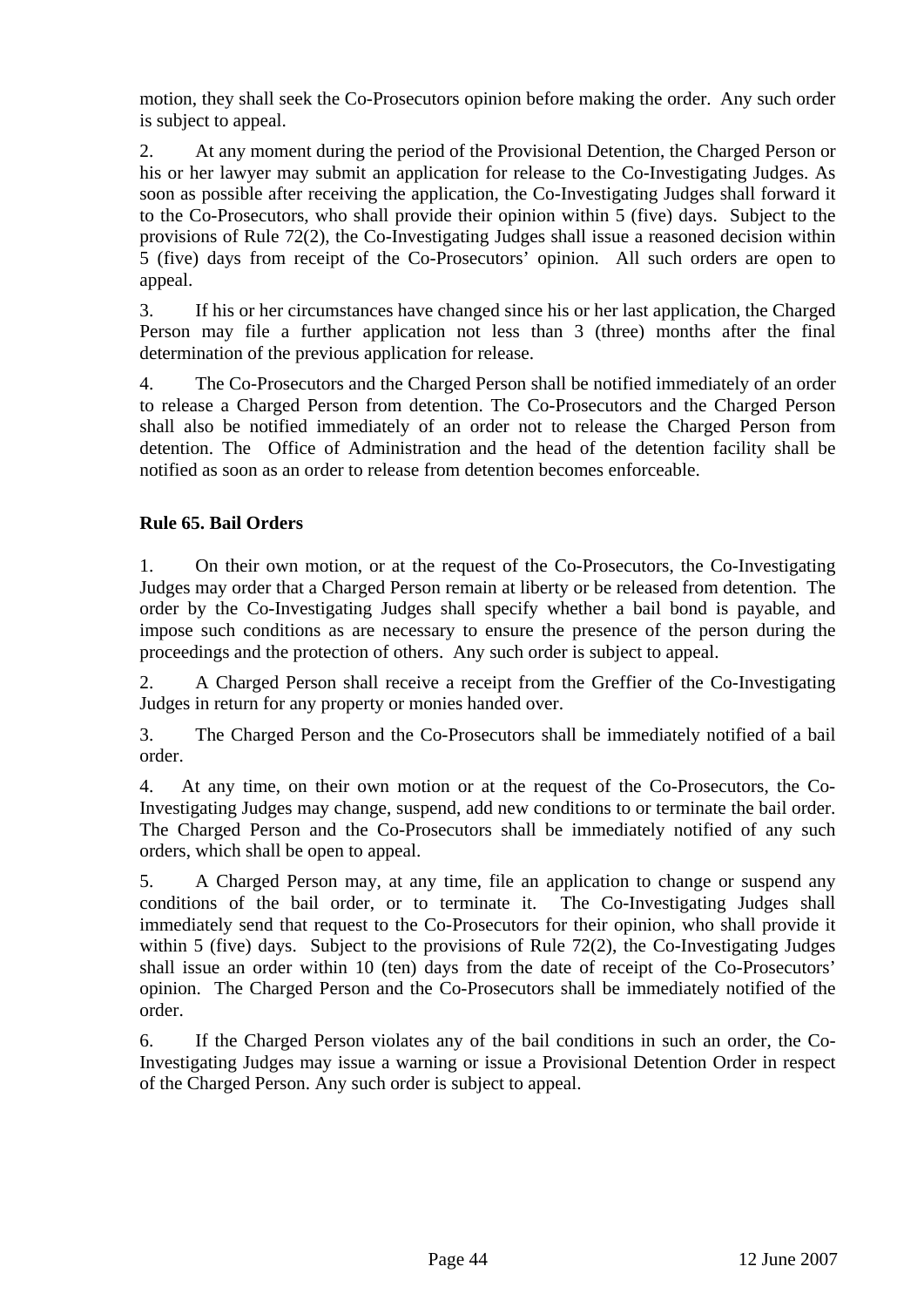motion, they shall seek the Co-Prosecutors opinion before making the order. Any such order is subject to appeal.

2. At any moment during the period of the Provisional Detention, the Charged Person or his or her lawyer may submit an application for release to the Co-Investigating Judges. As soon as possible after receiving the application, the Co-Investigating Judges shall forward it to the Co-Prosecutors, who shall provide their opinion within 5 (five) days. Subject to the provisions of Rule 72(2), the Co-Investigating Judges shall issue a reasoned decision within 5 (five) days from receipt of the Co-Prosecutors' opinion. All such orders are open to appeal.

3. If his or her circumstances have changed since his or her last application, the Charged Person may file a further application not less than 3 (three) months after the final determination of the previous application for release.

4. The Co-Prosecutors and the Charged Person shall be notified immediately of an order to release a Charged Person from detention. The Co-Prosecutors and the Charged Person shall also be notified immediately of an order not to release the Charged Person from detention. The Office of Administration and the head of the detention facility shall be notified as soon as an order to release from detention becomes enforceable.

### Rule 65. Bail Orders

1. On their own motion, or at the request of the Co-Prosecutors, the Co-Investigating Judges may order that a Charged Person remain at liberty or be released from detention. The order by the Co-Investigating Judges shall specify whether a bail bond is payable, and impose such conditions as are necessary to ensure the presence of the person during the proceedings and the protection of others. Any such order is subject to appeal.

2. A Charged Person shall receive a receipt from the Greffier of the Co-Investigating Judges in return for any property or monies handed over.

3. The Charged Person and the Co-Prosecutors shall be immediately notified of a bail order.

4. At any time, on their own motion or at the request of the Co-Prosecutors, the Co-Investigating Judges may change, suspend, add new conditions to or terminate the bail order. The Charged Person and the Co-Prosecutors shall be immediately notified of any such orders, which shall be open to appeal.

5. A Charged Person may, at any time, file an application to change or suspend any conditions of the bail order, or to terminate it. The Co-Investigating Judges shall immediately send that request to the Co-Prosecutors for their opinion, who shall provide it within 5 (five) days. Subject to the provisions of Rule 72(2), the Co-Investigating Judges shall issue an order within 10 (ten) days from the date of receipt of the Co-Prosecutors' opinion. The Charged Person and the Co-Prosecutors shall be immediately notified of the order.

6. If the Charged Person violates any of the bail conditions in such an order, the Co-Investigating Judges may issue a warning or issue a Provisional Detention Order in respect of the Charged Person. Any such order is subject to appeal.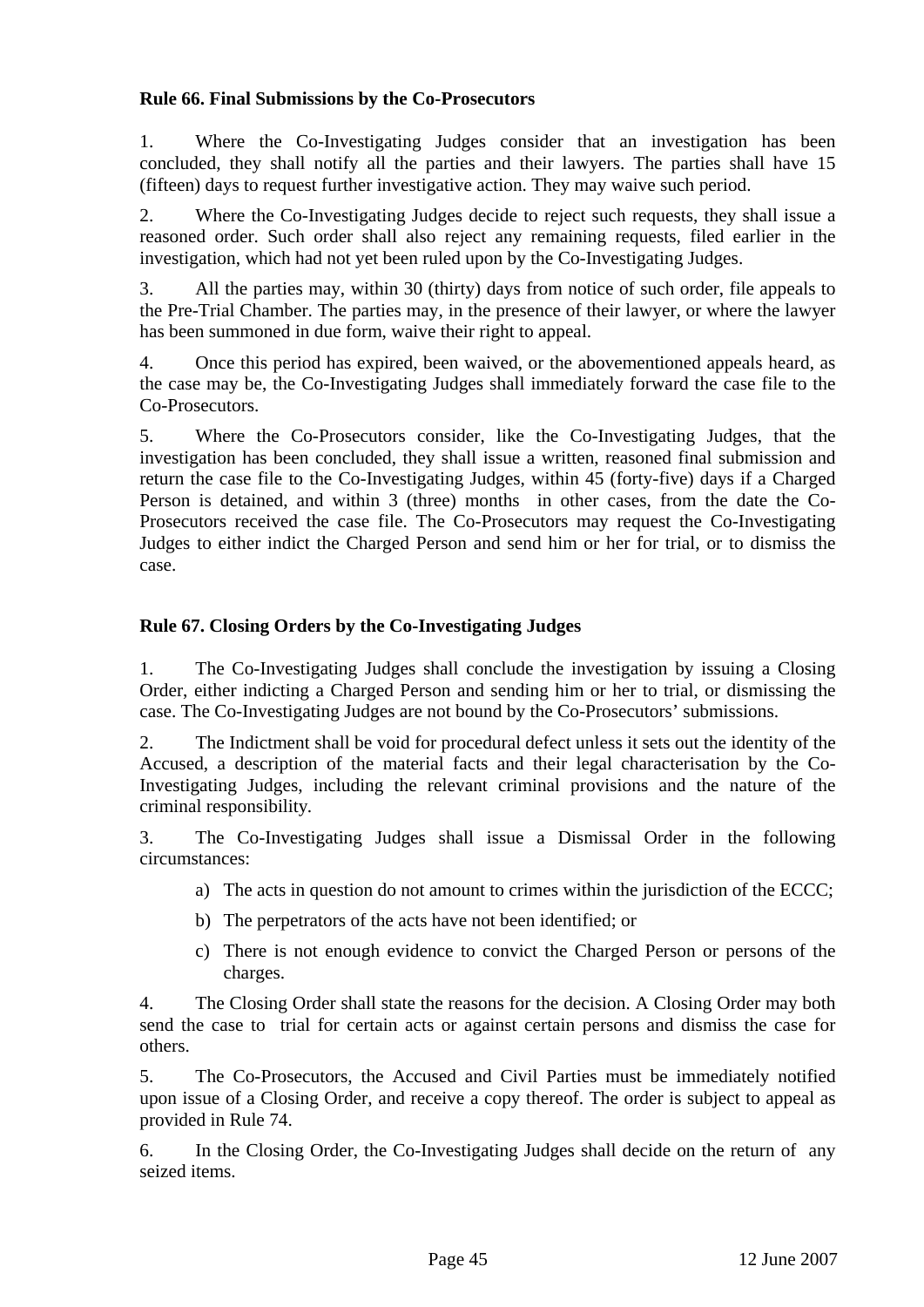**Rule 66. Final Submissions by the Co-Prosecutors**

1. Where the Co-Investigating Judges consider that an investigation has been concluded, they shall notify all the parties and their lawyers. The parties shall have 15 (fifteen) days to request further investigative action. They may waive such period.

2. Where the Co-Investigating Judges decide to reject such requests, they shall issue a reasoned order. Such order shall also reject any remaining requests, filed earlier in the investigation, which had not yet been ruled upon by the Co-Investigating Judges.

3. All the parties may, within 30 (thirty) days from notice of such order, file appeals to the Pre-Trial Chamber. The parties may, in the presence of their lawyer, or where the lawyer has been summoned in due form, waive their right to appeal.

4. Once this period has expired, been waived, or the abovementioned appeals heard, as the case may be, the Co-Investigating Judges shall immediately forward the case file to the Co-Prosecutors.

5. Where the Co-Prosecutors consider, like the Co-Investigating Judges, that the investigation has been concluded, they shall issue a written, reasoned final submission and return the case file to the Co-Investigating Judges, within 45 (forty-five) days if a Charged Person is detained, and within 3 (three) months in other cases, from the date the Co-Prosecutors received the case file. The Co-Prosecutors may request the Co-Investigating Judges to either indict the Charged Person and send him or her for trial, or to dismiss the case.

**Rule 67. Closing Orders by the Co-Investigating Judges**

1. The Co-Investigating Judges shall conclude the investigation by issuing a Closing Order, either indicting a Charged Person and sending him or her to trial, or dismissing the case. The Co-Investigating Judges are not bound by the Co-Prosecutors' submissions.

2. The Indictment shall be void for procedural defect unless it sets out the identity of the Accused, a description of the material facts and their legal characterisation by the Co-Investigating Judges, including the relevant criminal provisions and the nature of the criminal responsibility.

3. The Co-Investigating Judges shall issue a Dismissal Order in the following circumstances:

   a) The acts in question do not amount to crimes within the jurisdiction of the ECCC;

   b) The perpetrators of the acts have not been identified; or

   c) There is not enough evidence to convict the Charged Person or persons of the charges.

4. The Closing Order shall state the reasons for the decision. A Closing Order may both send the case to trial for certain acts or against certain persons and dismiss the case for others.

5. The Co-Prosecutors, the Accused and Civil Parties must be immediately notified upon issue of a Closing Order, and receive a copy thereof. The order is subject to appeal as provided in Rule 74.

6. In the Closing Order, the Co-Investigating Judges shall decide on the return of any seized items.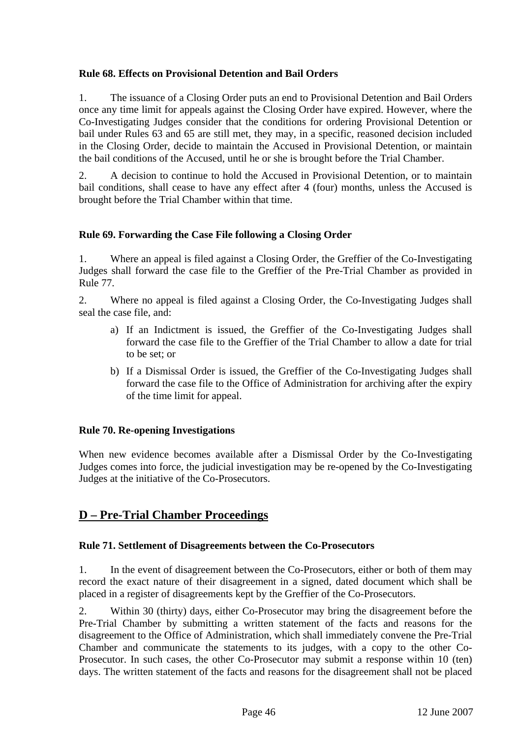#### Rule 68. Effects on Provisional Detention and Bail Orders

1. The issuance of a Closing Order puts an end to Provisional Detention and Bail Orders once any time limit for appeals against the Closing Order have expired. However, where the Co-Investigating Judges consider that the conditions for ordering Provisional Detention or bail under Rules 63 and 65 are still met, they may, in a specific, reasoned decision included in the Closing Order, decide to maintain the Accused in Provisional Detention, or maintain the bail conditions of the Accused, until he or she is brought before the Trial Chamber.

2. A decision to continue to hold the Accused in Provisional Detention, or to maintain bail conditions, shall cease to have any effect after 4 (four) months, unless the Accused is brought before the Trial Chamber within that time.

#### Rule 69. Forwarding the Case File following a Closing Order

1. Where an appeal is filed against a Closing Order, the Greffier of the Co-Investigating Judges shall forward the case file to the Greffier of the Pre-Trial Chamber as provided in Rule 77.

2. Where no appeal is filed against a Closing Order, the Co-Investigating Judges shall seal the case file, and:

   a) If an Indictment is issued, the Greffier of the Co-Investigating Judges shall forward the case file to the Greffier of the Trial Chamber to allow a date for trial to be set; or

   b) If a Dismissal Order is issued, the Greffier of the Co-Investigating Judges shall forward the case file to the Office of Administration for archiving after the expiry of the time limit for appeal.

#### Rule 70. Re-opening Investigations

When new evidence becomes available after a Dismissal Order by the Co-Investigating Judges comes into force, the judicial investigation may be re-opened by the Co-Investigating Judges at the initiative of the Co-Prosecutors.

## D – Pre-Trial Chamber Proceedings

#### Rule 71. Settlement of Disagreements between the Co-Prosecutors

1. In the event of disagreement between the Co-Prosecutors, either or both of them may record the exact nature of their disagreement in a signed, dated document which shall be placed in a register of disagreements kept by the Greffier of the Co-Prosecutors.

2. Within 30 (thirty) days, either Co-Prosecutor may bring the disagreement before the Pre-Trial Chamber by submitting a written statement of the facts and reasons for the disagreement to the Office of Administration, which shall immediately convene the Pre-Trial Chamber and communicate the statements to its judges, with a copy to the other Co-Prosecutor. In such cases, the other Co-Prosecutor may submit a response within 10 (ten) days. The written statement of the facts and reasons for the disagreement shall not be placed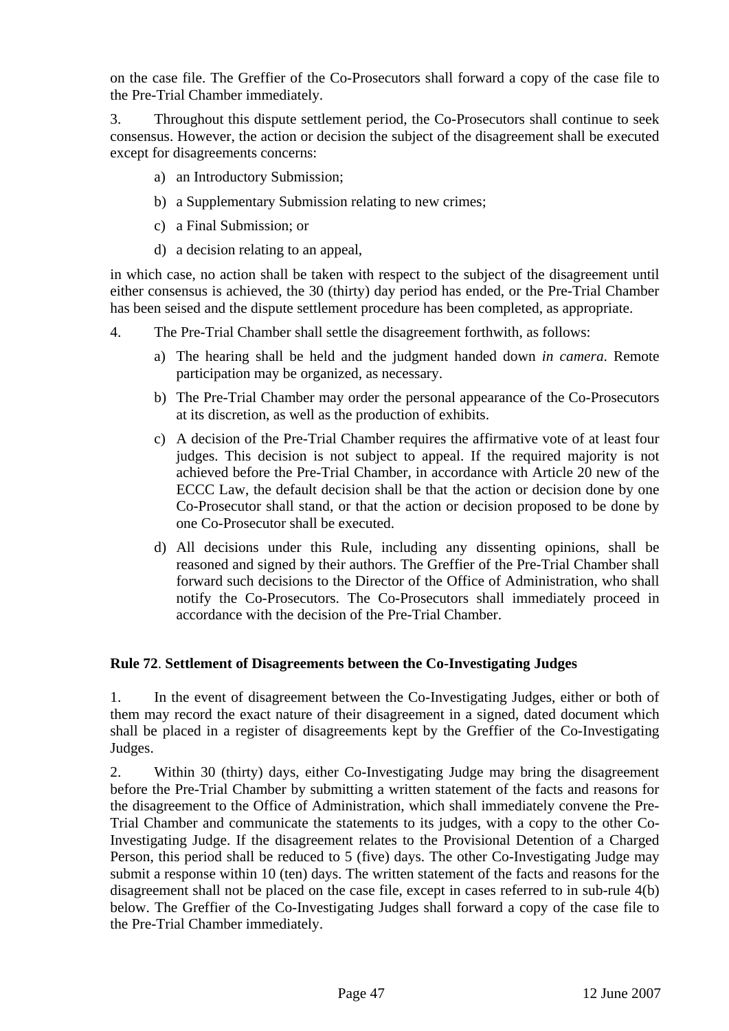on the case file. The Greffier of the Co-Prosecutors shall forward a copy of the case file to the Pre-Trial Chamber immediately.

3. Throughout this dispute settlement period, the Co-Prosecutors shall continue to seek consensus. However, the action or decision the subject of the disagreement shall be executed except for disagreements concerns:

a) an Introductory Submission;

b) a Supplementary Submission relating to new crimes;

c) a Final Submission; or

d) a decision relating to an appeal,

in which case, no action shall be taken with respect to the subject of the disagreement until either consensus is achieved, the 30 (thirty) day period has ended, or the Pre-Trial Chamber has been seised and the dispute settlement procedure has been completed, as appropriate.

4. The Pre-Trial Chamber shall settle the disagreement forthwith, as follows:

a) The hearing shall be held and the judgment handed down *in camera*. Remote participation may be organized, as necessary.

b) The Pre-Trial Chamber may order the personal appearance of the Co-Prosecutors at its discretion, as well as the production of exhibits.

c) A decision of the Pre-Trial Chamber requires the affirmative vote of at least four judges. This decision is not subject to appeal. If the required majority is not achieved before the Pre-Trial Chamber, in accordance with Article 20 new of the ECCC Law, the default decision shall be that the action or decision done by one Co-Prosecutor shall stand, or that the action or decision proposed to be done by one Co-Prosecutor shall be executed.

d) All decisions under this Rule, including any dissenting opinions, shall be reasoned and signed by their authors. The Greffier of the Pre-Trial Chamber shall forward such decisions to the Director of the Office of Administration, who shall notify the Co-Prosecutors. The Co-Prosecutors shall immediately proceed in accordance with the decision of the Pre-Trial Chamber.

### Rule 72. Settlement of Disagreements between the Co-Investigating Judges

1. In the event of disagreement between the Co-Investigating Judges, either or both of them may record the exact nature of their disagreement in a signed, dated document which shall be placed in a register of disagreements kept by the Greffier of the Co-Investigating Judges.

2. Within 30 (thirty) days, either Co-Investigating Judge may bring the disagreement before the Pre-Trial Chamber by submitting a written statement of the facts and reasons for the disagreement to the Office of Administration, which shall immediately convene the Pre-Trial Chamber and communicate the statements to its judges, with a copy to the other Co-Investigating Judge. If the disagreement relates to the Provisional Detention of a Charged Person, this period shall be reduced to 5 (five) days. The other Co-Investigating Judge may submit a response within 10 (ten) days. The written statement of the facts and reasons for the disagreement shall not be placed on the case file, except in cases referred to in sub-rule 4(b) below. The Greffier of the Co-Investigating Judges shall forward a copy of the case file to the Pre-Trial Chamber immediately.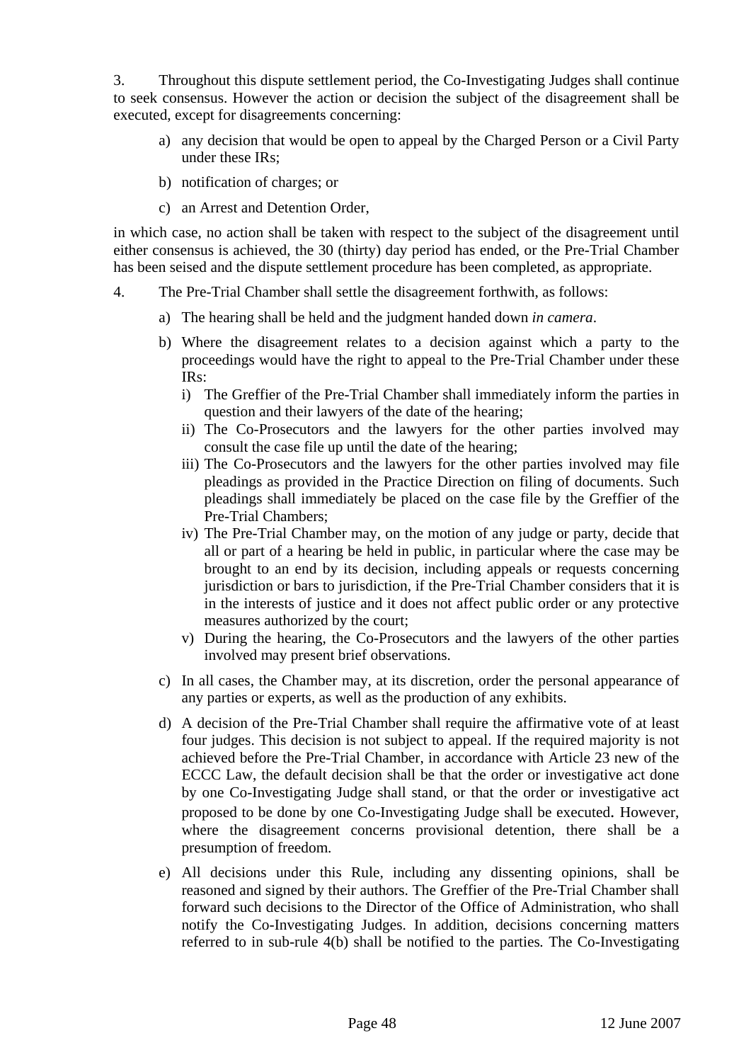3. Throughout this dispute settlement period, the Co-Investigating Judges shall continue to seek consensus. However the action or decision the subject of the disagreement shall be executed, except for disagreements concerning:

a) any decision that would be open to appeal by the Charged Person or a Civil Party under these IRs;

b) notification of charges; or

c) an Arrest and Detention Order,

in which case, no action shall be taken with respect to the subject of the disagreement until either consensus is achieved, the 30 (thirty) day period has ended, or the Pre-Trial Chamber has been seised and the dispute settlement procedure has been completed, as appropriate.

4. The Pre-Trial Chamber shall settle the disagreement forthwith, as follows:

a) The hearing shall be held and the judgment handed down *in camera*.

b) Where the disagreement relates to a decision against which a party to the proceedings would have the right to appeal to the Pre-Trial Chamber under these IRs:

   i) The Greffier of the Pre-Trial Chamber shall immediately inform the parties in question and their lawyers of the date of the hearing;

   ii) The Co-Prosecutors and the lawyers for the other parties involved may consult the case file up until the date of the hearing;

   iii) The Co-Prosecutors and the lawyers for the other parties involved may file pleadings as provided in the Practice Direction on filing of documents. Such pleadings shall immediately be placed on the case file by the Greffier of the Pre-Trial Chambers;

   iv) The Pre-Trial Chamber may, on the motion of any judge or party, decide that all or part of a hearing be held in public, in particular where the case may be brought to an end by its decision, including appeals or requests concerning jurisdiction or bars to jurisdiction, if the Pre-Trial Chamber considers that it is in the interests of justice and it does not affect public order or any protective measures authorized by the court;

   v) During the hearing, the Co-Prosecutors and the lawyers of the other parties involved may present brief observations.

c) In all cases, the Chamber may, at its discretion, order the personal appearance of any parties or experts, as well as the production of any exhibits.

d) A decision of the Pre-Trial Chamber shall require the affirmative vote of at least four judges. This decision is not subject to appeal. If the required majority is not achieved before the Pre-Trial Chamber, in accordance with Article 23 new of the ECCC Law, the default decision shall be that the order or investigative act done by one Co-Investigating Judge shall stand, or that the order or investigative act proposed to be done by one Co-Investigating Judge shall be executed. However, where the disagreement concerns provisional detention, there shall be a presumption of freedom.

e) All decisions under this Rule, including any dissenting opinions, shall be reasoned and signed by their authors. The Greffier of the Pre-Trial Chamber shall forward such decisions to the Director of the Office of Administration, who shall notify the Co-Investigating Judges. In addition, decisions concerning matters referred to in sub-rule 4(b) shall be notified to the parties. The Co-Investigating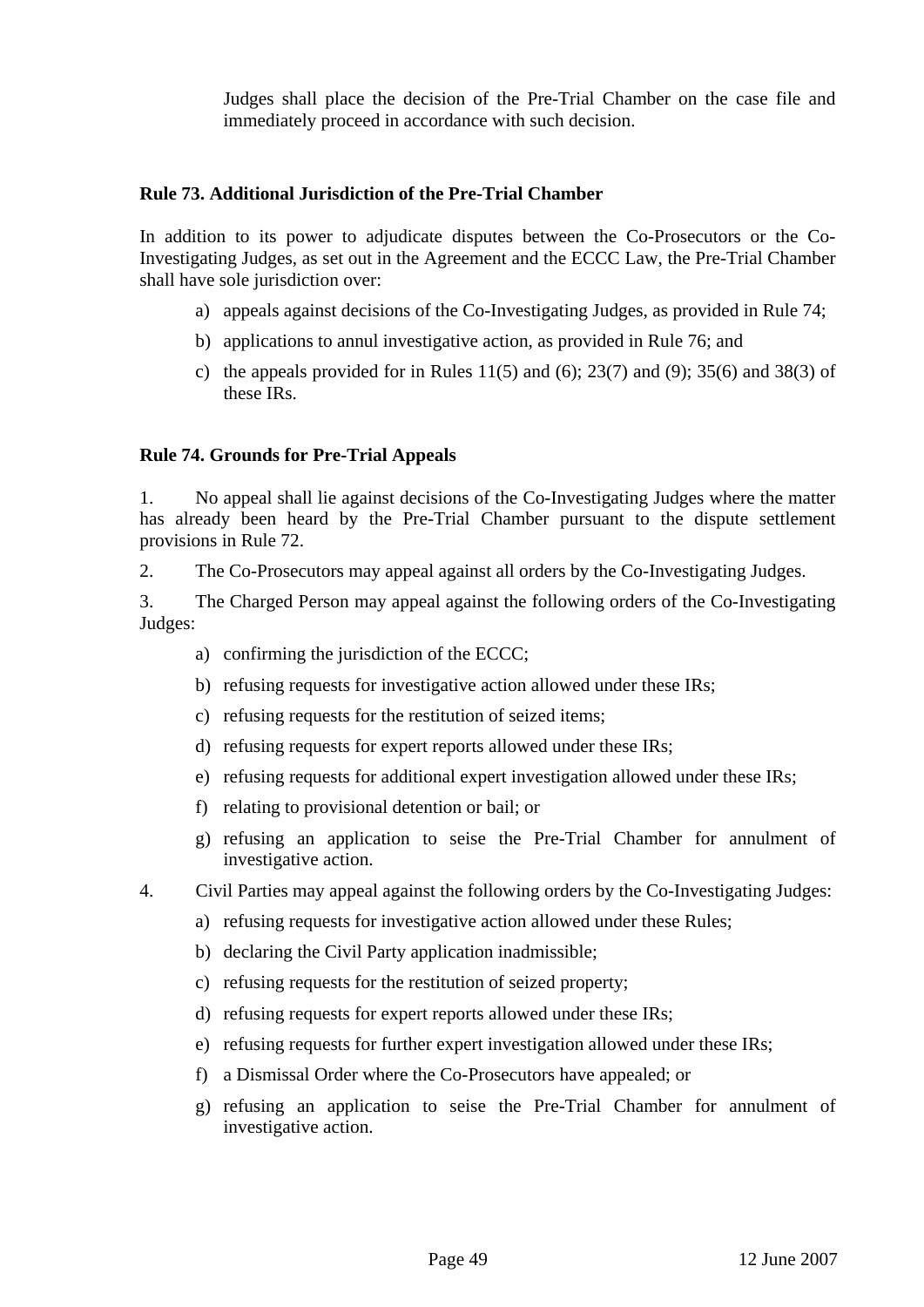Judges shall place the decision of the Pre-Trial Chamber on the case file and immediately proceed in accordance with such decision.

### Rule 73. Additional Jurisdiction of the Pre-Trial Chamber

In addition to its power to adjudicate disputes between the Co-Prosecutors or the Co-Investigating Judges, as set out in the Agreement and the ECCC Law, the Pre-Trial Chamber shall have sole jurisdiction over:

a) appeals against decisions of the Co-Investigating Judges, as provided in Rule 74;

b) applications to annul investigative action, as provided in Rule 76; and

c) the appeals provided for in Rules 11(5) and (6); 23(7) and (9); 35(6) and 38(3) of these IRs.

### Rule 74. Grounds for Pre-Trial Appeals

1. No appeal shall lie against decisions of the Co-Investigating Judges where the matter has already been heard by the Pre-Trial Chamber pursuant to the dispute settlement provisions in Rule 72.

2. The Co-Prosecutors may appeal against all orders by the Co-Investigating Judges.

3. The Charged Person may appeal against the following orders of the Co-Investigating Judges:

   a) confirming the jurisdiction of the ECCC;

   b) refusing requests for investigative action allowed under these IRs;

   c) refusing requests for the restitution of seized items;

   d) refusing requests for expert reports allowed under these IRs;

   e) refusing requests for additional expert investigation allowed under these IRs;

   f) relating to provisional detention or bail; or

   g) refusing an application to seise the Pre-Trial Chamber for annulment of investigative action.

4. Civil Parties may appeal against the following orders by the Co-Investigating Judges:

   a) refusing requests for investigative action allowed under these Rules;

   b) declaring the Civil Party application inadmissible;

   c) refusing requests for the restitution of seized property;

   d) refusing requests for expert reports allowed under these IRs;

   e) refusing requests for further expert investigation allowed under these IRs;

   f) a Dismissal Order where the Co-Prosecutors have appealed; or

   g) refusing an application to seise the Pre-Trial Chamber for annulment of investigative action.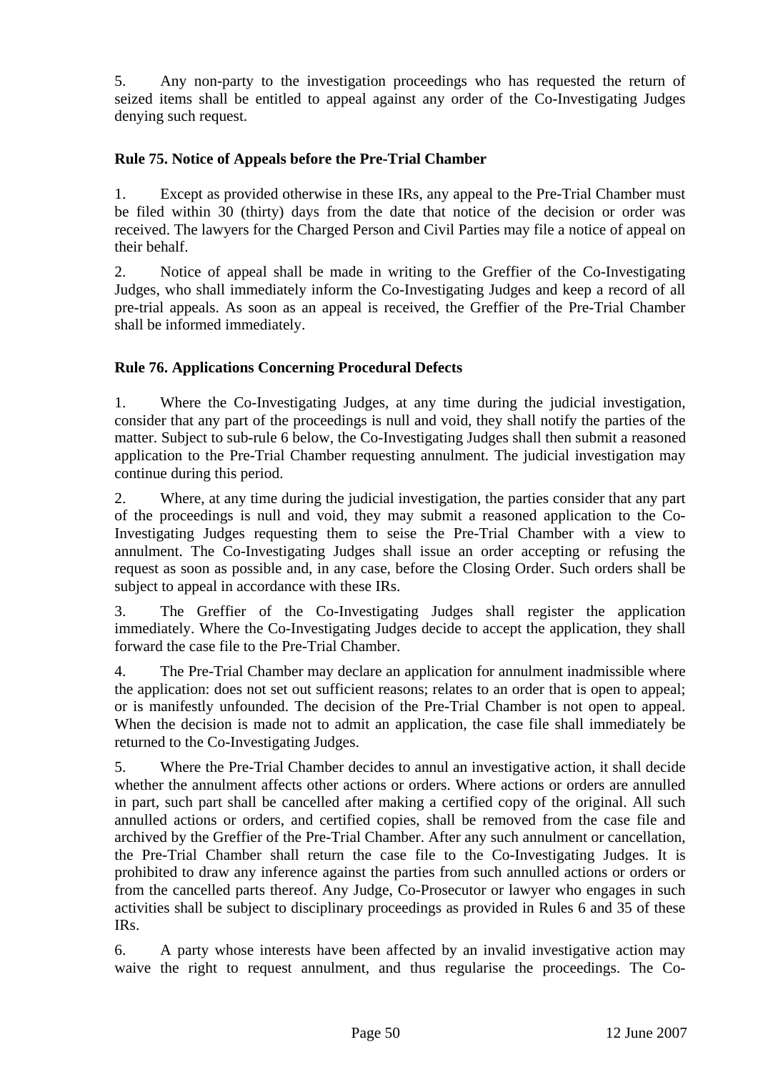5. Any non-party to the investigation proceedings who has requested the return of seized items shall be entitled to appeal against any order of the Co-Investigating Judges denying such request.

### Rule 75. Notice of Appeals before the Pre-Trial Chamber

1. Except as provided otherwise in these IRs, any appeal to the Pre-Trial Chamber must be filed within 30 (thirty) days from the date that notice of the decision or order was received. The lawyers for the Charged Person and Civil Parties may file a notice of appeal on their behalf.

2. Notice of appeal shall be made in writing to the Greffier of the Co-Investigating Judges, who shall immediately inform the Co-Investigating Judges and keep a record of all pre-trial appeals. As soon as an appeal is received, the Greffier of the Pre-Trial Chamber shall be informed immediately.

### Rule 76. Applications Concerning Procedural Defects

1. Where the Co-Investigating Judges, at any time during the judicial investigation, consider that any part of the proceedings is null and void, they shall notify the parties of the matter. Subject to sub-rule 6 below, the Co-Investigating Judges shall then submit a reasoned application to the Pre-Trial Chamber requesting annulment. The judicial investigation may continue during this period.

2. Where, at any time during the judicial investigation, the parties consider that any part of the proceedings is null and void, they may submit a reasoned application to the Co-Investigating Judges requesting them to seise the Pre-Trial Chamber with a view to annulment. The Co-Investigating Judges shall issue an order accepting or refusing the request as soon as possible and, in any case, before the Closing Order. Such orders shall be subject to appeal in accordance with these IRs.

3. The Greffier of the Co-Investigating Judges shall register the application immediately. Where the Co-Investigating Judges decide to accept the application, they shall forward the case file to the Pre-Trial Chamber.

4. The Pre-Trial Chamber may declare an application for annulment inadmissible where the application: does not set out sufficient reasons; relates to an order that is open to appeal; or is manifestly unfounded. The decision of the Pre-Trial Chamber is not open to appeal. When the decision is made not to admit an application, the case file shall immediately be returned to the Co-Investigating Judges.

5. Where the Pre-Trial Chamber decides to annul an investigative action, it shall decide whether the annulment affects other actions or orders. Where actions or orders are annulled in part, such part shall be cancelled after making a certified copy of the original. All such annulled actions or orders, and certified copies, shall be removed from the case file and archived by the Greffier of the Pre-Trial Chamber. After any such annulment or cancellation, the Pre-Trial Chamber shall return the case file to the Co-Investigating Judges. It is prohibited to draw any inference against the parties from such annulled actions or orders or from the cancelled parts thereof. Any Judge, Co-Prosecutor or lawyer who engages in such activities shall be subject to disciplinary proceedings as provided in Rules 6 and 35 of these IRs.

6. A party whose interests have been affected by an invalid investigative action may waive the right to request annulment, and thus regularise the proceedings. The Co-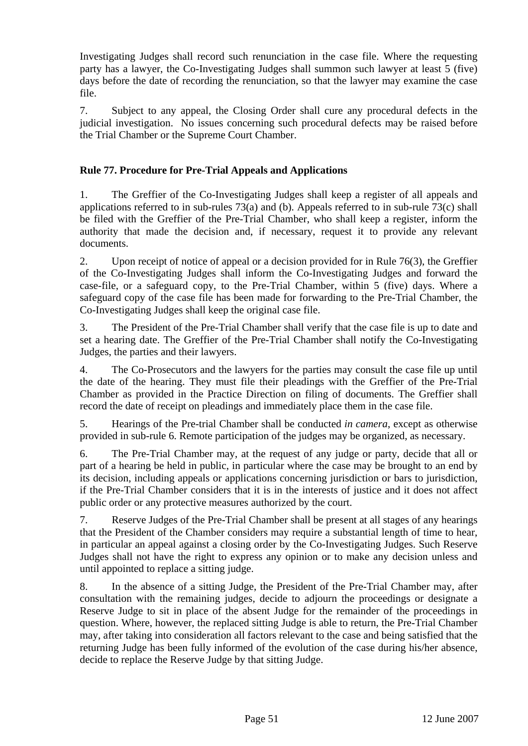Investigating Judges shall record such renunciation in the case file. Where the requesting party has a lawyer, the Co-Investigating Judges shall summon such lawyer at least 5 (five) days before the date of recording the renunciation, so that the lawyer may examine the case file.

7. Subject to any appeal, the Closing Order shall cure any procedural defects in the judicial investigation. No issues concerning such procedural defects may be raised before the Trial Chamber or the Supreme Court Chamber.

### Rule 77. Procedure for Pre-Trial Appeals and Applications

1. The Greffier of the Co-Investigating Judges shall keep a register of all appeals and applications referred to in sub-rules 73(a) and (b). Appeals referred to in sub-rule 73(c) shall be filed with the Greffier of the Pre-Trial Chamber, who shall keep a register, inform the authority that made the decision and, if necessary, request it to provide any relevant documents.

2. Upon receipt of notice of appeal or a decision provided for in Rule 76(3), the Greffier of the Co-Investigating Judges shall inform the Co-Investigating Judges and forward the case-file, or a safeguard copy, to the Pre-Trial Chamber, within 5 (five) days. Where a safeguard copy of the case file has been made for forwarding to the Pre-Trial Chamber, the Co-Investigating Judges shall keep the original case file.

3. The President of the Pre-Trial Chamber shall verify that the case file is up to date and set a hearing date. The Greffier of the Pre-Trial Chamber shall notify the Co-Investigating Judges, the parties and their lawyers.

4. The Co-Prosecutors and the lawyers for the parties may consult the case file up until the date of the hearing. They must file their pleadings with the Greffier of the Pre-Trial Chamber as provided in the Practice Direction on filing of documents. The Greffier shall record the date of receipt on pleadings and immediately place them in the case file.

5. Hearings of the Pre-trial Chamber shall be conducted *in camera*, except as otherwise provided in sub-rule 6. Remote participation of the judges may be organized, as necessary.

6. The Pre-Trial Chamber may, at the request of any judge or party, decide that all or part of a hearing be held in public, in particular where the case may be brought to an end by its decision, including appeals or applications concerning jurisdiction or bars to jurisdiction, if the Pre-Trial Chamber considers that it is in the interests of justice and it does not affect public order or any protective measures authorized by the court.

7. Reserve Judges of the Pre-Trial Chamber shall be present at all stages of any hearings that the President of the Chamber considers may require a substantial length of time to hear, in particular an appeal against a closing order by the Co-Investigating Judges. Such Reserve Judges shall not have the right to express any opinion or to make any decision unless and until appointed to replace a sitting judge.

8. In the absence of a sitting Judge, the President of the Pre-Trial Chamber may, after consultation with the remaining judges, decide to adjourn the proceedings or designate a Reserve Judge to sit in place of the absent Judge for the remainder of the proceedings in question. Where, however, the replaced sitting Judge is able to return, the Pre-Trial Chamber may, after taking into consideration all factors relevant to the case and being satisfied that the returning Judge has been fully informed of the evolution of the case during his/her absence, decide to replace the Reserve Judge by that sitting Judge.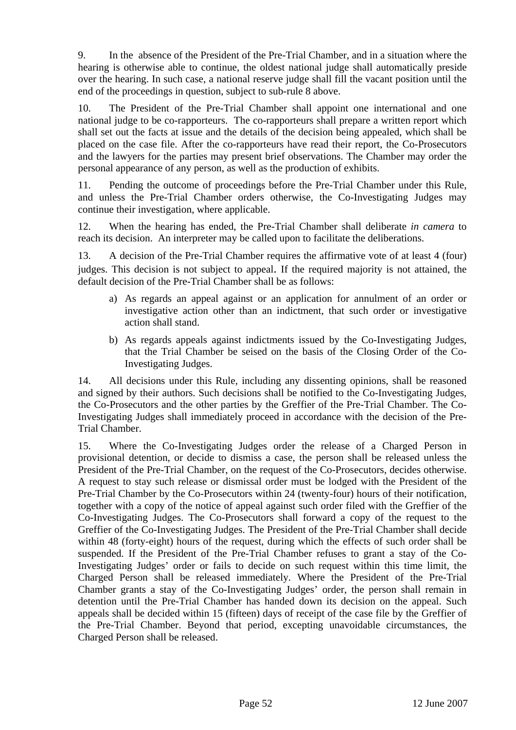9. In the absence of the President of the Pre-Trial Chamber, and in a situation where the hearing is otherwise able to continue, the oldest national judge shall automatically preside over the hearing. In such case, a national reserve judge shall fill the vacant position until the end of the proceedings in question, subject to sub-rule 8 above.

10. The President of the Pre-Trial Chamber shall appoint one international and one national judge to be co-rapporteurs. The co-rapporteurs shall prepare a written report which shall set out the facts at issue and the details of the decision being appealed, which shall be placed on the case file. After the co-rapporteurs have read their report, the Co-Prosecutors and the lawyers for the parties may present brief observations. The Chamber may order the personal appearance of any person, as well as the production of exhibits.

11. Pending the outcome of proceedings before the Pre-Trial Chamber under this Rule, and unless the Pre-Trial Chamber orders otherwise, the Co-Investigating Judges may continue their investigation, where applicable.

12. When the hearing has ended, the Pre-Trial Chamber shall deliberate *in camera* to reach its decision. An interpreter may be called upon to facilitate the deliberations.

13. A decision of the Pre-Trial Chamber requires the affirmative vote of at least 4 (four) judges. This decision is not subject to appeal. If the required majority is not attained, the default decision of the Pre-Trial Chamber shall be as follows:

a) As regards an appeal against or an application for annulment of an order or investigative action other than an indictment, that such order or investigative action shall stand.

b) As regards appeals against indictments issued by the Co-Investigating Judges, that the Trial Chamber be seised on the basis of the Closing Order of the Co-Investigating Judges.

14. All decisions under this Rule, including any dissenting opinions, shall be reasoned and signed by their authors. Such decisions shall be notified to the Co-Investigating Judges, the Co-Prosecutors and the other parties by the Greffier of the Pre-Trial Chamber. The Co-Investigating Judges shall immediately proceed in accordance with the decision of the Pre-Trial Chamber.

15. Where the Co-Investigating Judges order the release of a Charged Person in provisional detention, or decide to dismiss a case, the person shall be released unless the President of the Pre-Trial Chamber, on the request of the Co-Prosecutors, decides otherwise. A request to stay such release or dismissal order must be lodged with the President of the Pre-Trial Chamber by the Co-Prosecutors within 24 (twenty-four) hours of their notification, together with a copy of the notice of appeal against such order filed with the Greffier of the Co-Investigating Judges. The Co-Prosecutors shall forward a copy of the request to the Greffier of the Co-Investigating Judges. The President of the Pre-Trial Chamber shall decide within 48 (forty-eight) hours of the request, during which the effects of such order shall be suspended. If the President of the Pre-Trial Chamber refuses to grant a stay of the Co-Investigating Judges' order or fails to decide on such request within this time limit, the Charged Person shall be released immediately. Where the President of the Pre-Trial Chamber grants a stay of the Co-Investigating Judges' order, the person shall remain in detention until the Pre-Trial Chamber has handed down its decision on the appeal. Such appeals shall be decided within 15 (fifteen) days of receipt of the case file by the Greffier of the Pre-Trial Chamber. Beyond that period, excepting unavoidable circumstances, the Charged Person shall be released.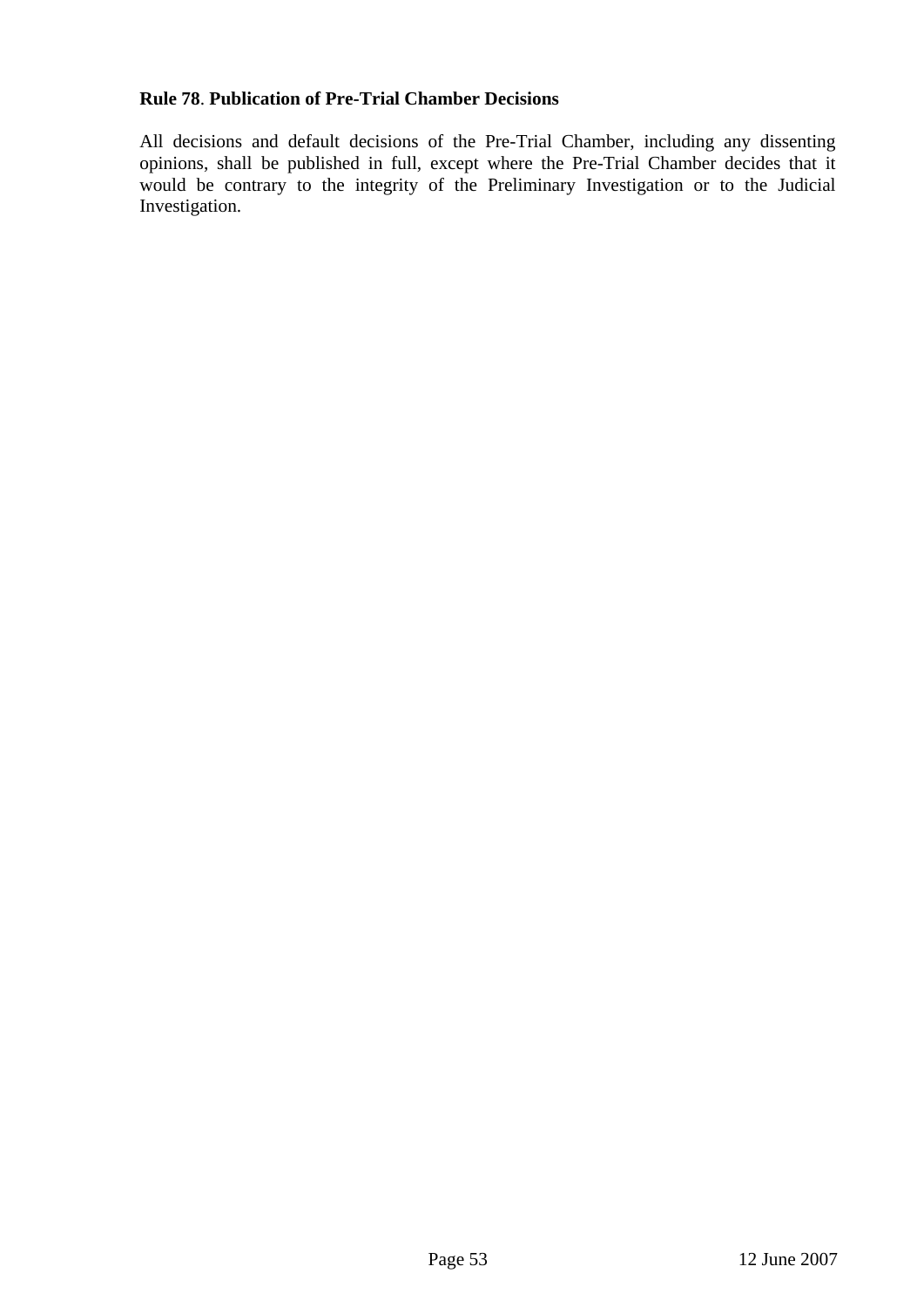**Rule 78**. **Publication of Pre-Trial Chamber Decisions**

All decisions and default decisions of the Pre-Trial Chamber, including any dissenting opinions, shall be published in full, except where the Pre-Trial Chamber decides that it would be contrary to the integrity of the Preliminary Investigation or to the Judicial Investigation.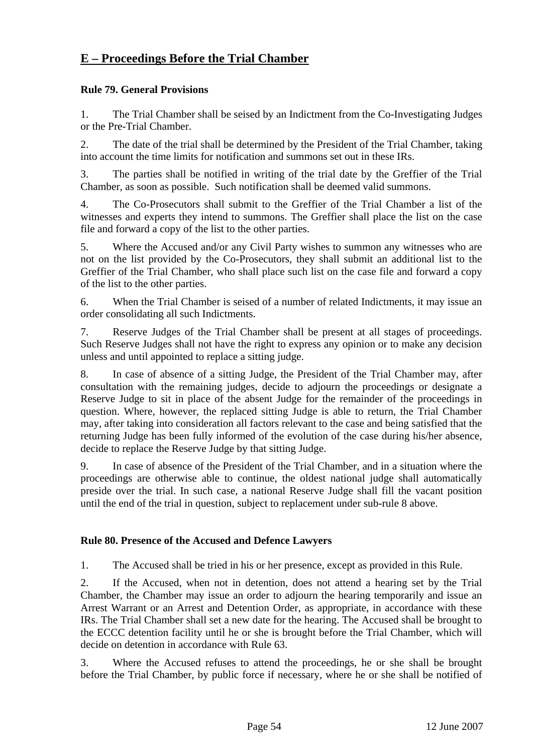## E – Proceedings Before the Trial Chamber

### Rule 79. General Provisions

1. The Trial Chamber shall be seised by an Indictment from the Co-Investigating Judges or the Pre-Trial Chamber.

2. The date of the trial shall be determined by the President of the Trial Chamber, taking into account the time limits for notification and summons set out in these IRs.

3. The parties shall be notified in writing of the trial date by the Greffier of the Trial Chamber, as soon as possible. Such notification shall be deemed valid summons.

4. The Co-Prosecutors shall submit to the Greffier of the Trial Chamber a list of the witnesses and experts they intend to summons. The Greffier shall place the list on the case file and forward a copy of the list to the other parties.

5. Where the Accused and/or any Civil Party wishes to summon any witnesses who are not on the list provided by the Co-Prosecutors, they shall submit an additional list to the Greffier of the Trial Chamber, who shall place such list on the case file and forward a copy of the list to the other parties.

6. When the Trial Chamber is seised of a number of related Indictments, it may issue an order consolidating all such Indictments.

7. Reserve Judges of the Trial Chamber shall be present at all stages of proceedings. Such Reserve Judges shall not have the right to express any opinion or to make any decision unless and until appointed to replace a sitting judge.

8. In case of absence of a sitting Judge, the President of the Trial Chamber may, after consultation with the remaining judges, decide to adjourn the proceedings or designate a Reserve Judge to sit in place of the absent Judge for the remainder of the proceedings in question. Where, however, the replaced sitting Judge is able to return, the Trial Chamber may, after taking into consideration all factors relevant to the case and being satisfied that the returning Judge has been fully informed of the evolution of the case during his/her absence, decide to replace the Reserve Judge by that sitting Judge.

9. In case of absence of the President of the Trial Chamber, and in a situation where the proceedings are otherwise able to continue, the oldest national judge shall automatically preside over the trial. In such case, a national Reserve Judge shall fill the vacant position until the end of the trial in question, subject to replacement under sub-rule 8 above.

### Rule 80. Presence of the Accused and Defence Lawyers

1. The Accused shall be tried in his or her presence, except as provided in this Rule.

2. If the Accused, when not in detention, does not attend a hearing set by the Trial Chamber, the Chamber may issue an order to adjourn the hearing temporarily and issue an Arrest Warrant or an Arrest and Detention Order, as appropriate, in accordance with these IRs. The Trial Chamber shall set a new date for the hearing. The Accused shall be brought to the ECCC detention facility until he or she is brought before the Trial Chamber, which will decide on detention in accordance with Rule 63.

3. Where the Accused refuses to attend the proceedings, he or she shall be brought before the Trial Chamber, by public force if necessary, where he or she shall be notified of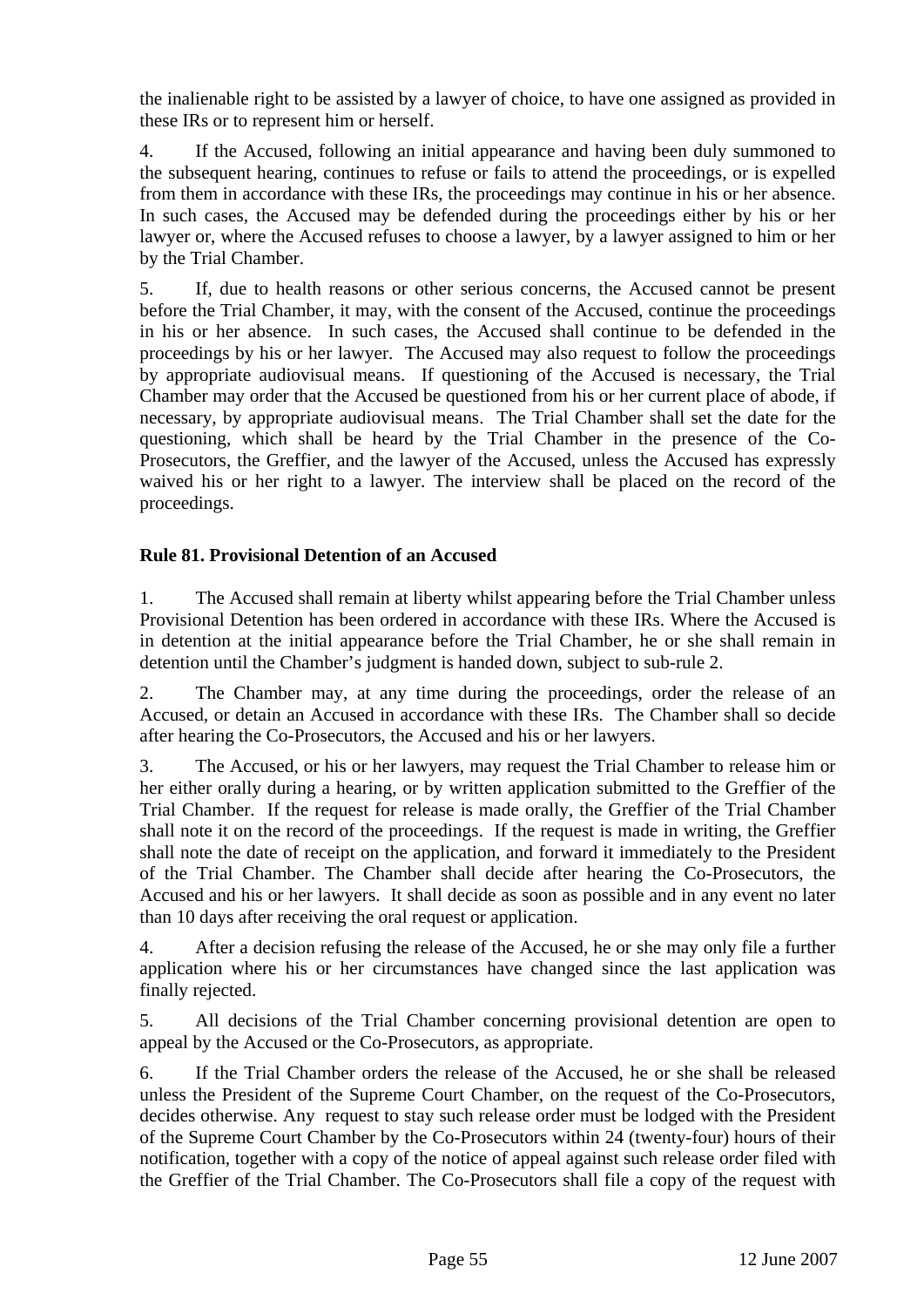the inalienable right to be assisted by a lawyer of choice, to have one assigned as provided in these IRs or to represent him or herself.

4. If the Accused, following an initial appearance and having been duly summoned to the subsequent hearing, continues to refuse or fails to attend the proceedings, or is expelled from them in accordance with these IRs, the proceedings may continue in his or her absence. In such cases, the Accused may be defended during the proceedings either by his or her lawyer or, where the Accused refuses to choose a lawyer, by a lawyer assigned to him or her by the Trial Chamber.

5. If, due to health reasons or other serious concerns, the Accused cannot be present before the Trial Chamber, it may, with the consent of the Accused, continue the proceedings in his or her absence. In such cases, the Accused shall continue to be defended in the proceedings by his or her lawyer. The Accused may also request to follow the proceedings by appropriate audiovisual means. If questioning of the Accused is necessary, the Trial Chamber may order that the Accused be questioned from his or her current place of abode, if necessary, by appropriate audiovisual means. The Trial Chamber shall set the date for the questioning, which shall be heard by the Trial Chamber in the presence of the Co-Prosecutors, the Greffier, and the lawyer of the Accused, unless the Accused has expressly waived his or her right to a lawyer. The interview shall be placed on the record of the proceedings.

**Rule 81. Provisional Detention of an Accused**

1. The Accused shall remain at liberty whilst appearing before the Trial Chamber unless Provisional Detention has been ordered in accordance with these IRs. Where the Accused is in detention at the initial appearance before the Trial Chamber, he or she shall remain in detention until the Chamber's judgment is handed down, subject to sub-rule 2.

2. The Chamber may, at any time during the proceedings, order the release of an Accused, or detain an Accused in accordance with these IRs. The Chamber shall so decide after hearing the Co-Prosecutors, the Accused and his or her lawyers.

3. The Accused, or his or her lawyers, may request the Trial Chamber to release him or her either orally during a hearing, or by written application submitted to the Greffier of the Trial Chamber. If the request for release is made orally, the Greffier of the Trial Chamber shall note it on the record of the proceedings. If the request is made in writing, the Greffier shall note the date of receipt on the application, and forward it immediately to the President of the Trial Chamber. The Chamber shall decide after hearing the Co-Prosecutors, the Accused and his or her lawyers. It shall decide as soon as possible and in any event no later than 10 days after receiving the oral request or application.

4. After a decision refusing the release of the Accused, he or she may only file a further application where his or her circumstances have changed since the last application was finally rejected.

5. All decisions of the Trial Chamber concerning provisional detention are open to appeal by the Accused or the Co-Prosecutors, as appropriate.

6. If the Trial Chamber orders the release of the Accused, he or she shall be released unless the President of the Supreme Court Chamber, on the request of the Co-Prosecutors, decides otherwise. Any request to stay such release order must be lodged with the President of the Supreme Court Chamber by the Co-Prosecutors within 24 (twenty-four) hours of their notification, together with a copy of the notice of appeal against such release order filed with the Greffier of the Trial Chamber. The Co-Prosecutors shall file a copy of the request with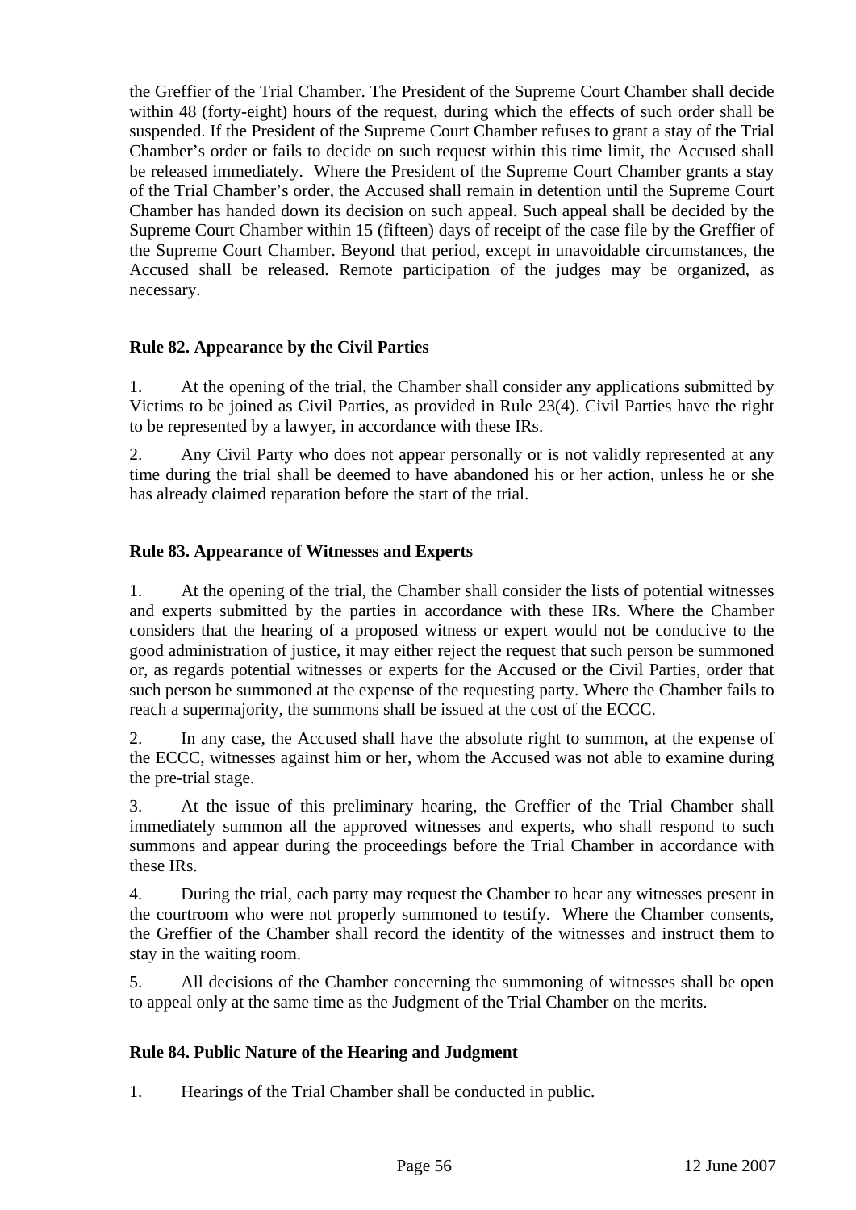the Greffier of the Trial Chamber. The President of the Supreme Court Chamber shall decide within 48 (forty-eight) hours of the request, during which the effects of such order shall be suspended. If the President of the Supreme Court Chamber refuses to grant a stay of the Trial Chamber's order or fails to decide on such request within this time limit, the Accused shall be released immediately. Where the President of the Supreme Court Chamber grants a stay of the Trial Chamber's order, the Accused shall remain in detention until the Supreme Court Chamber has handed down its decision on such appeal. Such appeal shall be decided by the Supreme Court Chamber within 15 (fifteen) days of receipt of the case file by the Greffier of the Supreme Court Chamber. Beyond that period, except in unavoidable circumstances, the Accused shall be released. Remote participation of the judges may be organized, as necessary.

### Rule 82. Appearance by the Civil Parties

1. At the opening of the trial, the Chamber shall consider any applications submitted by Victims to be joined as Civil Parties, as provided in Rule 23(4). Civil Parties have the right to be represented by a lawyer, in accordance with these IRs.

2. Any Civil Party who does not appear personally or is not validly represented at any time during the trial shall be deemed to have abandoned his or her action, unless he or she has already claimed reparation before the start of the trial.

### Rule 83. Appearance of Witnesses and Experts

1. At the opening of the trial, the Chamber shall consider the lists of potential witnesses and experts submitted by the parties in accordance with these IRs. Where the Chamber considers that the hearing of a proposed witness or expert would not be conducive to the good administration of justice, it may either reject the request that such person be summoned or, as regards potential witnesses or experts for the Accused or the Civil Parties, order that such person be summoned at the expense of the requesting party. Where the Chamber fails to reach a supermajority, the summons shall be issued at the cost of the ECCC.

2. In any case, the Accused shall have the absolute right to summon, at the expense of the ECCC, witnesses against him or her, whom the Accused was not able to examine during the pre-trial stage.

3. At the issue of this preliminary hearing, the Greffier of the Trial Chamber shall immediately summon all the approved witnesses and experts, who shall respond to such summons and appear during the proceedings before the Trial Chamber in accordance with these IRs.

4. During the trial, each party may request the Chamber to hear any witnesses present in the courtroom who were not properly summoned to testify. Where the Chamber consents, the Greffier of the Chamber shall record the identity of the witnesses and instruct them to stay in the waiting room.

5. All decisions of the Chamber concerning the summoning of witnesses shall be open to appeal only at the same time as the Judgment of the Trial Chamber on the merits.

### Rule 84. Public Nature of the Hearing and Judgment

1. Hearings of the Trial Chamber shall be conducted in public.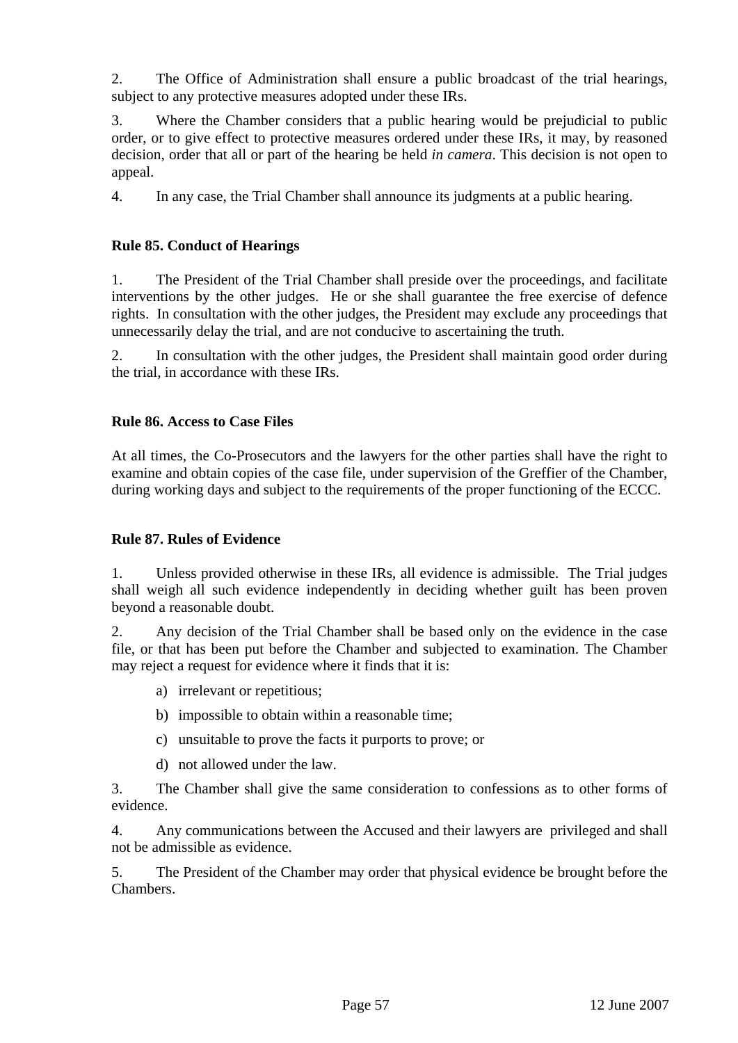2. The Office of Administration shall ensure a public broadcast of the trial hearings, subject to any protective measures adopted under these IRs.

3. Where the Chamber considers that a public hearing would be prejudicial to public order, or to give effect to protective measures ordered under these IRs, it may, by reasoned decision, order that all or part of the hearing be held *in camera*. This decision is not open to appeal.

4. In any case, the Trial Chamber shall announce its judgments at a public hearing.

**Rule 85. Conduct of Hearings**

1. The President of the Trial Chamber shall preside over the proceedings, and facilitate interventions by the other judges. He or she shall guarantee the free exercise of defence rights. In consultation with the other judges, the President may exclude any proceedings that unnecessarily delay the trial, and are not conducive to ascertaining the truth.

2. In consultation with the other judges, the President shall maintain good order during the trial, in accordance with these IRs.

**Rule 86. Access to Case Files**

At all times, the Co-Prosecutors and the lawyers for the other parties shall have the right to examine and obtain copies of the case file, under supervision of the Greffier of the Chamber, during working days and subject to the requirements of the proper functioning of the ECCC.

**Rule 87. Rules of Evidence**

1. Unless provided otherwise in these IRs, all evidence is admissible. The Trial judges shall weigh all such evidence independently in deciding whether guilt has been proven beyond a reasonable doubt.

2. Any decision of the Trial Chamber shall be based only on the evidence in the case file, or that has been put before the Chamber and subjected to examination. The Chamber may reject a request for evidence where it finds that it is:

a) irrelevant or repetitious;

b) impossible to obtain within a reasonable time;

c) unsuitable to prove the facts it purports to prove; or

d) not allowed under the law.

3. The Chamber shall give the same consideration to confessions as to other forms of evidence.

4. Any communications between the Accused and their lawyers are privileged and shall not be admissible as evidence.

5. The President of the Chamber may order that physical evidence be brought before the Chambers.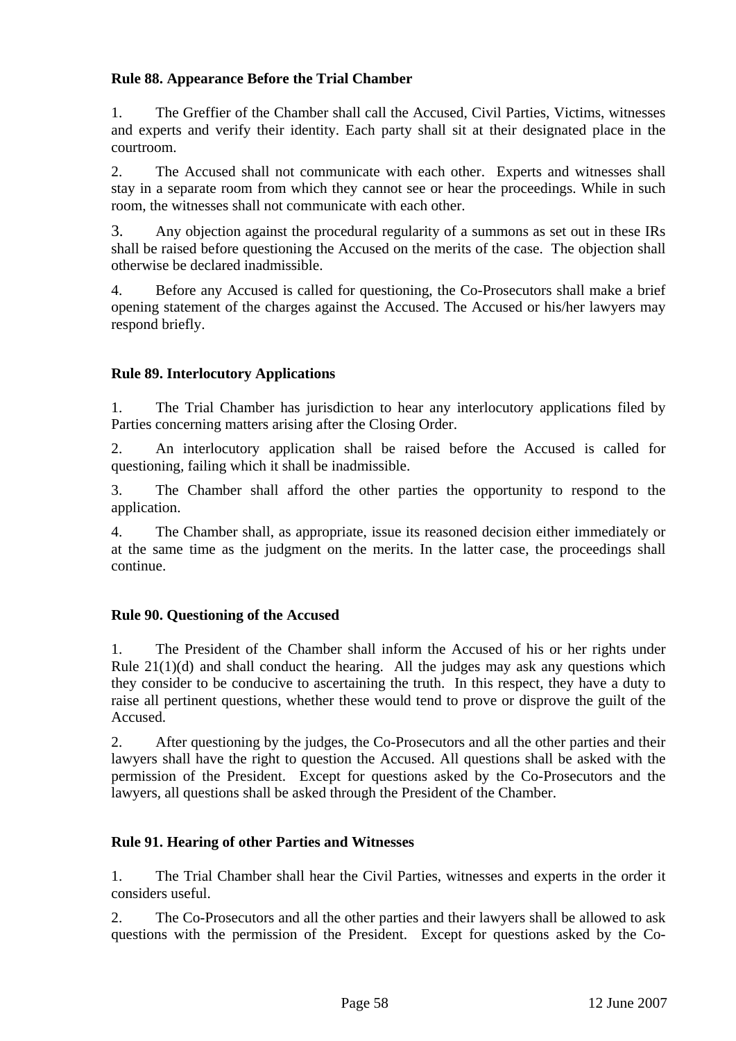### Rule 88. Appearance Before the Trial Chamber

1. The Greffier of the Chamber shall call the Accused, Civil Parties, Victims, witnesses and experts and verify their identity. Each party shall sit at their designated place in the courtroom.

2. The Accused shall not communicate with each other. Experts and witnesses shall stay in a separate room from which they cannot see or hear the proceedings. While in such room, the witnesses shall not communicate with each other.

3. Any objection against the procedural regularity of a summons as set out in these IRs shall be raised before questioning the Accused on the merits of the case. The objection shall otherwise be declared inadmissible.

4. Before any Accused is called for questioning, the Co-Prosecutors shall make a brief opening statement of the charges against the Accused. The Accused or his/her lawyers may respond briefly.

### Rule 89. Interlocutory Applications

1. The Trial Chamber has jurisdiction to hear any interlocutory applications filed by Parties concerning matters arising after the Closing Order.

2. An interlocutory application shall be raised before the Accused is called for questioning, failing which it shall be inadmissible.

3. The Chamber shall afford the other parties the opportunity to respond to the application.

4. The Chamber shall, as appropriate, issue its reasoned decision either immediately or at the same time as the judgment on the merits. In the latter case, the proceedings shall continue.

### Rule 90. Questioning of the Accused

1. The President of the Chamber shall inform the Accused of his or her rights under Rule 21(1)(d) and shall conduct the hearing. All the judges may ask any questions which they consider to be conducive to ascertaining the truth. In this respect, they have a duty to raise all pertinent questions, whether these would tend to prove or disprove the guilt of the Accused.

2. After questioning by the judges, the Co-Prosecutors and all the other parties and their lawyers shall have the right to question the Accused. All questions shall be asked with the permission of the President. Except for questions asked by the Co-Prosecutors and the lawyers, all questions shall be asked through the President of the Chamber.

### Rule 91. Hearing of other Parties and Witnesses

1. The Trial Chamber shall hear the Civil Parties, witnesses and experts in the order it considers useful.

2. The Co-Prosecutors and all the other parties and their lawyers shall be allowed to ask questions with the permission of the President. Except for questions asked by the Co-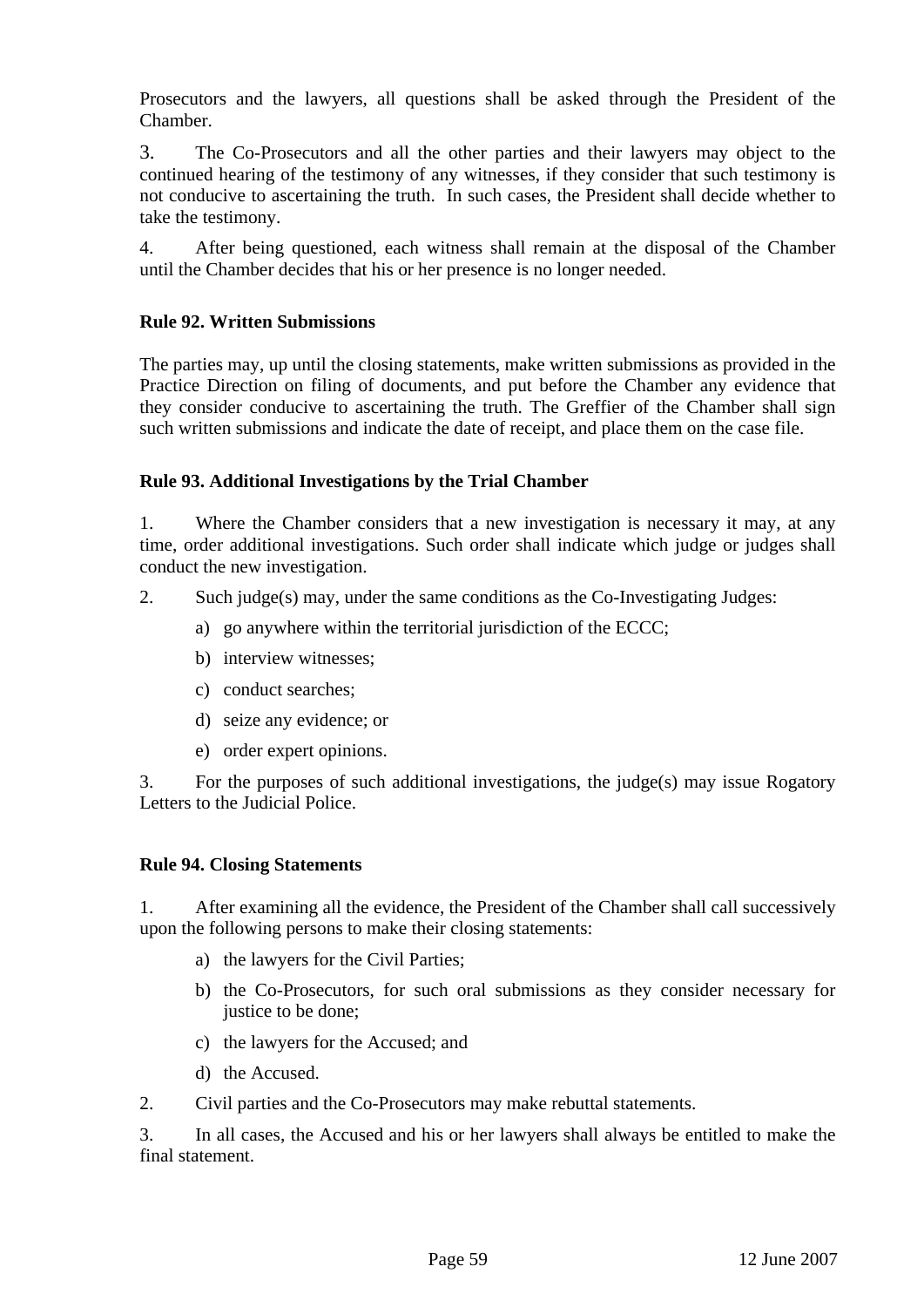Prosecutors and the lawyers, all questions shall be asked through the President of the Chamber.

3. The Co-Prosecutors and all the other parties and their lawyers may object to the continued hearing of the testimony of any witnesses, if they consider that such testimony is not conducive to ascertaining the truth. In such cases, the President shall decide whether to take the testimony.

4. After being questioned, each witness shall remain at the disposal of the Chamber until the Chamber decides that his or her presence is no longer needed.

### Rule 92. Written Submissions

The parties may, up until the closing statements, make written submissions as provided in the Practice Direction on filing of documents, and put before the Chamber any evidence that they consider conducive to ascertaining the truth. The Greffier of the Chamber shall sign such written submissions and indicate the date of receipt, and place them on the case file.

### Rule 93. Additional Investigations by the Trial Chamber

1. Where the Chamber considers that a new investigation is necessary it may, at any time, order additional investigations. Such order shall indicate which judge or judges shall conduct the new investigation.

2. Such judge(s) may, under the same conditions as the Co-Investigating Judges:

   a) go anywhere within the territorial jurisdiction of the ECCC;

   b) interview witnesses;

   c) conduct searches;

   d) seize any evidence; or

   e) order expert opinions.

3. For the purposes of such additional investigations, the judge(s) may issue Rogatory Letters to the Judicial Police.

### Rule 94. Closing Statements

1. After examining all the evidence, the President of the Chamber shall call successively upon the following persons to make their closing statements:

   a) the lawyers for the Civil Parties;

   b) the Co-Prosecutors, for such oral submissions as they consider necessary for justice to be done;

   c) the lawyers for the Accused; and

   d) the Accused.

2. Civil parties and the Co-Prosecutors may make rebuttal statements.

3. In all cases, the Accused and his or her lawyers shall always be entitled to make the final statement.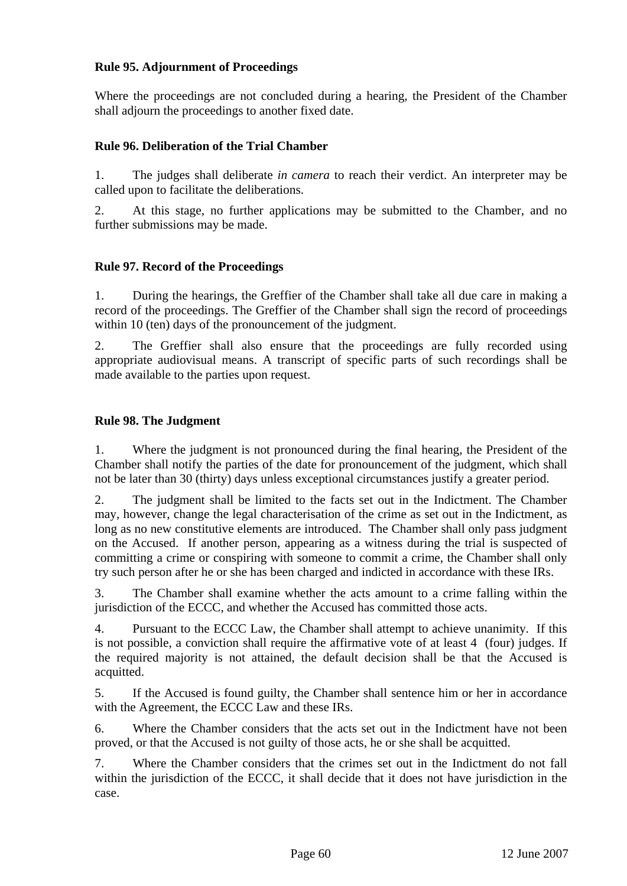**Rule 95. Adjournment of Proceedings**

Where the proceedings are not concluded during a hearing, the President of the Chamber shall adjourn the proceedings to another fixed date.

**Rule 96. Deliberation of the Trial Chamber**

1. The judges shall deliberate *in camera* to reach their verdict. An interpreter may be called upon to facilitate the deliberations.

2. At this stage, no further applications may be submitted to the Chamber, and no further submissions may be made.

**Rule 97. Record of the Proceedings**

1. During the hearings, the Greffier of the Chamber shall take all due care in making a record of the proceedings. The Greffier of the Chamber shall sign the record of proceedings within 10 (ten) days of the pronouncement of the judgment.

2. The Greffier shall also ensure that the proceedings are fully recorded using appropriate audiovisual means. A transcript of specific parts of such recordings shall be made available to the parties upon request.

**Rule 98. The Judgment**

1. Where the judgment is not pronounced during the final hearing, the President of the Chamber shall notify the parties of the date for pronouncement of the judgment, which shall not be later than 30 (thirty) days unless exceptional circumstances justify a greater period.

2. The judgment shall be limited to the facts set out in the Indictment. The Chamber may, however, change the legal characterisation of the crime as set out in the Indictment, as long as no new constitutive elements are introduced. The Chamber shall only pass judgment on the Accused. If another person, appearing as a witness during the trial is suspected of committing a crime or conspiring with someone to commit a crime, the Chamber shall only try such person after he or she has been charged and indicted in accordance with these IRs.

3. The Chamber shall examine whether the acts amount to a crime falling within the jurisdiction of the ECCC, and whether the Accused has committed those acts.

4. Pursuant to the ECCC Law, the Chamber shall attempt to achieve unanimity. If this is not possible, a conviction shall require the affirmative vote of at least 4 (four) judges. If the required majority is not attained, the default decision shall be that the Accused is acquitted.

5. If the Accused is found guilty, the Chamber shall sentence him or her in accordance with the Agreement, the ECCC Law and these IRs.

6. Where the Chamber considers that the acts set out in the Indictment have not been proved, or that the Accused is not guilty of those acts, he or she shall be acquitted.

7. Where the Chamber considers that the crimes set out in the Indictment do not fall within the jurisdiction of the ECCC, it shall decide that it does not have jurisdiction in the case.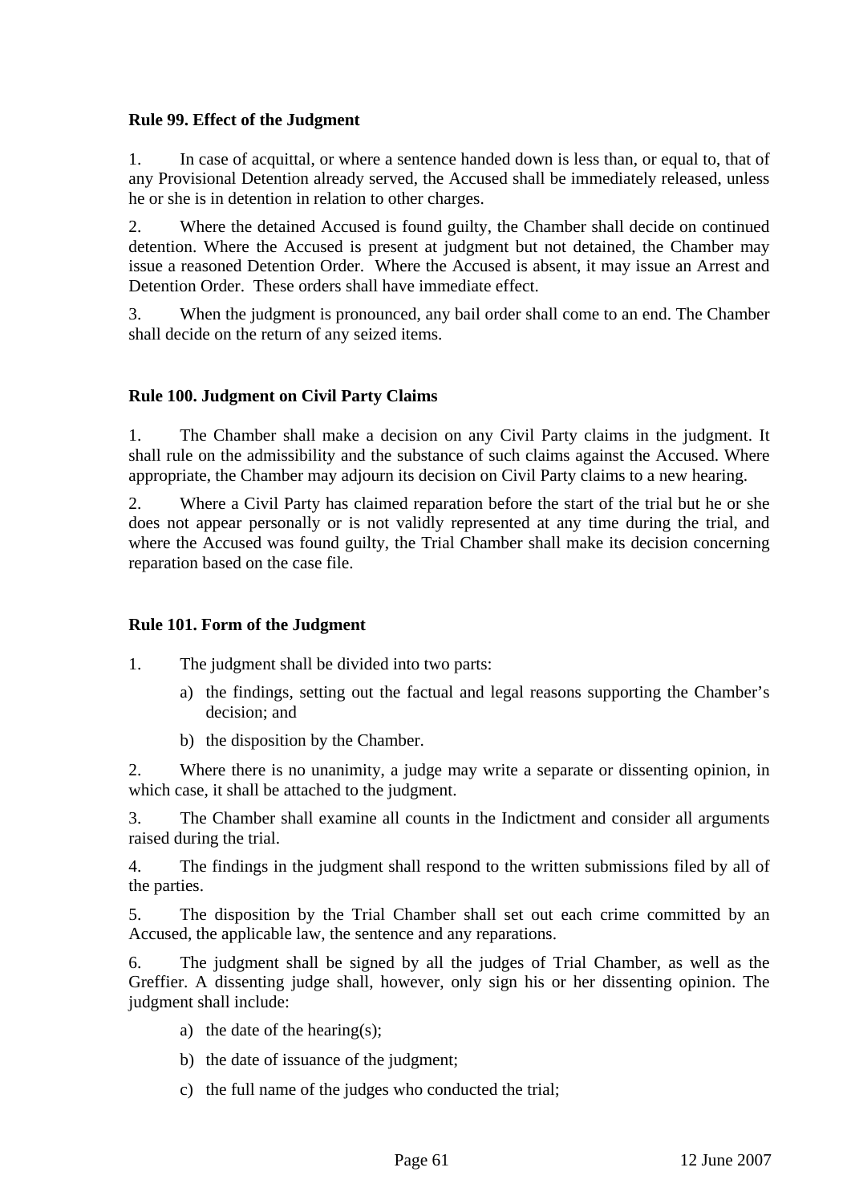**Rule 99. Effect of the Judgment**

1. In case of acquittal, or where a sentence handed down is less than, or equal to, that of any Provisional Detention already served, the Accused shall be immediately released, unless he or she is in detention in relation to other charges.

2. Where the detained Accused is found guilty, the Chamber shall decide on continued detention. Where the Accused is present at judgment but not detained, the Chamber may issue a reasoned Detention Order. Where the Accused is absent, it may issue an Arrest and Detention Order. These orders shall have immediate effect.

3. When the judgment is pronounced, any bail order shall come to an end. The Chamber shall decide on the return of any seized items.

**Rule 100. Judgment on Civil Party Claims**

1. The Chamber shall make a decision on any Civil Party claims in the judgment. It shall rule on the admissibility and the substance of such claims against the Accused. Where appropriate, the Chamber may adjourn its decision on Civil Party claims to a new hearing.

2. Where a Civil Party has claimed reparation before the start of the trial but he or she does not appear personally or is not validly represented at any time during the trial, and where the Accused was found guilty, the Trial Chamber shall make its decision concerning reparation based on the case file.

**Rule 101. Form of the Judgment**

1. The judgment shall be divided into two parts:

   a) the findings, setting out the factual and legal reasons supporting the Chamber's decision; and

   b) the disposition by the Chamber.

2. Where there is no unanimity, a judge may write a separate or dissenting opinion, in which case, it shall be attached to the judgment.

3. The Chamber shall examine all counts in the Indictment and consider all arguments raised during the trial.

4. The findings in the judgment shall respond to the written submissions filed by all of the parties.

5. The disposition by the Trial Chamber shall set out each crime committed by an Accused, the applicable law, the sentence and any reparations.

6. The judgment shall be signed by all the judges of Trial Chamber, as well as the Greffier. A dissenting judge shall, however, only sign his or her dissenting opinion. The judgment shall include:

   a) the date of the hearing(s);

   b) the date of issuance of the judgment;

   c) the full name of the judges who conducted the trial;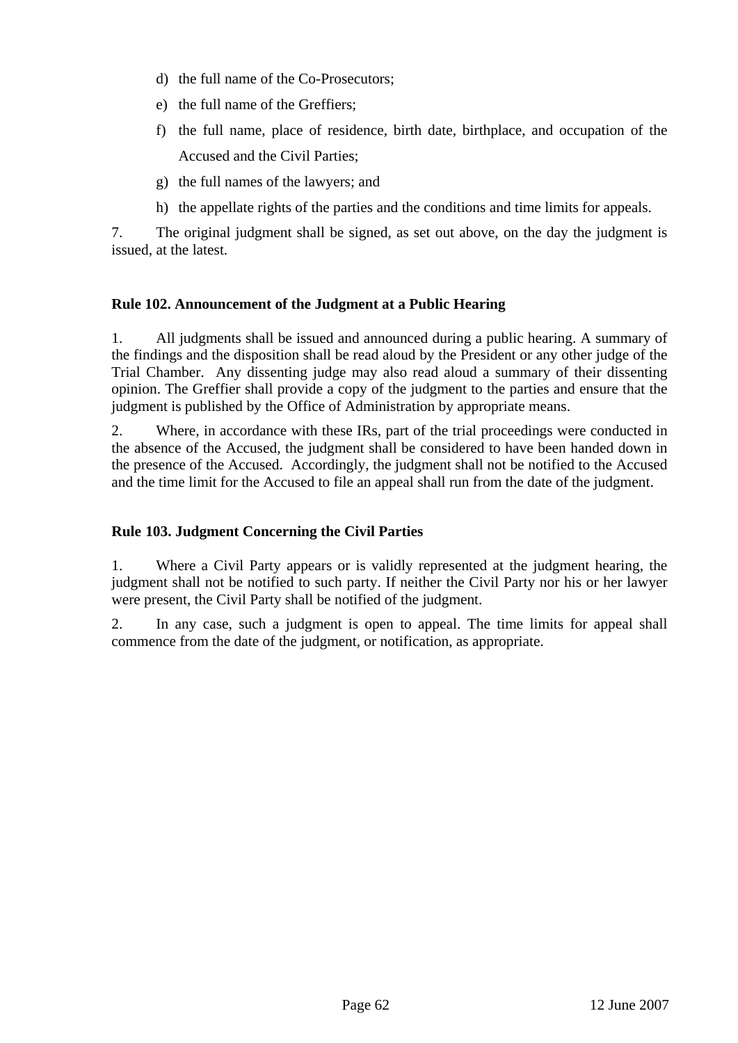d) the full name of the Co-Prosecutors;

e) the full name of the Greffiers;

f) the full name, place of residence, birth date, birthplace, and occupation of the Accused and the Civil Parties;

g) the full names of the lawyers; and

h) the appellate rights of the parties and the conditions and time limits for appeals.

7. The original judgment shall be signed, as set out above, on the day the judgment is issued, at the latest.

**Rule 102. Announcement of the Judgment at a Public Hearing**

1. All judgments shall be issued and announced during a public hearing. A summary of the findings and the disposition shall be read aloud by the President or any other judge of the Trial Chamber. Any dissenting judge may also read aloud a summary of their dissenting opinion. The Greffier shall provide a copy of the judgment to the parties and ensure that the judgment is published by the Office of Administration by appropriate means.

2. Where, in accordance with these IRs, part of the trial proceedings were conducted in the absence of the Accused, the judgment shall be considered to have been handed down in the presence of the Accused. Accordingly, the judgment shall not be notified to the Accused and the time limit for the Accused to file an appeal shall run from the date of the judgment.

**Rule 103. Judgment Concerning the Civil Parties**

1. Where a Civil Party appears or is validly represented at the judgment hearing, the judgment shall not be notified to such party. If neither the Civil Party nor his or her lawyer were present, the Civil Party shall be notified of the judgment.

2. In any case, such a judgment is open to appeal. The time limits for appeal shall commence from the date of the judgment, or notification, as appropriate.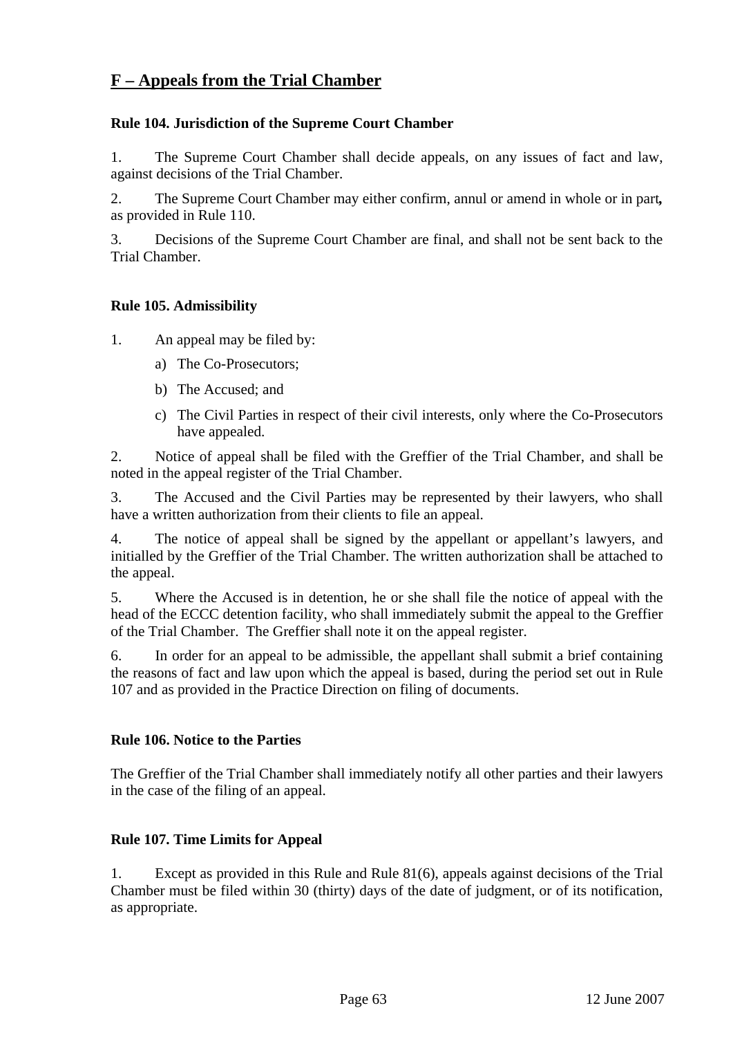## F – Appeals from the Trial Chamber

### Rule 104. Jurisdiction of the Supreme Court Chamber

1. The Supreme Court Chamber shall decide appeals, on any issues of fact and law, against decisions of the Trial Chamber.

2. The Supreme Court Chamber may either confirm, annul or amend in whole or in part**,** as provided in Rule 110.

3. Decisions of the Supreme Court Chamber are final, and shall not be sent back to the Trial Chamber.

### Rule 105. Admissibility

1. An appeal may be filed by:

   a) The Co-Prosecutors;

   b) The Accused; and

   c) The Civil Parties in respect of their civil interests, only where the Co-Prosecutors have appealed.

2. Notice of appeal shall be filed with the Greffier of the Trial Chamber, and shall be noted in the appeal register of the Trial Chamber.

3. The Accused and the Civil Parties may be represented by their lawyers, who shall have a written authorization from their clients to file an appeal.

4. The notice of appeal shall be signed by the appellant or appellant's lawyers, and initialled by the Greffier of the Trial Chamber. The written authorization shall be attached to the appeal.

5. Where the Accused is in detention, he or she shall file the notice of appeal with the head of the ECCC detention facility, who shall immediately submit the appeal to the Greffier of the Trial Chamber. The Greffier shall note it on the appeal register.

6. In order for an appeal to be admissible, the appellant shall submit a brief containing the reasons of fact and law upon which the appeal is based, during the period set out in Rule 107 and as provided in the Practice Direction on filing of documents.

### Rule 106. Notice to the Parties

The Greffier of the Trial Chamber shall immediately notify all other parties and their lawyers in the case of the filing of an appeal.

### Rule 107. Time Limits for Appeal

1. Except as provided in this Rule and Rule 81(6), appeals against decisions of the Trial Chamber must be filed within 30 (thirty) days of the date of judgment, or of its notification, as appropriate.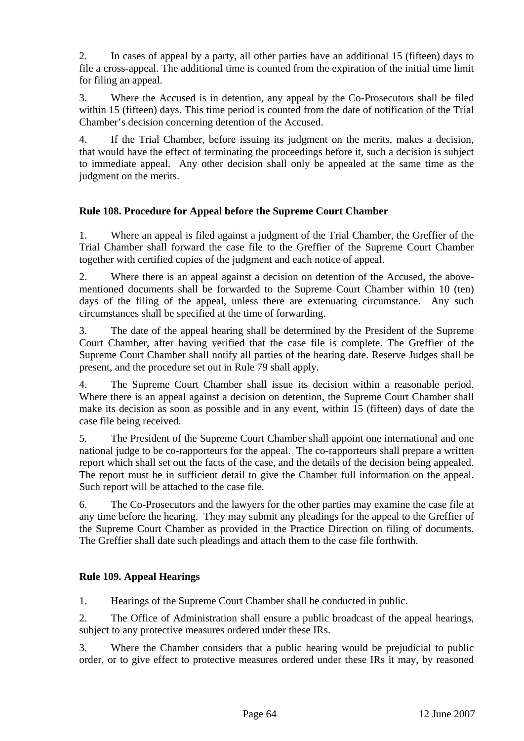2. In cases of appeal by a party, all other parties have an additional 15 (fifteen) days to file a cross-appeal. The additional time is counted from the expiration of the initial time limit for filing an appeal.

3. Where the Accused is in detention, any appeal by the Co-Prosecutors shall be filed within 15 (fifteen) days. This time period is counted from the date of notification of the Trial Chamber's decision concerning detention of the Accused.

4. If the Trial Chamber, before issuing its judgment on the merits, makes a decision, that would have the effect of terminating the proceedings before it, such a decision is subject to immediate appeal. Any other decision shall only be appealed at the same time as the judgment on the merits.

### Rule 108. Procedure for Appeal before the Supreme Court Chamber

1. Where an appeal is filed against a judgment of the Trial Chamber, the Greffier of the Trial Chamber shall forward the case file to the Greffier of the Supreme Court Chamber together with certified copies of the judgment and each notice of appeal.

2. Where there is an appeal against a decision on detention of the Accused, the above-mentioned documents shall be forwarded to the Supreme Court Chamber within 10 (ten) days of the filing of the appeal, unless there are extenuating circumstance. Any such circumstances shall be specified at the time of forwarding.

3. The date of the appeal hearing shall be determined by the President of the Supreme Court Chamber, after having verified that the case file is complete. The Greffier of the Supreme Court Chamber shall notify all parties of the hearing date. Reserve Judges shall be present, and the procedure set out in Rule 79 shall apply.

4. The Supreme Court Chamber shall issue its decision within a reasonable period. Where there is an appeal against a decision on detention, the Supreme Court Chamber shall make its decision as soon as possible and in any event, within 15 (fifteen) days of date the case file being received.

5. The President of the Supreme Court Chamber shall appoint one international and one national judge to be co-rapporteurs for the appeal. The co-rapporteurs shall prepare a written report which shall set out the facts of the case, and the details of the decision being appealed. The report must be in sufficient detail to give the Chamber full information on the appeal. Such report will be attached to the case file.

6. The Co-Prosecutors and the lawyers for the other parties may examine the case file at any time before the hearing. They may submit any pleadings for the appeal to the Greffier of the Supreme Court Chamber as provided in the Practice Direction on filing of documents. The Greffier shall date such pleadings and attach them to the case file forthwith.

### Rule 109. Appeal Hearings

1. Hearings of the Supreme Court Chamber shall be conducted in public.

2. The Office of Administration shall ensure a public broadcast of the appeal hearings, subject to any protective measures ordered under these IRs.

3. Where the Chamber considers that a public hearing would be prejudicial to public order, or to give effect to protective measures ordered under these IRs it may, by reasoned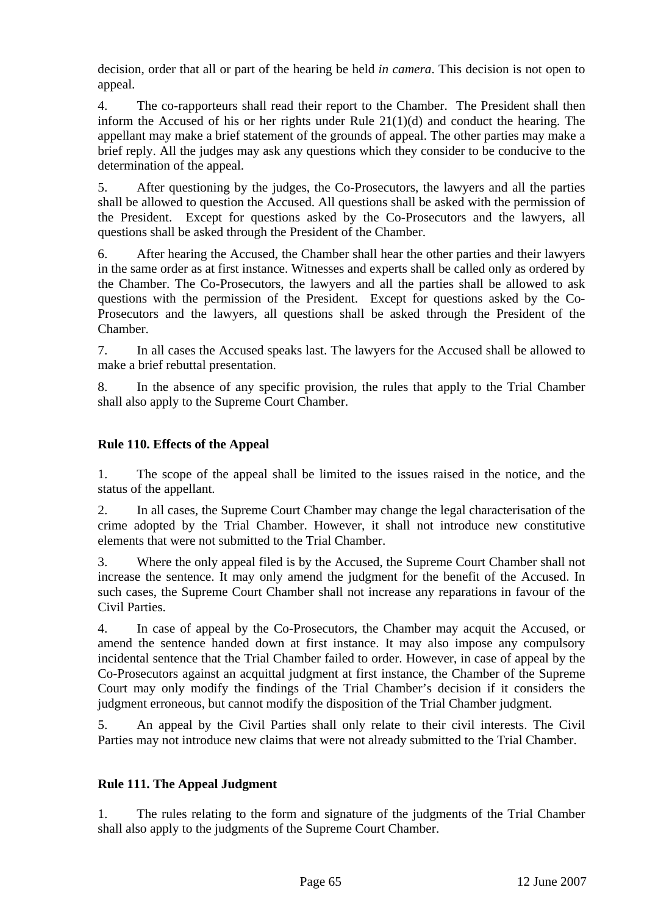decision, order that all or part of the hearing be held *in camera*. This decision is not open to appeal.

4. The co-rapporteurs shall read their report to the Chamber. The President shall then inform the Accused of his or her rights under Rule 21(1)(d) and conduct the hearing. The appellant may make a brief statement of the grounds of appeal. The other parties may make a brief reply. All the judges may ask any questions which they consider to be conducive to the determination of the appeal.

5. After questioning by the judges, the Co-Prosecutors, the lawyers and all the parties shall be allowed to question the Accused. All questions shall be asked with the permission of the President. Except for questions asked by the Co-Prosecutors and the lawyers, all questions shall be asked through the President of the Chamber.

6. After hearing the Accused, the Chamber shall hear the other parties and their lawyers in the same order as at first instance. Witnesses and experts shall be called only as ordered by the Chamber. The Co-Prosecutors, the lawyers and all the parties shall be allowed to ask questions with the permission of the President. Except for questions asked by the Co-Prosecutors and the lawyers, all questions shall be asked through the President of the Chamber.

7. In all cases the Accused speaks last. The lawyers for the Accused shall be allowed to make a brief rebuttal presentation.

8. In the absence of any specific provision, the rules that apply to the Trial Chamber shall also apply to the Supreme Court Chamber.

### Rule 110. Effects of the Appeal

1. The scope of the appeal shall be limited to the issues raised in the notice, and the status of the appellant.

2. In all cases, the Supreme Court Chamber may change the legal characterisation of the crime adopted by the Trial Chamber. However, it shall not introduce new constitutive elements that were not submitted to the Trial Chamber.

3. Where the only appeal filed is by the Accused, the Supreme Court Chamber shall not increase the sentence. It may only amend the judgment for the benefit of the Accused. In such cases, the Supreme Court Chamber shall not increase any reparations in favour of the Civil Parties.

4. In case of appeal by the Co-Prosecutors, the Chamber may acquit the Accused, or amend the sentence handed down at first instance. It may also impose any compulsory incidental sentence that the Trial Chamber failed to order. However, in case of appeal by the Co-Prosecutors against an acquittal judgment at first instance, the Chamber of the Supreme Court may only modify the findings of the Trial Chamber's decision if it considers the judgment erroneous, but cannot modify the disposition of the Trial Chamber judgment.

5. An appeal by the Civil Parties shall only relate to their civil interests. The Civil Parties may not introduce new claims that were not already submitted to the Trial Chamber.

### Rule 111. The Appeal Judgment

1. The rules relating to the form and signature of the judgments of the Trial Chamber shall also apply to the judgments of the Supreme Court Chamber.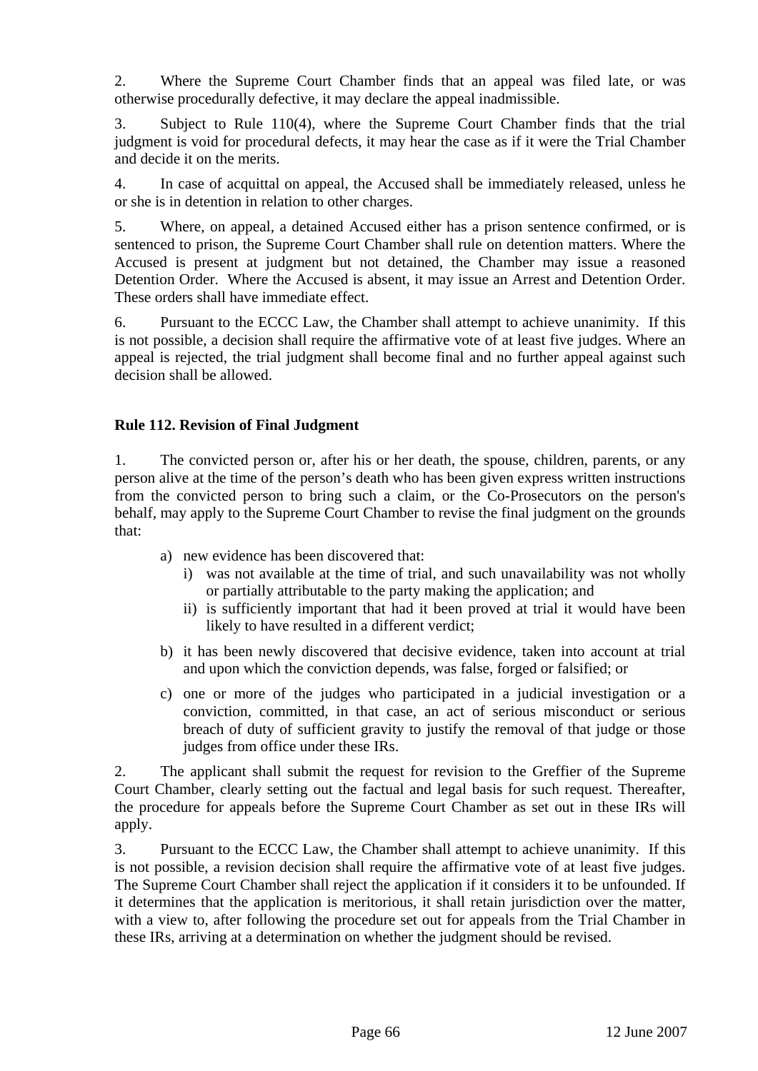2. Where the Supreme Court Chamber finds that an appeal was filed late, or was otherwise procedurally defective, it may declare the appeal inadmissible.

3. Subject to Rule 110(4), where the Supreme Court Chamber finds that the trial judgment is void for procedural defects, it may hear the case as if it were the Trial Chamber and decide it on the merits.

4. In case of acquittal on appeal, the Accused shall be immediately released, unless he or she is in detention in relation to other charges.

5. Where, on appeal, a detained Accused either has a prison sentence confirmed, or is sentenced to prison, the Supreme Court Chamber shall rule on detention matters. Where the Accused is present at judgment but not detained, the Chamber may issue a reasoned Detention Order. Where the Accused is absent, it may issue an Arrest and Detention Order. These orders shall have immediate effect.

6. Pursuant to the ECCC Law, the Chamber shall attempt to achieve unanimity. If this is not possible, a decision shall require the affirmative vote of at least five judges. Where an appeal is rejected, the trial judgment shall become final and no further appeal against such decision shall be allowed.

### Rule 112. Revision of Final Judgment

1. The convicted person or, after his or her death, the spouse, children, parents, or any person alive at the time of the person's death who has been given express written instructions from the convicted person to bring such a claim, or the Co-Prosecutors on the person's behalf, may apply to the Supreme Court Chamber to revise the final judgment on the grounds that:

   a) new evidence has been discovered that:
      i) was not available at the time of trial, and such unavailability was not wholly or partially attributable to the party making the application; and
      ii) is sufficiently important that had it been proved at trial it would have been likely to have resulted in a different verdict;

   b) it has been newly discovered that decisive evidence, taken into account at trial and upon which the conviction depends, was false, forged or falsified; or

   c) one or more of the judges who participated in a judicial investigation or a conviction, committed, in that case, an act of serious misconduct or serious breach of duty of sufficient gravity to justify the removal of that judge or those judges from office under these IRs.

2. The applicant shall submit the request for revision to the Greffier of the Supreme Court Chamber, clearly setting out the factual and legal basis for such request. Thereafter, the procedure for appeals before the Supreme Court Chamber as set out in these IRs will apply.

3. Pursuant to the ECCC Law, the Chamber shall attempt to achieve unanimity. If this is not possible, a revision decision shall require the affirmative vote of at least five judges. The Supreme Court Chamber shall reject the application if it considers it to be unfounded. If it determines that the application is meritorious, it shall retain jurisdiction over the matter, with a view to, after following the procedure set out for appeals from the Trial Chamber in these IRs, arriving at a determination on whether the judgment should be revised.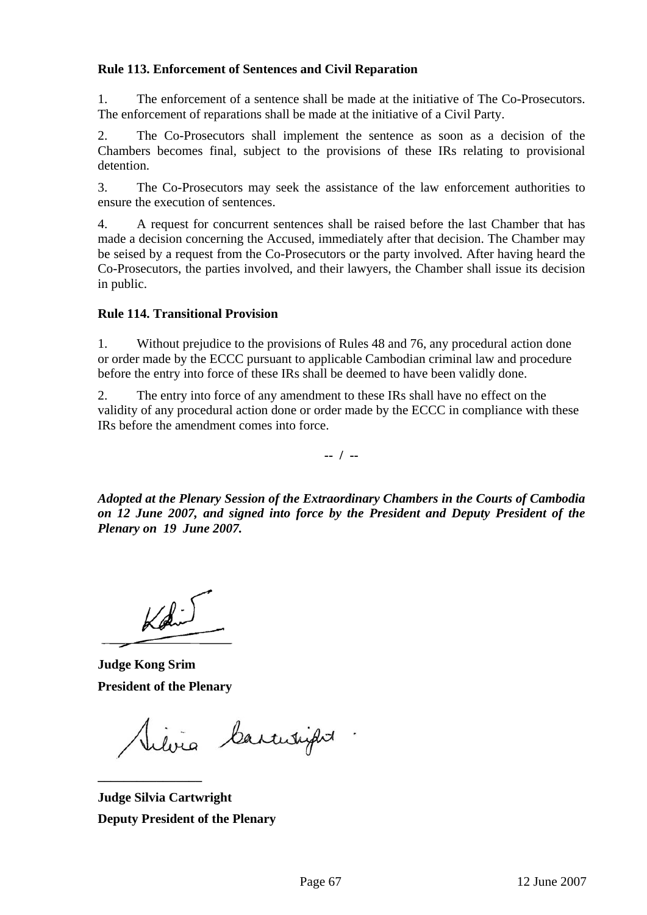**Rule 113. Enforcement of Sentences and Civil Reparation**

1. The enforcement of a sentence shall be made at the initiative of The Co-Prosecutors. The enforcement of reparations shall be made at the initiative of a Civil Party.

2. The Co-Prosecutors shall implement the sentence as soon as a decision of the Chambers becomes final, subject to the provisions of these IRs relating to provisional detention.

3. The Co-Prosecutors may seek the assistance of the law enforcement authorities to ensure the execution of sentences.

4. A request for concurrent sentences shall be raised before the last Chamber that has made a decision concerning the Accused, immediately after that decision. The Chamber may be seised by a request from the Co-Prosecutors or the party involved. After having heard the Co-Prosecutors, the parties involved, and their lawyers, the Chamber shall issue its decision in public.

**Rule 114. Transitional Provision**

1. Without prejudice to the provisions of Rules 48 and 76, any procedural action done or order made by the ECCC pursuant to applicable Cambodian criminal law and procedure before the entry into force of these IRs shall be deemed to have been validly done.

2. The entry into force of any amendment to these IRs shall have no effect on the validity of any procedural action done or order made by the ECCC in compliance with these IRs before the amendment comes into force.

-- / --

***Adopted at the Plenary Session of the Extraordinary Chambers in the Courts of Cambodia on 12 June 2007, and signed into force by the President and Deputy President of the Plenary on 19 June 2007.***

**Judge Kong Srim**
**President of the Plenary**

**Judge Silvia Cartwright**
**Deputy President of the Plenary**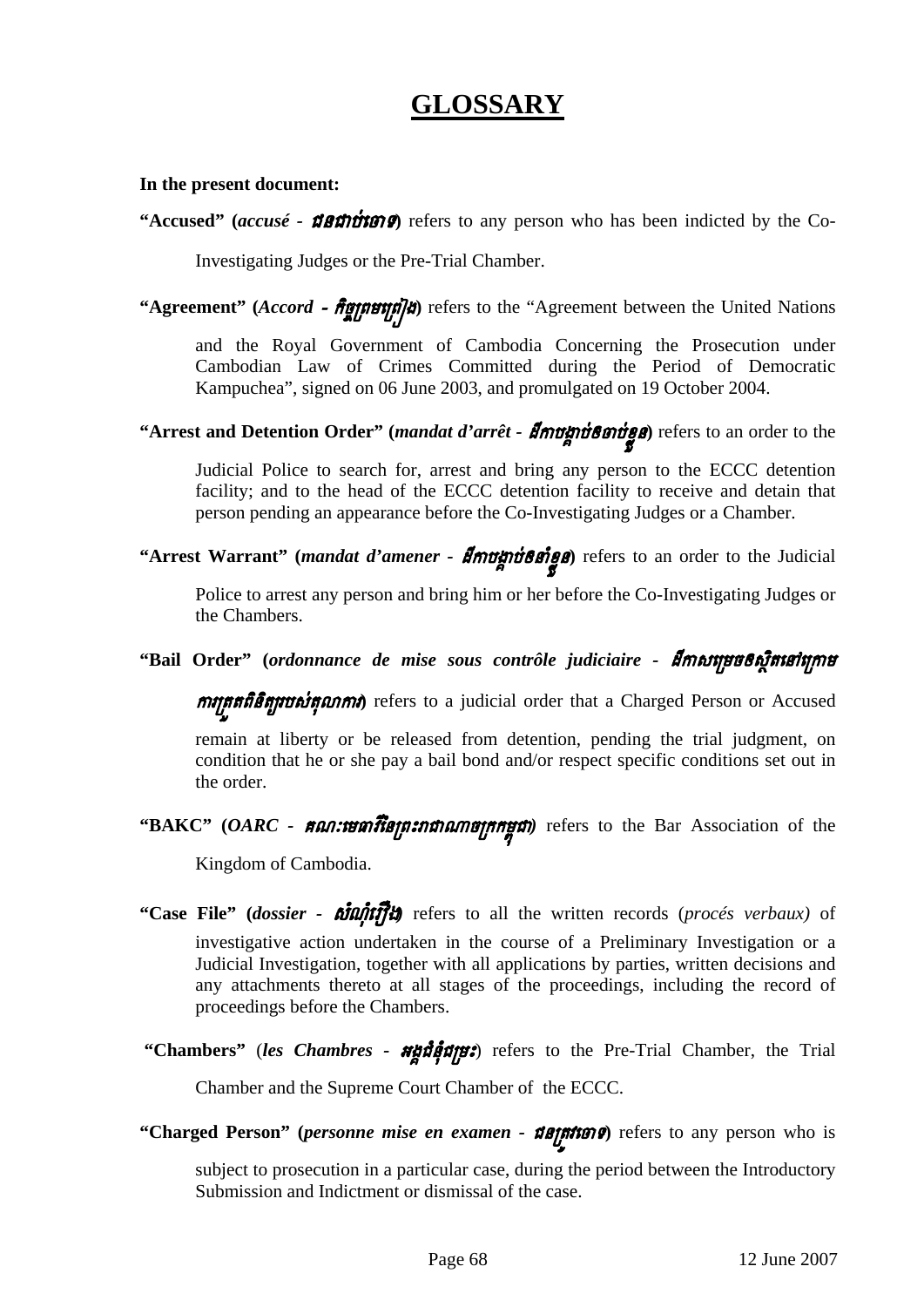# GLOSSARY

**In the present document:**

**"Accused" (*accusé* - *ជនជាប់ចោទ*)** refers to any person who has been indicted by the Co-Investigating Judges or the Pre-Trial Chamber.

**"Agreement" (*Accord* - *កិច្ចព្រមព្រៀង*)** refers to the "Agreement between the United Nations and the Royal Government of Cambodia Concerning the Prosecution under Cambodian Law of Crimes Committed during the Period of Democratic Kampuchea", signed on 06 June 2003, and promulgated on 19 October 2004.

**"Arrest and Detention Order" (*mandat d'arrêt* - *ដីកាបង្គាប់ឱ្យចាប់ខ្លួន*)** refers to an order to the Judicial Police to search for, arrest and bring any person to the ECCC detention facility; and to the head of the ECCC detention facility to receive and detain that person pending an appearance before the Co-Investigating Judges or a Chamber.

**"Arrest Warrant" (*mandat d'amener* - *ដីកាបង្គាប់ឱ្យនាំខ្លួន*)** refers to an order to the Judicial Police to arrest any person and bring him or her before the Co-Investigating Judges or the Chambers.

**"Bail Order" (*ordonnance de mise sous contrôle judiciaire* - *ដីកាសម្រេចឱ្យស្ថិតនៅក្រោមការត្រួតពិនិត្យរបស់តុលាការ*)** refers to a judicial order that a Charged Person or Accused remain at liberty or be released from detention, pending the trial judgment, on condition that he or she pay a bail bond and/or respect specific conditions set out in the order.

**"BAKC" (*OARC* - *គណៈមេធាវីនៃព្រះរាជាណាចក្រកម្ពុជា*)** refers to the Bar Association of the Kingdom of Cambodia.

**"Case File" (*dossier* - *សំណុំរឿង*)** refers to all the written records (*procés verbaux)* of investigative action undertaken in the course of a Preliminary Investigation or a Judicial Investigation, together with all applications by parties, written decisions and any attachments thereto at all stages of the proceedings, including the record of proceedings before the Chambers.

**"Chambers"** (*les Chambres* - *អង្គជំនុំជម្រះ*) refers to the Pre-Trial Chamber, the Trial Chamber and the Supreme Court Chamber of the ECCC.

**"Charged Person" (*personne mise en examen* - *ជនត្រូវចោទ*)** refers to any person who is subject to prosecution in a particular case, during the period between the Introductory Submission and Indictment or dismissal of the case.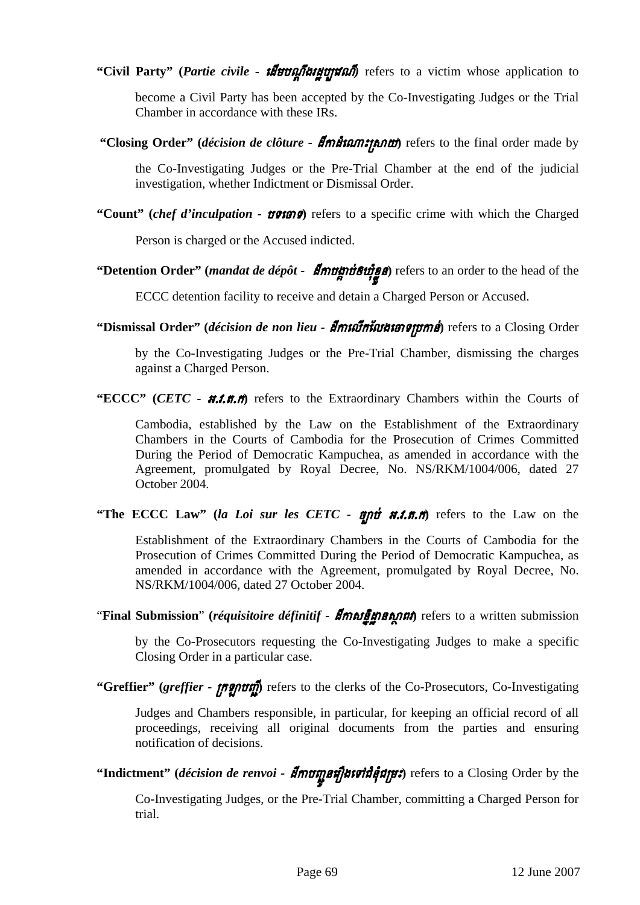**"Civil Party"** (*Partie civile* - ***ដើមបណ្តឹងរដ្ឋប្បវេណី***) refers to a victim whose application to become a Civil Party has been accepted by the Co-Investigating Judges or the Trial Chamber in accordance with these IRs.

**"Closing Order"** (*décision de clôture* - ***ដីកាដំណោះស្រាយ***) refers to the final order made by the Co-Investigating Judges or the Pre-Trial Chamber at the end of the judicial investigation, whether Indictment or Dismissal Order.

**"Count"** (*chef d'inculpation* - ***ចោទចោទ***) refers to a specific crime with which the Charged Person is charged or the Accused indicted.

**"Detention Order"** (*mandat de dépôt* - ***ដីកាបង្គាប់ឱ្យឃុំខ្លួន***) refers to an order to the head of the ECCC detention facility to receive and detain a Charged Person or Accused.

**"Dismissal Order"** (*décision de non lieu* - ***ដីកាលើកលែងចោទប្រកាន់***) refers to a Closing Order by the Co-Investigating Judges or the Pre-Trial Chamber, dismissing the charges against a Charged Person.

**"ECCC"** (*CETC* - ***អ.វ.ត.ក***) refers to the Extraordinary Chambers within the Courts of Cambodia, established by the Law on the Establishment of the Extraordinary Chambers in the Courts of Cambodia for the Prosecution of Crimes Committed During the Period of Democratic Kampuchea, as amended in accordance with the Agreement, promulgated by Royal Decree, No. NS/RKM/1004/006, dated 27 October 2004.

**"The ECCC Law"** (*la Loi sur les CETC* - ***ច្បាប់ អ.វ.ត.ក***) refers to the Law on the Establishment of the Extraordinary Chambers in the Courts of Cambodia for the Prosecution of Crimes Committed During the Period of Democratic Kampuchea, as amended in accordance with the Agreement, promulgated by Royal Decree, No. NS/RKM/1004/006, dated 27 October 2004.

"**Final Submission**" (*réquisitoire définitif* - ***ដីកាសន្និដ្ឋានស្ថាពរ***) refers to a written submission by the Co-Prosecutors requesting the Co-Investigating Judges to make a specific Closing Order in a particular case.

**"Greffier"** (*greffier* - ***ក្រឡាបញ្ជី***) refers to the clerks of the Co-Prosecutors, Co-Investigating Judges and Chambers responsible, in particular, for keeping an official record of all proceedings, receiving all original documents from the parties and ensuring notification of decisions.

**"Indictment"** (*décision de renvoi* - ***ដីកាបញ្ជូនរឿងទៅជំនុំជម្រះ***) refers to a Closing Order by the Co-Investigating Judges, or the Pre-Trial Chamber, committing a Charged Person for trial.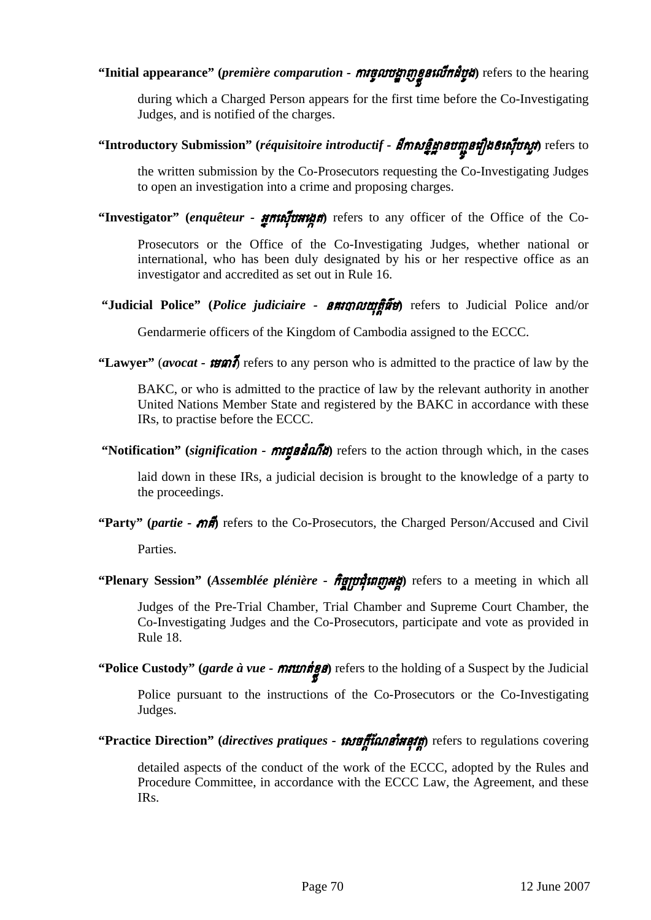**"Initial appearance"** (*première comparution* - ***ការចូលបង្ហាញខ្លួនលើកដំបូង***) refers to the hearing during which a Charged Person appears for the first time before the Co-Investigating Judges, and is notified of the charges.

**"Introductory Submission"** (*réquisitoire introductif* - ***ដីកាសន្និដ្ឋានបញ្ជូនរឿងឱ្យស៊ើបសួរ***) refers to the written submission by the Co-Prosecutors requesting the Co-Investigating Judges to open an investigation into a crime and proposing charges.

**"Investigator"** (*enquêteur* - ***អ្នកស៊ើបអង្កេត***) refers to any officer of the Office of the Co-Prosecutors or the Office of the Co-Investigating Judges, whether national or international, who has been duly designated by his or her respective office as an investigator and accredited as set out in Rule 16.

**"Judicial Police"** (*Police judiciaire* - ***នគរបាលយុត្តិធម៌***) refers to Judicial Police and/or Gendarmerie officers of the Kingdom of Cambodia assigned to the ECCC.

**"Lawyer"** (*avocat* - ***មេធាវី***) refers to any person who is admitted to the practice of law by the BAKC, or who is admitted to the practice of law by the relevant authority in another United Nations Member State and registered by the BAKC in accordance with these IRs, to practise before the ECCC.

**"Notification"** (*signification* - ***ការជូនដំណឹង***) refers to the action through which, in the cases laid down in these IRs, a judicial decision is brought to the knowledge of a party to the proceedings.

**"Party"** (*partie* - ***ភាគី***) refers to the Co-Prosecutors, the Charged Person/Accused and Civil Parties.

**"Plenary Session"** (*Assemblée plénière* - ***កិច្ចប្រជុំពេញអង្គ***) refers to a meeting in which all Judges of the Pre-Trial Chamber, Trial Chamber and Supreme Court Chamber, the Co-Investigating Judges and the Co-Prosecutors, participate and vote as provided in Rule 18.

**"Police Custody"** (*garde à vue* - ***ការឃាត់ខ្លួន***) refers to the holding of a Suspect by the Judicial Police pursuant to the instructions of the Co-Prosecutors or the Co-Investigating Judges.

**"Practice Direction"** (*directives pratiques* - ***សេចក្តីណែនាំអនុវត្ត***) refers to regulations covering detailed aspects of the conduct of the work of the ECCC, adopted by the Rules and Procedure Committee, in accordance with the ECCC Law, the Agreement, and these IRs.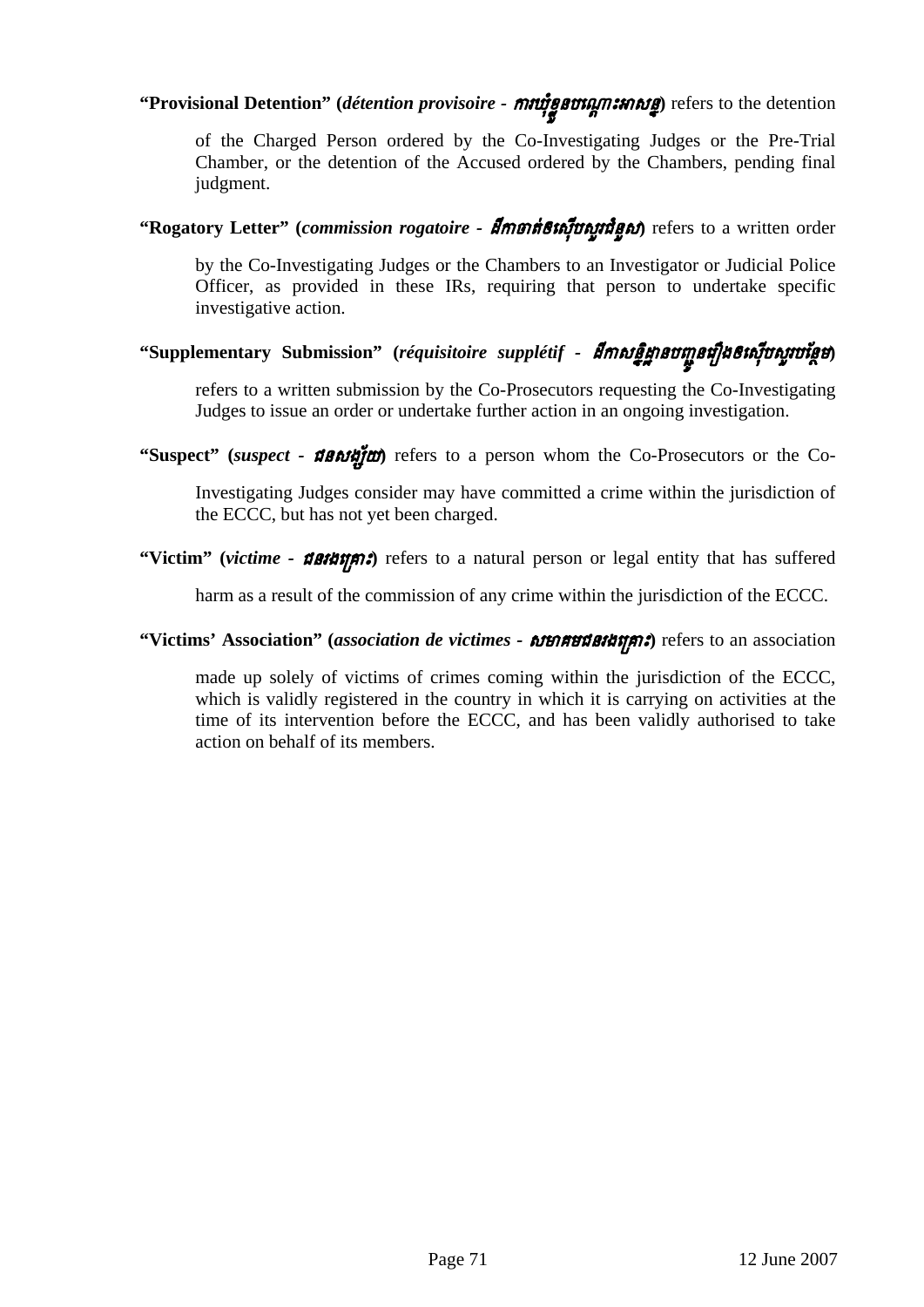**"Provisional Detention" (*détention provisoire* - *ការឃុំខ្លួនបណ្ដោះអាសន្ន*)** refers to the detention of the Charged Person ordered by the Co-Investigating Judges or the Pre-Trial Chamber, or the detention of the Accused ordered by the Chambers, pending final judgment.

**"Rogatory Letter" (*commission rogatoire* - *ដីកាចាត់ឲ្យស៊ើបសួរជំនួស*)** refers to a written order by the Co-Investigating Judges or the Chambers to an Investigator or Judicial Police Officer, as provided in these IRs, requiring that person to undertake specific investigative action.

**"Supplementary Submission" (*réquisitoire supplétif* - *ដីកាសន្និដ្ឋានបញ្ជូនរឿងឲ្យស៊ើបសួរបន្ថែម*)** refers to a written submission by the Co-Prosecutors requesting the Co-Investigating Judges to issue an order or undertake further action in an ongoing investigation.

**"Suspect" (*suspect* - *ជនសង្ស័យ*)** refers to a person whom the Co-Prosecutors or the Co-Investigating Judges consider may have committed a crime within the jurisdiction of the ECCC, but has not yet been charged.

**"Victim" (*victime* - *ជនរងគ្រោះ*)** refers to a natural person or legal entity that has suffered harm as a result of the commission of any crime within the jurisdiction of the ECCC.

**"Victims' Association" (*association de victimes* - *សមាគមជនរងគ្រោះ*)** refers to an association made up solely of victims of crimes coming within the jurisdiction of the ECCC, which is validly registered in the country in which it is carrying on activities at the time of its intervention before the ECCC, and has been validly authorised to take action on behalf of its members.